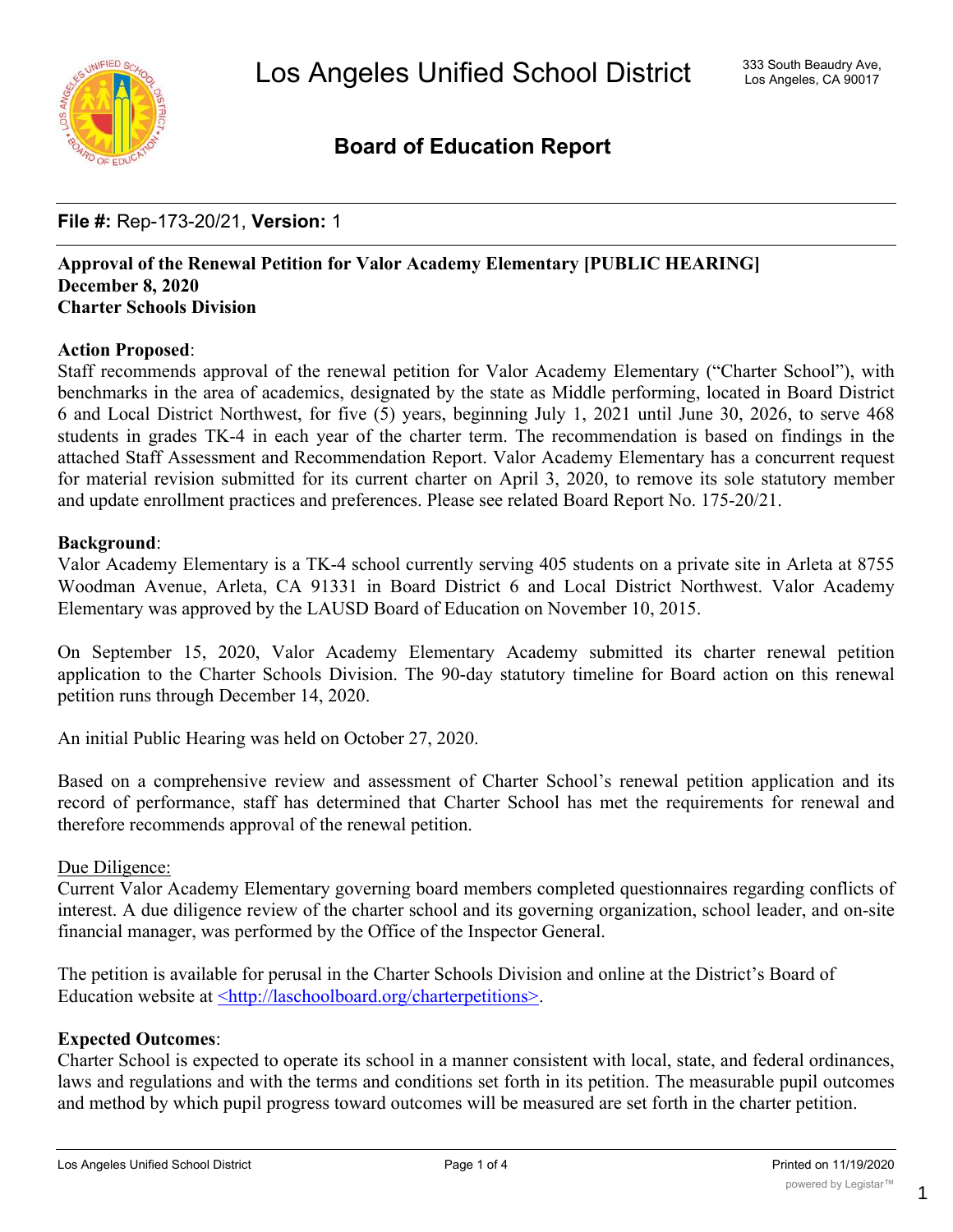# Los Angeles Unified School District

333 South Beaudry Ave,
Los Angeles, CA 90017

## Board of Education Report

**File #:** Rep-173-20/21, **Version:** 1

**Approval of the Renewal Petition for Valor Academy Elementary [PUBLIC HEARING]**
**December 8, 2020**
**Charter Schools Division**

**Action Proposed**:
Staff recommends approval of the renewal petition for Valor Academy Elementary ("Charter School"), with benchmarks in the area of academics, designated by the state as Middle performing, located in Board District 6 and Local District Northwest, for five (5) years, beginning July 1, 2021 until June 30, 2026, to serve 468 students in grades TK-4 in each year of the charter term. The recommendation is based on findings in the attached Staff Assessment and Recommendation Report. Valor Academy Elementary has a concurrent request for material revision submitted for its current charter on April 3, 2020, to remove its sole statutory member and update enrollment practices and preferences. Please see related Board Report No. 175-20/21.

**Background**:
Valor Academy Elementary is a TK-4 school currently serving 405 students on a private site in Arleta at 8755 Woodman Avenue, Arleta, CA 91331 in Board District 6 and Local District Northwest. Valor Academy Elementary was approved by the LAUSD Board of Education on November 10, 2015.

On September 15, 2020, Valor Academy Elementary Academy submitted its charter renewal petition application to the Charter Schools Division. The 90-day statutory timeline for Board action on this renewal petition runs through December 14, 2020.

An initial Public Hearing was held on October 27, 2020.

Based on a comprehensive review and assessment of Charter School's renewal petition application and its record of performance, staff has determined that Charter School has met the requirements for renewal and therefore recommends approval of the renewal petition.

Due Diligence:
Current Valor Academy Elementary governing board members completed questionnaires regarding conflicts of interest. A due diligence review of the charter school and its governing organization, school leader, and on-site financial manager, was performed by the Office of the Inspector General.

The petition is available for perusal in the Charter Schools Division and online at the District's Board of Education website at <http://laschoolboard.org/charterpetitions>.

**Expected Outcomes**:
Charter School is expected to operate its school in a manner consistent with local, state, and federal ordinances, laws and regulations and with the terms and conditions set forth in its petition. The measurable pupil outcomes and method by which pupil progress toward outcomes will be measured are set forth in the charter petition.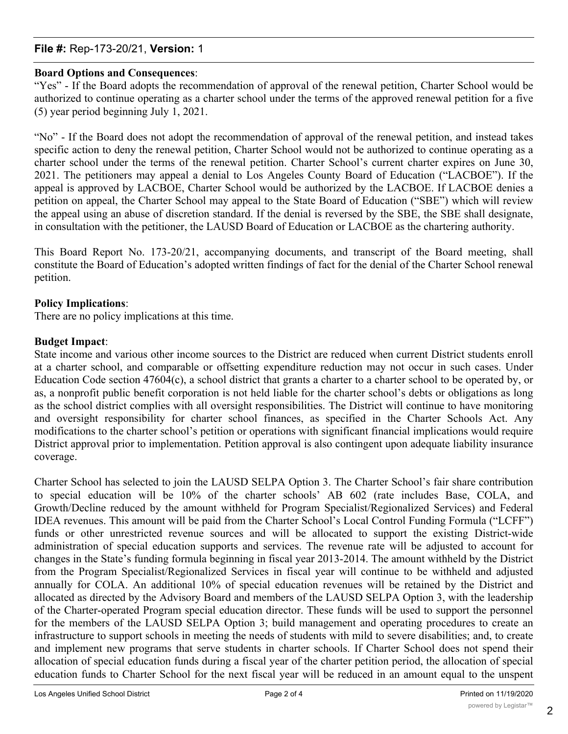**Board Options and Consequences**:

"Yes" - If the Board adopts the recommendation of approval of the renewal petition, Charter School would be authorized to continue operating as a charter school under the terms of the approved renewal petition for a five (5) year period beginning July 1, 2021.

"No" - If the Board does not adopt the recommendation of approval of the renewal petition, and instead takes specific action to deny the renewal petition, Charter School would not be authorized to continue operating as a charter school under the terms of the renewal petition. Charter School's current charter expires on June 30, 2021. The petitioners may appeal a denial to Los Angeles County Board of Education ("LACBOE"). If the appeal is approved by LACBOE, Charter School would be authorized by the LACBOE. If LACBOE denies a petition on appeal, the Charter School may appeal to the State Board of Education ("SBE") which will review the appeal using an abuse of discretion standard. If the denial is reversed by the SBE, the SBE shall designate, in consultation with the petitioner, the LAUSD Board of Education or LACBOE as the chartering authority.

This Board Report No. 173-20/21, accompanying documents, and transcript of the Board meeting, shall constitute the Board of Education's adopted written findings of fact for the denial of the Charter School renewal petition.

**Policy Implications**:

There are no policy implications at this time.

**Budget Impact**:

State income and various other income sources to the District are reduced when current District students enroll at a charter school, and comparable or offsetting expenditure reduction may not occur in such cases. Under Education Code section 47604(c), a school district that grants a charter to a charter school to be operated by, or as, a nonprofit public benefit corporation is not held liable for the charter school's debts or obligations as long as the school district complies with all oversight responsibilities. The District will continue to have monitoring and oversight responsibility for charter school finances, as specified in the Charter Schools Act. Any modifications to the charter school's petition or operations with significant financial implications would require District approval prior to implementation. Petition approval is also contingent upon adequate liability insurance coverage.

Charter School has selected to join the LAUSD SELPA Option 3. The Charter School's fair share contribution to special education will be 10% of the charter schools' AB 602 (rate includes Base, COLA, and Growth/Decline reduced by the amount withheld for Program Specialist/Regionalized Services) and Federal IDEA revenues. This amount will be paid from the Charter School's Local Control Funding Formula ("LCFF") funds or other unrestricted revenue sources and will be allocated to support the existing District-wide administration of special education supports and services. The revenue rate will be adjusted to account for changes in the State's funding formula beginning in fiscal year 2013-2014. The amount withheld by the District from the Program Specialist/Regionalized Services in fiscal year will continue to be withheld and adjusted annually for COLA. An additional 10% of special education revenues will be retained by the District and allocated as directed by the Advisory Board and members of the LAUSD SELPA Option 3, with the leadership of the Charter-operated Program special education director. These funds will be used to support the personnel for the members of the LAUSD SELPA Option 3; build management and operating procedures to create an infrastructure to support schools in meeting the needs of students with mild to severe disabilities; and, to create and implement new programs that serve students in charter schools. If Charter School does not spend their allocation of special education funds during a fiscal year of the charter petition period, the allocation of special education funds to Charter School for the next fiscal year will be reduced in an amount equal to the unspent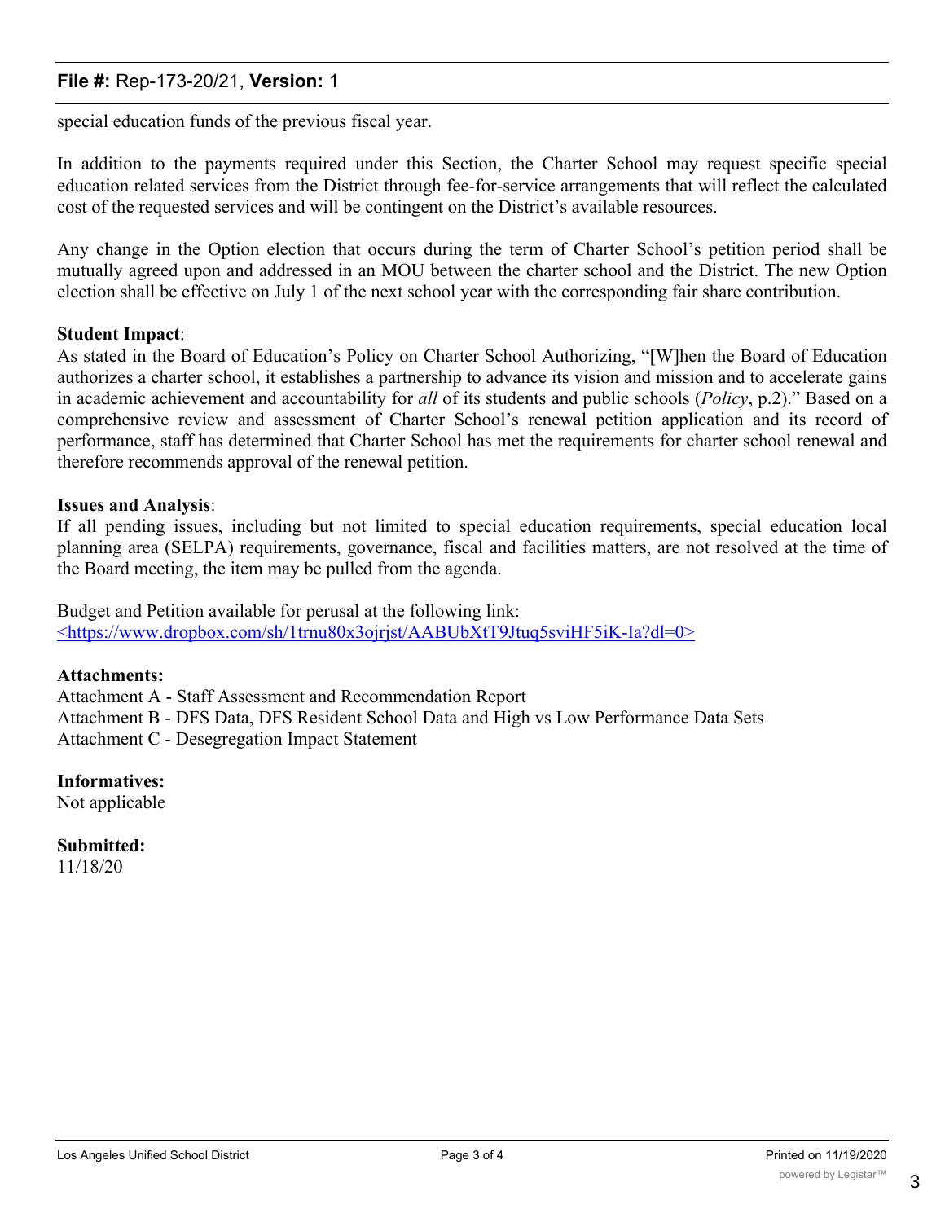special education funds of the previous fiscal year.

In addition to the payments required under this Section, the Charter School may request specific special education related services from the District through fee-for-service arrangements that will reflect the calculated cost of the requested services and will be contingent on the District's available resources.

Any change in the Option election that occurs during the term of Charter School's petition period shall be mutually agreed upon and addressed in an MOU between the charter school and the District. The new Option election shall be effective on July 1 of the next school year with the corresponding fair share contribution.

**Student Impact**:
As stated in the Board of Education's Policy on Charter School Authorizing, "[W]hen the Board of Education authorizes a charter school, it establishes a partnership to advance its vision and mission and to accelerate gains in academic achievement and accountability for *all* of its students and public schools (*Policy*, p.2)." Based on a comprehensive review and assessment of Charter School's renewal petition application and its record of performance, staff has determined that Charter School has met the requirements for charter school renewal and therefore recommends approval of the renewal petition.

**Issues and Analysis**:
If all pending issues, including but not limited to special education requirements, special education local planning area (SELPA) requirements, governance, fiscal and facilities matters, are not resolved at the time of the Board meeting, the item may be pulled from the agenda.

Budget and Petition available for perusal at the following link:
<https://www.dropbox.com/sh/1trnu80x3ojrjst/AABUbXtT9Jtuq5sviHF5iK-Ia?dl=0>

**Attachments:**
Attachment A - Staff Assessment and Recommendation Report
Attachment B - DFS Data, DFS Resident School Data and High vs Low Performance Data Sets
Attachment C - Desegregation Impact Statement

**Informatives:**
Not applicable

**Submitted:**
11/18/20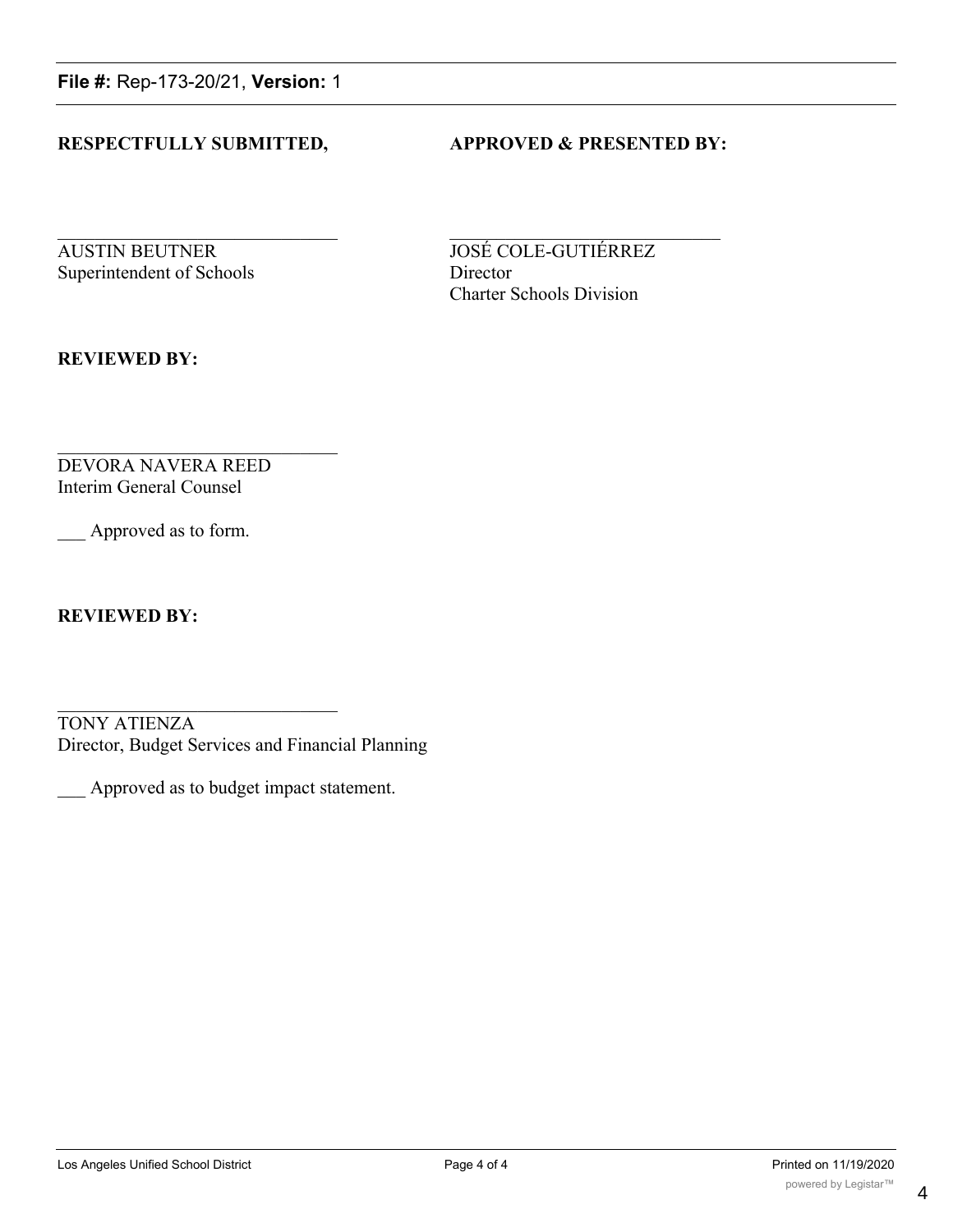**File #:** Rep-173-20/21, **Version:** 1

**RESPECTFULLY SUBMITTED,**

AUSTIN BEUTNER
Superintendent of Schools

**APPROVED & PRESENTED BY:**

JOSÉ COLE-GUTIÉRREZ
Director
Charter Schools Division

**REVIEWED BY:**

DEVORA NAVERA REED
Interim General Counsel

___ Approved as to form.

**REVIEWED BY:**

TONY ATIENZA
Director, Budget Services and Financial Planning

___ Approved as to budget impact statement.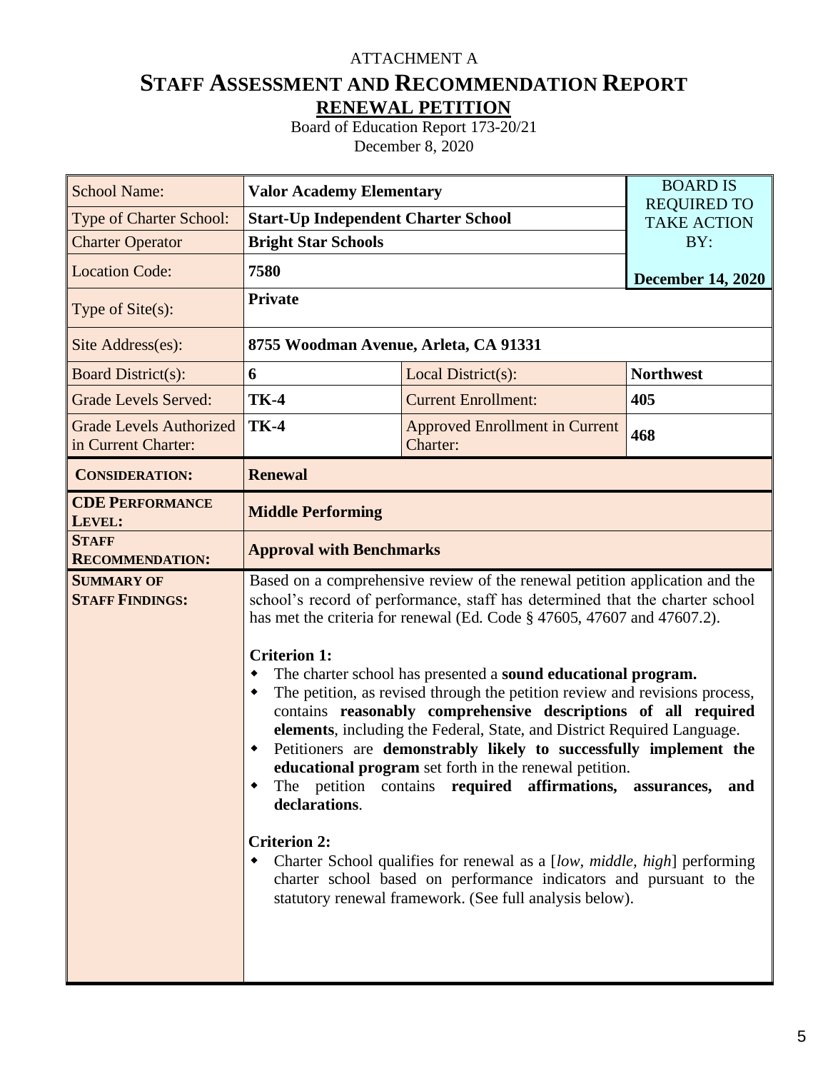ATTACHMENT A

# STAFF ASSESSMENT AND RECOMMENDATION REPORT

## RENEWAL PETITION

Board of Education Report 173-20/21
December 8, 2020

| | | | |
|---|---|---|---|
| School Name: | **Valor Academy Elementary** | | BOARD IS REQUIRED TO TAKE ACTION BY: **December 14, 2020** |
| Type of Charter School: | **Start-Up Independent Charter School** | | |
| Charter Operator | **Bright Star Schools** | | |
| Location Code: | **7580** | | |
| Type of Site(s): | **Private** | | |
| Site Address(es): | **8755 Woodman Avenue, Arleta, CA 91331** | | |
| Board District(s): | **6** | Local District(s): | **Northwest** |
| Grade Levels Served: | **TK-4** | Current Enrollment: | **405** |
| Grade Levels Authorized in Current Charter: | **TK-4** | Approved Enrollment in Current Charter: | **468** |
| **CONSIDERATION:** | **Renewal** | | |
| **CDE PERFORMANCE LEVEL:** | **Middle Performing** | | |
| **STAFF RECOMMENDATION:** | **Approval with Benchmarks** | | |
| **SUMMARY OF STAFF FINDINGS:** | Based on a comprehensive review of the renewal petition application and the school's record of performance, staff has determined that the charter school has met the criteria for renewal (Ed. Code § 47605, 47607 and 47607.2).<br><br>**Criterion 1:**<br>• The charter school has presented a **sound educational program.**<br>• The petition, as revised through the petition review and revisions process, contains **reasonably comprehensive descriptions of all required elements**, including the Federal, State, and District Required Language.<br>• Petitioners are **demonstrably likely to successfully implement the educational program** set forth in the renewal petition.<br>• The petition contains **required affirmations, assurances, and declarations**.<br><br>**Criterion 2:**<br>• Charter School qualifies for renewal as a [*low, middle, high*] performing charter school based on performance indicators and pursuant to the statutory renewal framework. (See full analysis below). | | |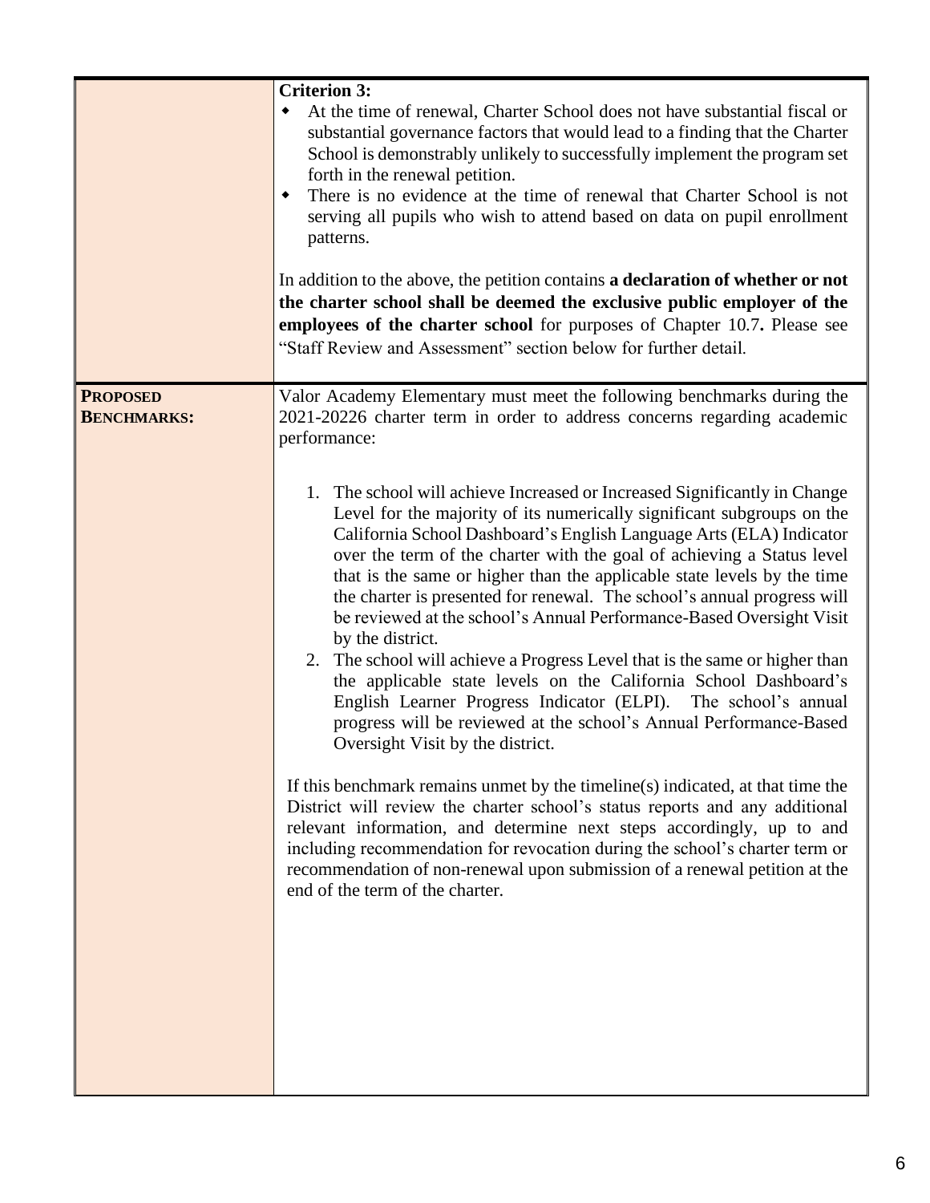| | |
|---|---|
| | **Criterion 3:**<br>◆ At the time of renewal, Charter School does not have substantial fiscal or substantial governance factors that would lead to a finding that the Charter School is demonstrably unlikely to successfully implement the program set forth in the renewal petition.<br>◆ There is no evidence at the time of renewal that Charter School is not serving all pupils who wish to attend based on data on pupil enrollment patterns.<br><br>In addition to the above, the petition contains **a declaration of whether or not the charter school shall be deemed the exclusive public employer of the employees of the charter school** for purposes of Chapter 10.7**.** Please see "Staff Review and Assessment" section below for further detail. |
| **PROPOSED BENCHMARKS:** | Valor Academy Elementary must meet the following benchmarks during the 2021-20226 charter term in order to address concerns regarding academic performance:<br><br>1. The school will achieve Increased or Increased Significantly in Change Level for the majority of its numerically significant subgroups on the California School Dashboard's English Language Arts (ELA) Indicator over the term of the charter with the goal of achieving a Status level that is the same or higher than the applicable state levels by the time the charter is presented for renewal. The school's annual progress will be reviewed at the school's Annual Performance-Based Oversight Visit by the district.<br>2. The school will achieve a Progress Level that is the same or higher than the applicable state levels on the California School Dashboard's English Learner Progress Indicator (ELPI). The school's annual progress will be reviewed at the school's Annual Performance-Based Oversight Visit by the district.<br><br>If this benchmark remains unmet by the timeline(s) indicated, at that time the District will review the charter school's status reports and any additional relevant information, and determine next steps accordingly, up to and including recommendation for revocation during the school's charter term or recommendation of non-renewal upon submission of a renewal petition at the end of the term of the charter. |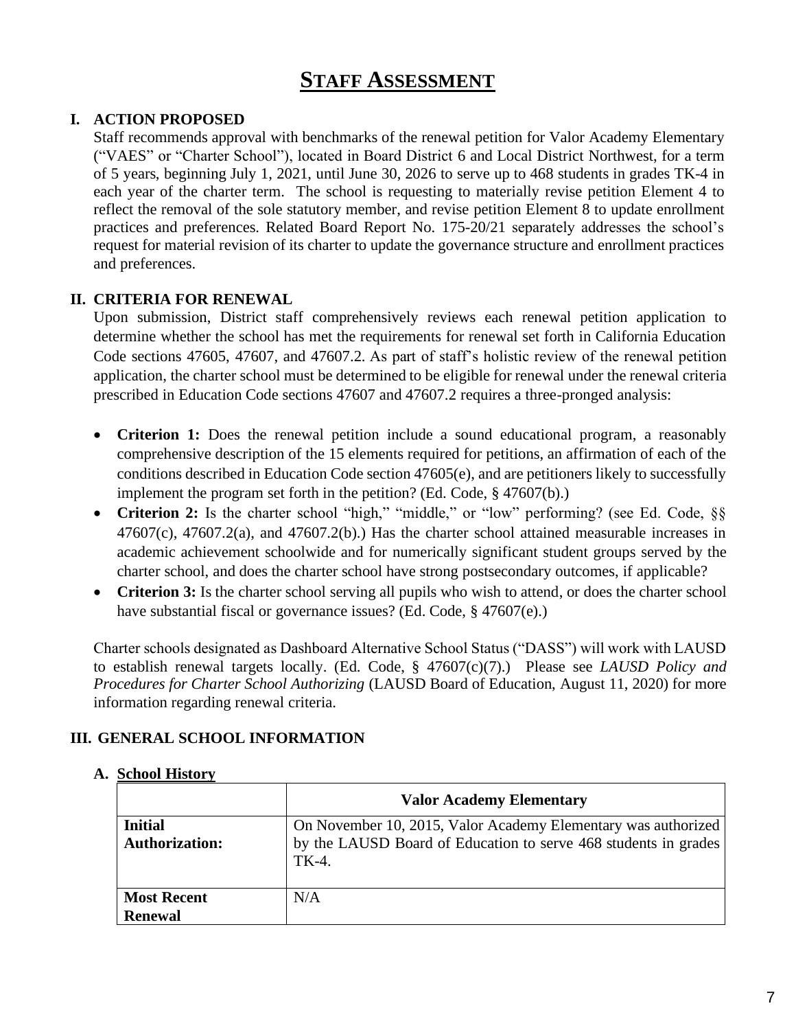# STAFF ASSESSMENT

## I. ACTION PROPOSED

Staff recommends approval with benchmarks of the renewal petition for Valor Academy Elementary ("VAES" or "Charter School"), located in Board District 6 and Local District Northwest, for a term of 5 years, beginning July 1, 2021, until June 30, 2026 to serve up to 468 students in grades TK-4 in each year of the charter term. The school is requesting to materially revise petition Element 4 to reflect the removal of the sole statutory member, and revise petition Element 8 to update enrollment practices and preferences. Related Board Report No. 175-20/21 separately addresses the school's request for material revision of its charter to update the governance structure and enrollment practices and preferences.

## II. CRITERIA FOR RENEWAL

Upon submission, District staff comprehensively reviews each renewal petition application to determine whether the school has met the requirements for renewal set forth in California Education Code sections 47605, 47607, and 47607.2. As part of staff's holistic review of the renewal petition application, the charter school must be determined to be eligible for renewal under the renewal criteria prescribed in Education Code sections 47607 and 47607.2 requires a three-pronged analysis:

- **Criterion 1:** Does the renewal petition include a sound educational program, a reasonably comprehensive description of the 15 elements required for petitions, an affirmation of each of the conditions described in Education Code section 47605(e), and are petitioners likely to successfully implement the program set forth in the petition? (Ed. Code, § 47607(b).)
- **Criterion 2:** Is the charter school "high," "middle," or "low" performing? (see Ed. Code, §§ 47607(c), 47607.2(a), and 47607.2(b).) Has the charter school attained measurable increases in academic achievement schoolwide and for numerically significant student groups served by the charter school, and does the charter school have strong postsecondary outcomes, if applicable?
- **Criterion 3:** Is the charter school serving all pupils who wish to attend, or does the charter school have substantial fiscal or governance issues? (Ed. Code, § 47607(e).)

Charter schools designated as Dashboard Alternative School Status ("DASS") will work with LAUSD to establish renewal targets locally. (Ed. Code, § 47607(c)(7).) Please see *LAUSD Policy and Procedures for Charter School Authorizing* (LAUSD Board of Education, August 11, 2020) for more information regarding renewal criteria.

## III. GENERAL SCHOOL INFORMATION

### A. School History

| | Valor Academy Elementary |
|---|---|
| **Initial Authorization:** | On November 10, 2015, Valor Academy Elementary was authorized by the LAUSD Board of Education to serve 468 students in grades TK-4. |
| **Most Recent Renewal** | N/A |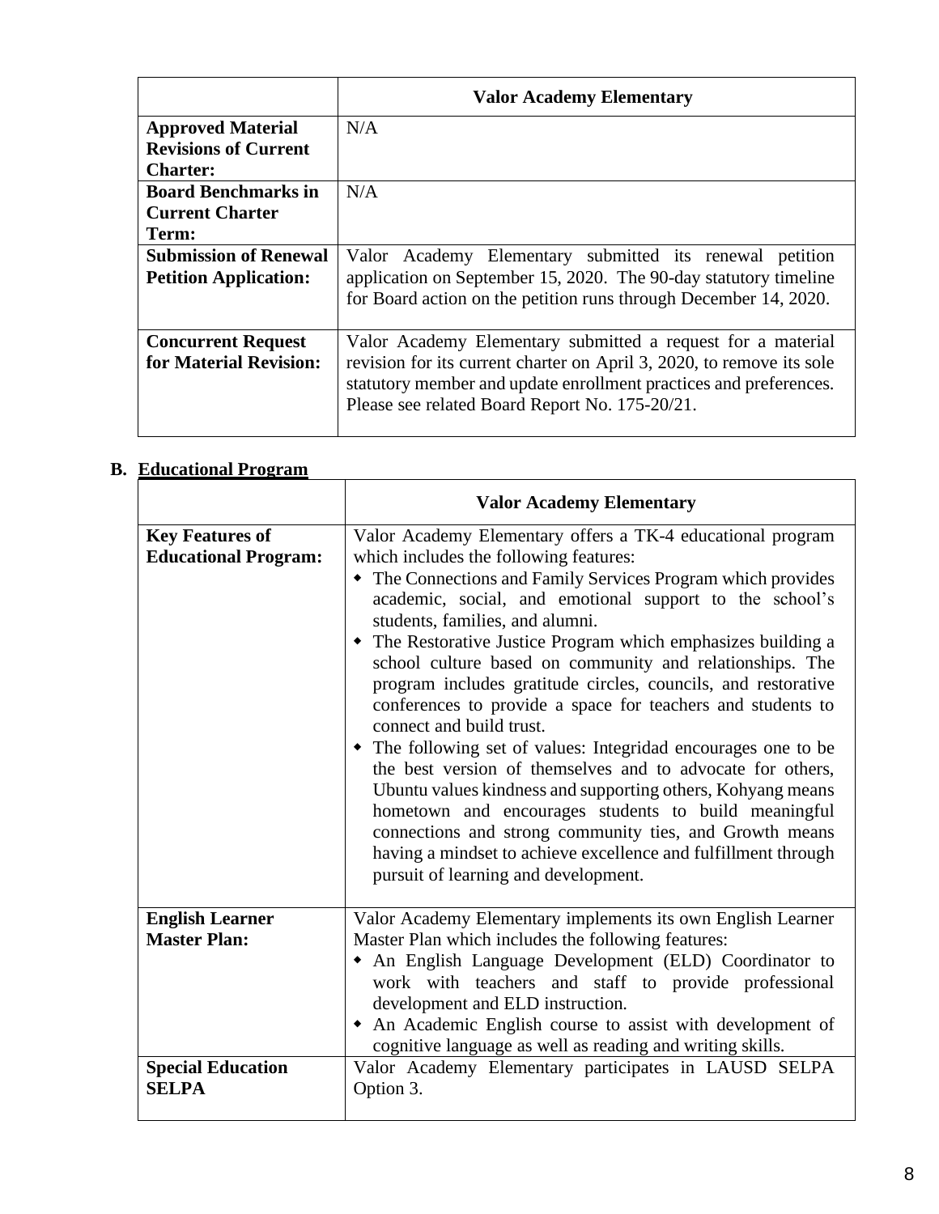| | Valor Academy Elementary |
|---|---|
| **Approved Material Revisions of Current Charter:** | N/A |
| **Board Benchmarks in Current Charter Term:** | N/A |
| **Submission of Renewal Petition Application:** | Valor Academy Elementary submitted its renewal petition application on September 15, 2020. The 90-day statutory timeline for Board action on the petition runs through December 14, 2020. |
| **Concurrent Request for Material Revision:** | Valor Academy Elementary submitted a request for a material revision for its current charter on April 3, 2020, to remove its sole statutory member and update enrollment practices and preferences. Please see related Board Report No. 175-20/21. |

**B. Educational Program**

| | Valor Academy Elementary |
|---|---|
| **Key Features of Educational Program:** | Valor Academy Elementary offers a TK-4 educational program which includes the following features:<br>◆ The Connections and Family Services Program which provides academic, social, and emotional support to the school's students, families, and alumni.<br>◆ The Restorative Justice Program which emphasizes building a school culture based on community and relationships. The program includes gratitude circles, councils, and restorative conferences to provide a space for teachers and students to connect and build trust.<br>◆ The following set of values: Integridad encourages one to be the best version of themselves and to advocate for others, Ubuntu values kindness and supporting others, Kohyang means hometown and encourages students to build meaningful connections and strong community ties, and Growth means having a mindset to achieve excellence and fulfillment through pursuit of learning and development. |
| **English Learner Master Plan:** | Valor Academy Elementary implements its own English Learner Master Plan which includes the following features:<br>◆ An English Language Development (ELD) Coordinator to work with teachers and staff to provide professional development and ELD instruction.<br>◆ An Academic English course to assist with development of cognitive language as well as reading and writing skills. |
| **Special Education SELPA** | Valor Academy Elementary participates in LAUSD SELPA Option 3. |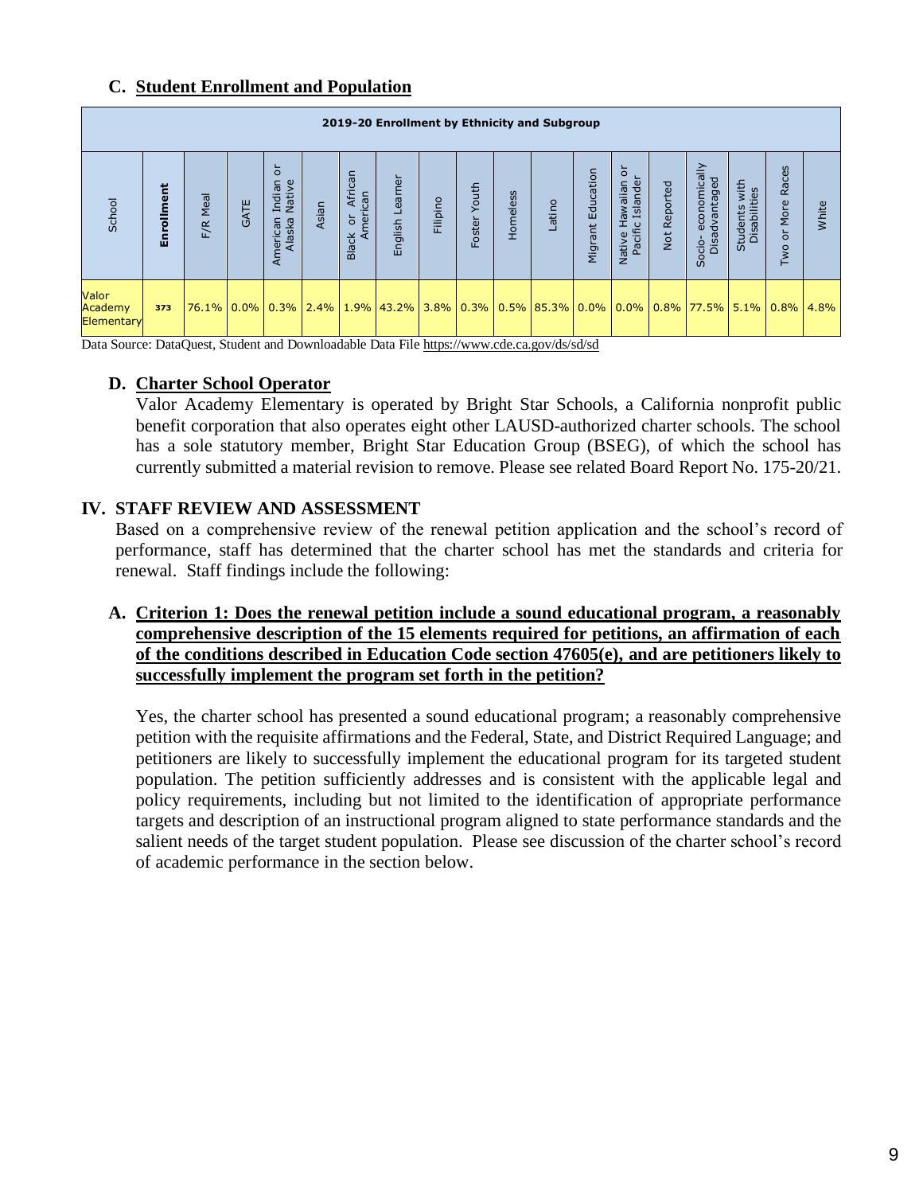### C. Student Enrollment and Population

| 2019-20 Enrollment by Ethnicity and Subgroup | | | | | | | | | | | | | | | | | | | |
|---|---|---|---|---|---|---|---|---|---|---|---|---|---|---|---|---|---|---|---|
| School | Enrollment | F/R Meal | GATE | American Indian or Alaska Native | Asian | Black or African American | English Learner | Filipino | Foster Youth | Homeless | Latino | Migrant Education | Native Hawaiian or Pacific Islander | Not Reported | Socio- economically Disadvantaged | Students with Disabilities | Two or More Races | White |
| Valor Academy Elementary | 373 | 76.1% | 0.0% | 0.3% | 2.4% | 1.9% | 43.2% | 3.8% | 0.3% | 0.5% | 85.3% | 0.0% | 0.0% | 0.8% | 77.5% | 5.1% | 0.8% | 4.8% |

Data Source: DataQuest, Student and Downloadable Data File https://www.cde.ca.gov/ds/sd/sd

### D. Charter School Operator

Valor Academy Elementary is operated by Bright Star Schools, a California nonprofit public benefit corporation that also operates eight other LAUSD-authorized charter schools. The school has a sole statutory member, Bright Star Education Group (BSEG), of which the school has currently submitted a material revision to remove. Please see related Board Report No. 175-20/21.

## IV. STAFF REVIEW AND ASSESSMENT

Based on a comprehensive review of the renewal petition application and the school's record of performance, staff has determined that the charter school has met the standards and criteria for renewal. Staff findings include the following:

### A. Criterion 1: Does the renewal petition include a sound educational program, a reasonably comprehensive description of the 15 elements required for petitions, an affirmation of each of the conditions described in Education Code section 47605(e), and are petitioners likely to successfully implement the program set forth in the petition?

Yes, the charter school has presented a sound educational program; a reasonably comprehensive petition with the requisite affirmations and the Federal, State, and District Required Language; and petitioners are likely to successfully implement the educational program for its targeted student population. The petition sufficiently addresses and is consistent with the applicable legal and policy requirements, including but not limited to the identification of appropriate performance targets and description of an instructional program aligned to state performance standards and the salient needs of the target student population. Please see discussion of the charter school's record of academic performance in the section below.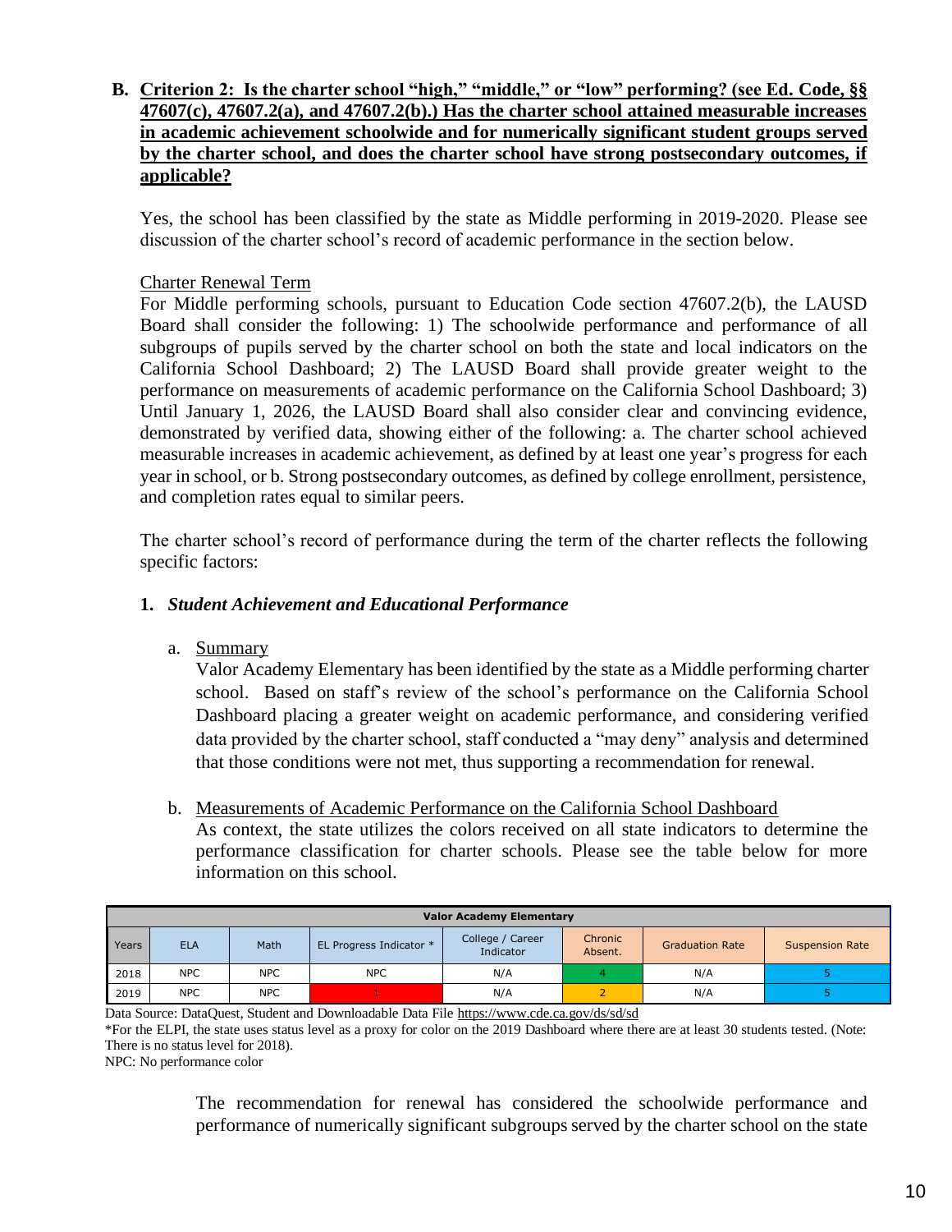**B. Criterion 2: Is the charter school "high," "middle," or "low" performing? (see Ed. Code, §§ 47607(c), 47607.2(a), and 47607.2(b).) Has the charter school attained measurable increases in academic achievement schoolwide and for numerically significant student groups served by the charter school, and does the charter school have strong postsecondary outcomes, if applicable?**

Yes, the school has been classified by the state as Middle performing in 2019-2020. Please see discussion of the charter school's record of academic performance in the section below.

Charter Renewal Term

For Middle performing schools, pursuant to Education Code section 47607.2(b), the LAUSD Board shall consider the following: 1) The schoolwide performance and performance of all subgroups of pupils served by the charter school on both the state and local indicators on the California School Dashboard; 2) The LAUSD Board shall provide greater weight to the performance on measurements of academic performance on the California School Dashboard; 3) Until January 1, 2026, the LAUSD Board shall also consider clear and convincing evidence, demonstrated by verified data, showing either of the following: a. The charter school achieved measurable increases in academic achievement, as defined by at least one year's progress for each year in school, or b. Strong postsecondary outcomes, as defined by college enrollment, persistence, and completion rates equal to similar peers.

The charter school's record of performance during the term of the charter reflects the following specific factors:

**1. *Student Achievement and Educational Performance***

a. Summary

Valor Academy Elementary has been identified by the state as a Middle performing charter school. Based on staff's review of the school's performance on the California School Dashboard placing a greater weight on academic performance, and considering verified data provided by the charter school, staff conducted a "may deny" analysis and determined that those conditions were not met, thus supporting a recommendation for renewal.

b. Measurements of Academic Performance on the California School Dashboard

As context, the state utilizes the colors received on all state indicators to determine the performance classification for charter schools. Please see the table below for more information on this school.

| Valor Academy Elementary | | | | | | | |
|---|---|---|---|---|---|---|---|
| Years | ELA | Math | EL Progress Indicator * | College / Career Indicator | Chronic Absent. | Graduation Rate | Suspension Rate |
| 2018 | NPC | NPC | NPC | N/A | 4 | N/A | 5 |
| 2019 | NPC | NPC | 1 | N/A | 2 | N/A | 5 |

Data Source: DataQuest, Student and Downloadable Data File https://www.cde.ca.gov/ds/sd/sd

*For the ELPI, the state uses status level as a proxy for color on the 2019 Dashboard where there are at least 30 students tested. (Note: There is no status level for 2018).

NPC: No performance color

The recommendation for renewal has considered the schoolwide performance and performance of numerically significant subgroups served by the charter school on the state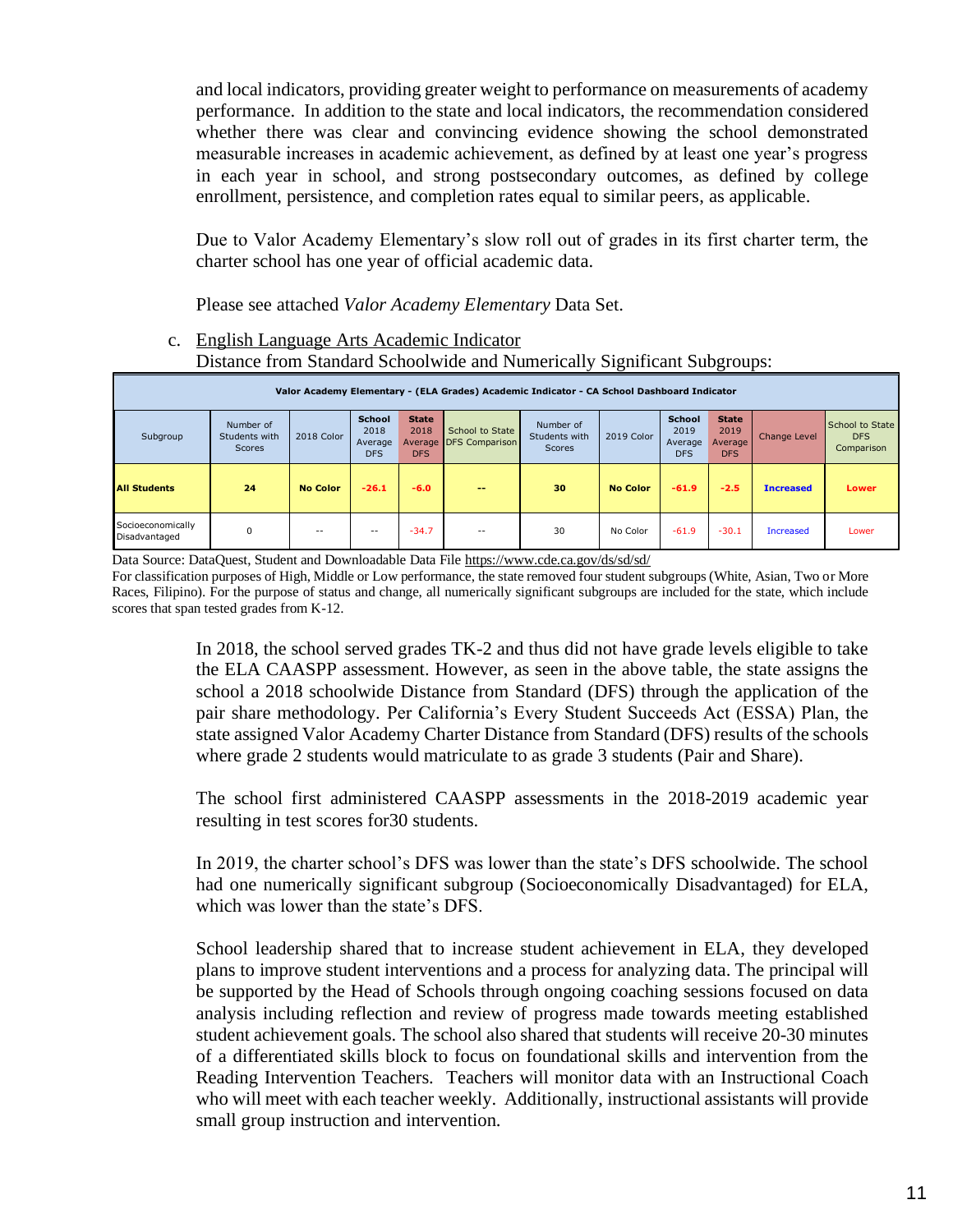and local indicators, providing greater weight to performance on measurements of academy performance. In addition to the state and local indicators, the recommendation considered whether there was clear and convincing evidence showing the school demonstrated measurable increases in academic achievement, as defined by at least one year's progress in each year in school, and strong postsecondary outcomes, as defined by college enrollment, persistence, and completion rates equal to similar peers, as applicable.

Due to Valor Academy Elementary's slow roll out of grades in its first charter term, the charter school has one year of official academic data.

Please see attached *Valor Academy Elementary* Data Set.

c. English Language Arts Academic Indicator
Distance from Standard Schoolwide and Numerically Significant Subgroups:

| Valor Academy Elementary - (ELA Grades) Academic Indicator - CA School Dashboard Indicator | | | | | | | | | | | |
|---|---|---|---|---|---|---|---|---|---|---|---|
| Subgroup | Number of Students with Scores | 2018 Color | School 2018 Average DFS | State 2018 Average DFS | School to State DFS Comparison | Number of Students with Scores | 2019 Color | School 2019 Average DFS | State 2019 Average DFS | Change Level | School to State DFS Comparison |
| **All Students** | **24** | **No Color** | **-26.1** | **-6.0** | **--** | **30** | **No Color** | **-61.9** | **-2.5** | **Increased** | **Lower** |
| Socioeconomically Disadvantaged | 0 | -- | -- | -34.7 | -- | 30 | No Color | -61.9 | -30.1 | Increased | Lower |

Data Source: DataQuest, Student and Downloadable Data File https://www.cde.ca.gov/ds/sd/sd/
For classification purposes of High, Middle or Low performance, the state removed four student subgroups (White, Asian, Two or More Races, Filipino). For the purpose of status and change, all numerically significant subgroups are included for the state, which include scores that span tested grades from K-12.

In 2018, the school served grades TK-2 and thus did not have grade levels eligible to take the ELA CAASPP assessment. However, as seen in the above table, the state assigns the school a 2018 schoolwide Distance from Standard (DFS) through the application of the pair share methodology. Per California's Every Student Succeeds Act (ESSA) Plan, the state assigned Valor Academy Charter Distance from Standard (DFS) results of the schools where grade 2 students would matriculate to as grade 3 students (Pair and Share).

The school first administered CAASPP assessments in the 2018-2019 academic year resulting in test scores for30 students.

In 2019, the charter school's DFS was lower than the state's DFS schoolwide. The school had one numerically significant subgroup (Socioeconomically Disadvantaged) for ELA, which was lower than the state's DFS.

School leadership shared that to increase student achievement in ELA, they developed plans to improve student interventions and a process for analyzing data. The principal will be supported by the Head of Schools through ongoing coaching sessions focused on data analysis including reflection and review of progress made towards meeting established student achievement goals. The school also shared that students will receive 20-30 minutes of a differentiated skills block to focus on foundational skills and intervention from the Reading Intervention Teachers. Teachers will monitor data with an Instructional Coach who will meet with each teacher weekly. Additionally, instructional assistants will provide small group instruction and intervention.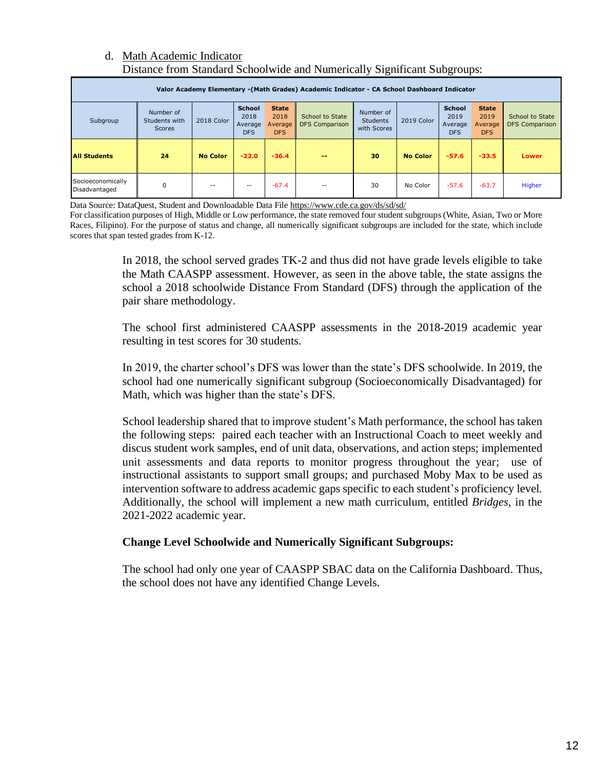d. Math Academic Indicator

Distance from Standard Schoolwide and Numerically Significant Subgroups:

| Valor Academy Elementary -(Math Grades) Academic Indicator - CA School Dashboard Indicator | | | | | | | | | | |
|---|---|---|---|---|---|---|---|---|---|---|
| Subgroup | Number of Students with Scores | 2018 Color | School 2018 Average DFS | State 2018 Average DFS | School to State DFS Comparison | Number of Students with Scores | 2019 Color | School 2019 Average DFS | State 2019 Average DFS | School to State DFS Comparison |
| **All Students** | **24** | **No Color** | **-22.0** | **-36.4** | **--** | **30** | **No Color** | **-57.6** | **-33.5** | **Lower** |
| Socioeconomically Disadvantaged | 0 | -- | -- | -67.4 | -- | 30 | No Color | -57.6 | -63.7 | Higher |

Data Source: DataQuest, Student and Downloadable Data File https://www.cde.ca.gov/ds/sd/sd/

For classification purposes of High, Middle or Low performance, the state removed four student subgroups (White, Asian, Two or More Races, Filipino). For the purpose of status and change, all numerically significant subgroups are included for the state, which include scores that span tested grades from K-12.

In 2018, the school served grades TK-2 and thus did not have grade levels eligible to take the Math CAASPP assessment. However, as seen in the above table, the state assigns the school a 2018 schoolwide Distance From Standard (DFS) through the application of the pair share methodology.

The school first administered CAASPP assessments in the 2018-2019 academic year resulting in test scores for 30 students.

In 2019, the charter school's DFS was lower than the state's DFS schoolwide. In 2019, the school had one numerically significant subgroup (Socioeconomically Disadvantaged) for Math, which was higher than the state's DFS.

School leadership shared that to improve student's Math performance, the school has taken the following steps: paired each teacher with an Instructional Coach to meet weekly and discus student work samples, end of unit data, observations, and action steps; implemented unit assessments and data reports to monitor progress throughout the year; use of instructional assistants to support small groups; and purchased Moby Max to be used as intervention software to address academic gaps specific to each student's proficiency level. Additionally, the school will implement a new math curriculum, entitled *Bridges*, in the 2021-2022 academic year.

**Change Level Schoolwide and Numerically Significant Subgroups:**

The school had only one year of CAASPP SBAC data on the California Dashboard. Thus, the school does not have any identified Change Levels.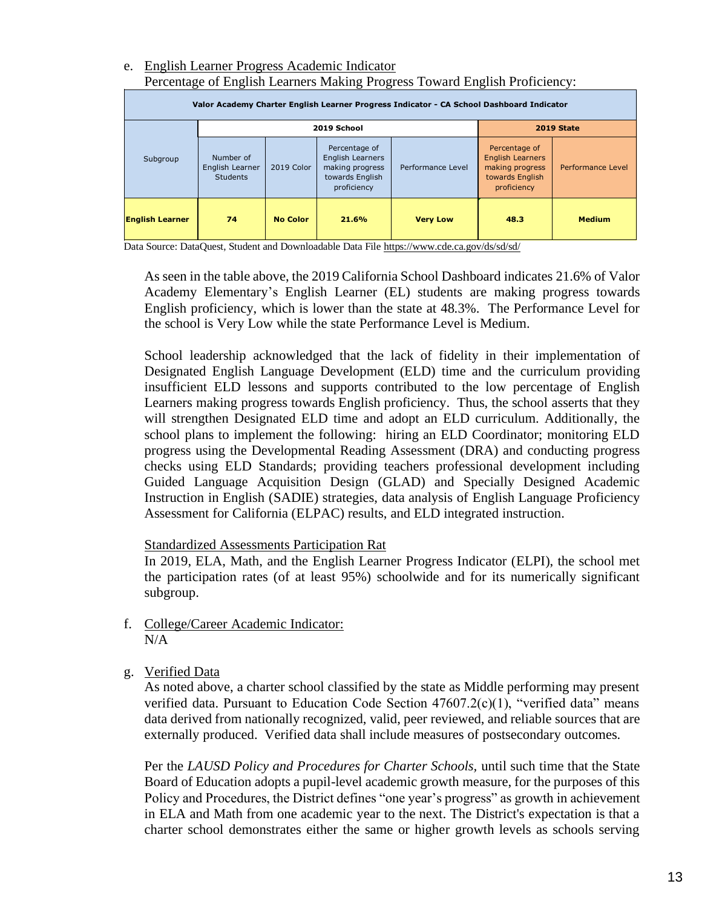e. English Learner Progress Academic Indicator

Percentage of English Learners Making Progress Toward English Proficiency:

| Valor Academy Charter English Learner Progress Indicator - CA School Dashboard Indicator | | | | | | |
|---|---|---|---|---|---|---|
| | 2019 School | | | | 2019 State | |
| Subgroup | Number of English Learner Students | 2019 Color | Percentage of English Learners making progress towards English proficiency | Performance Level | Percentage of English Learners making progress towards English proficiency | Performance Level |
| **English Learner** | **74** | **No Color** | **21.6%** | **Very Low** | **48.3** | **Medium** |

Data Source: DataQuest, Student and Downloadable Data File https://www.cde.ca.gov/ds/sd/sd/

As seen in the table above, the 2019 California School Dashboard indicates 21.6% of Valor Academy Elementary's English Learner (EL) students are making progress towards English proficiency, which is lower than the state at 48.3%. The Performance Level for the school is Very Low while the state Performance Level is Medium.

School leadership acknowledged that the lack of fidelity in their implementation of Designated English Language Development (ELD) time and the curriculum providing insufficient ELD lessons and supports contributed to the low percentage of English Learners making progress towards English proficiency. Thus, the school asserts that they will strengthen Designated ELD time and adopt an ELD curriculum. Additionally, the school plans to implement the following: hiring an ELD Coordinator; monitoring ELD progress using the Developmental Reading Assessment (DRA) and conducting progress checks using ELD Standards; providing teachers professional development including Guided Language Acquisition Design (GLAD) and Specially Designed Academic Instruction in English (SADIE) strategies, data analysis of English Language Proficiency Assessment for California (ELPAC) results, and ELD integrated instruction.

Standardized Assessments Participation Rat

In 2019, ELA, Math, and the English Learner Progress Indicator (ELPI), the school met the participation rates (of at least 95%) schoolwide and for its numerically significant subgroup.

f. College/Career Academic Indicator:

N/A

g. Verified Data

As noted above, a charter school classified by the state as Middle performing may present verified data. Pursuant to Education Code Section 47607.2(c)(1), "verified data" means data derived from nationally recognized, valid, peer reviewed, and reliable sources that are externally produced. Verified data shall include measures of postsecondary outcomes.

Per the *LAUSD Policy and Procedures for Charter Schools,* until such time that the State Board of Education adopts a pupil-level academic growth measure, for the purposes of this Policy and Procedures, the District defines "one year's progress" as growth in achievement in ELA and Math from one academic year to the next. The District's expectation is that a charter school demonstrates either the same or higher growth levels as schools serving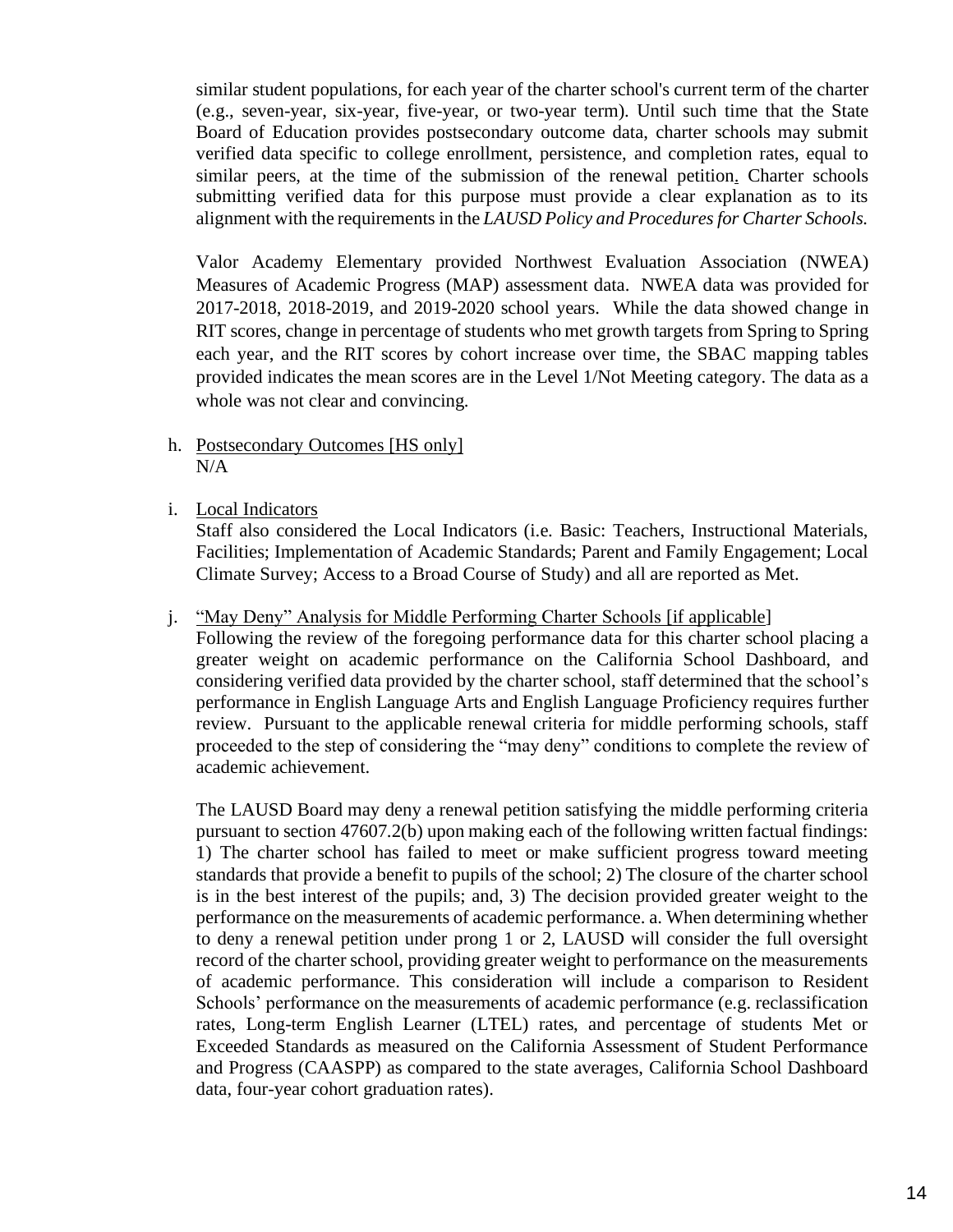similar student populations, for each year of the charter school's current term of the charter (e.g., seven-year, six-year, five-year, or two-year term). Until such time that the State Board of Education provides postsecondary outcome data, charter schools may submit verified data specific to college enrollment, persistence, and completion rates, equal to similar peers, at the time of the submission of the renewal petition. Charter schools submitting verified data for this purpose must provide a clear explanation as to its alignment with the requirements in the *LAUSD Policy and Procedures for Charter Schools.*

Valor Academy Elementary provided Northwest Evaluation Association (NWEA) Measures of Academic Progress (MAP) assessment data. NWEA data was provided for 2017-2018, 2018-2019, and 2019-2020 school years. While the data showed change in RIT scores, change in percentage of students who met growth targets from Spring to Spring each year, and the RIT scores by cohort increase over time, the SBAC mapping tables provided indicates the mean scores are in the Level 1/Not Meeting category. The data as a whole was not clear and convincing.

h. Postsecondary Outcomes [HS only]
   N/A

i. Local Indicators
   Staff also considered the Local Indicators (i.e. Basic: Teachers, Instructional Materials, Facilities; Implementation of Academic Standards; Parent and Family Engagement; Local Climate Survey; Access to a Broad Course of Study) and all are reported as Met.

j. "May Deny" Analysis for Middle Performing Charter Schools [if applicable]
   Following the review of the foregoing performance data for this charter school placing a greater weight on academic performance on the California School Dashboard, and considering verified data provided by the charter school, staff determined that the school's performance in English Language Arts and English Language Proficiency requires further review. Pursuant to the applicable renewal criteria for middle performing schools, staff proceeded to the step of considering the "may deny" conditions to complete the review of academic achievement.

   The LAUSD Board may deny a renewal petition satisfying the middle performing criteria pursuant to section 47607.2(b) upon making each of the following written factual findings: 1) The charter school has failed to meet or make sufficient progress toward meeting standards that provide a benefit to pupils of the school; 2) The closure of the charter school is in the best interest of the pupils; and, 3) The decision provided greater weight to the performance on the measurements of academic performance. a. When determining whether to deny a renewal petition under prong 1 or 2, LAUSD will consider the full oversight record of the charter school, providing greater weight to performance on the measurements of academic performance. This consideration will include a comparison to Resident Schools' performance on the measurements of academic performance (e.g. reclassification rates, Long-term English Learner (LTEL) rates, and percentage of students Met or Exceeded Standards as measured on the California Assessment of Student Performance and Progress (CAASPP) as compared to the state averages, California School Dashboard data, four-year cohort graduation rates).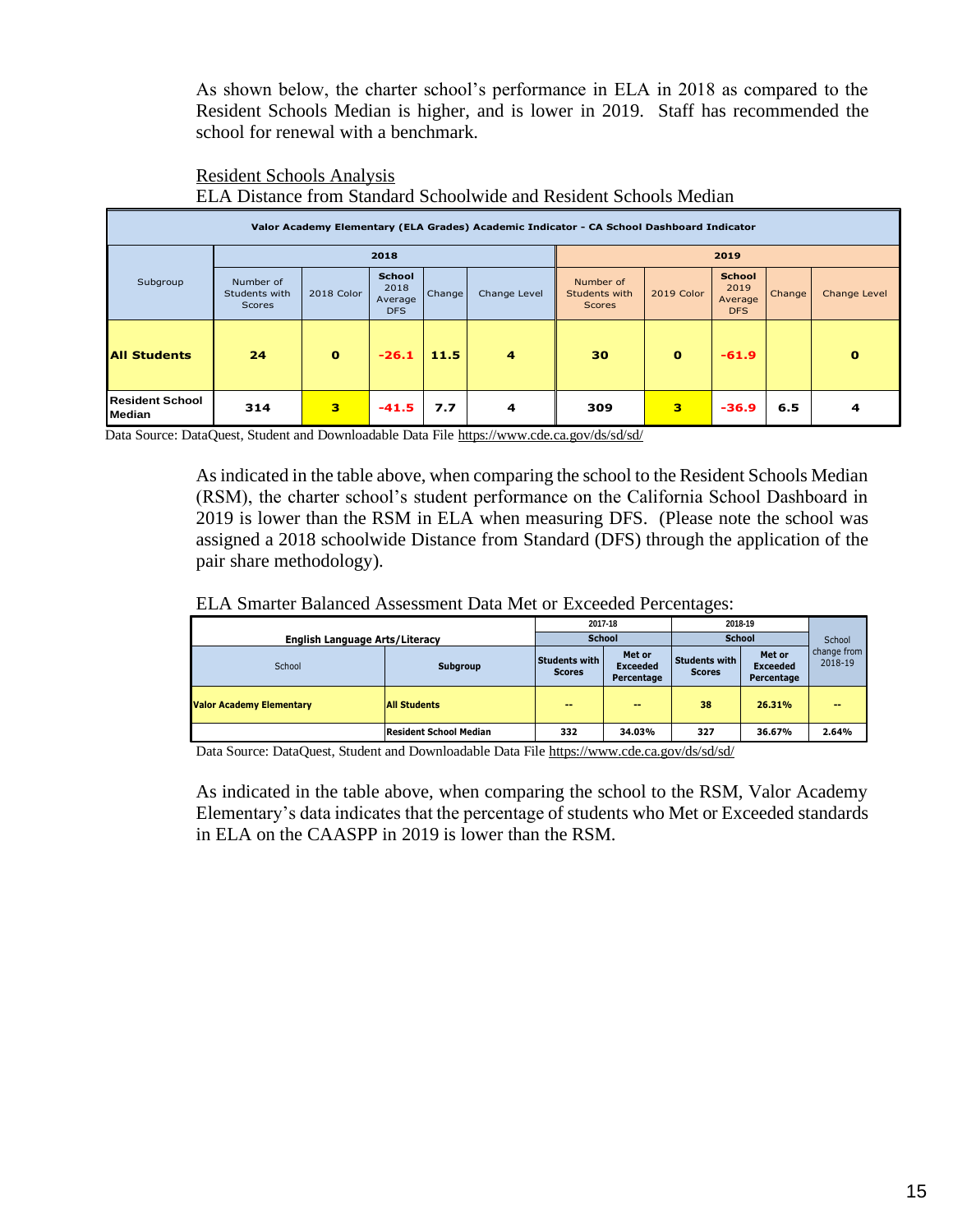As shown below, the charter school's performance in ELA in 2018 as compared to the Resident Schools Median is higher, and is lower in 2019. Staff has recommended the school for renewal with a benchmark.

Resident Schools Analysis

ELA Distance from Standard Schoolwide and Resident Schools Median

| Valor Academy Elementary (ELA Grades) Academic Indicator - CA School Dashboard Indicator | | | | | | | | | | |
|---|---|---|---|---|---|---|---|---|---|---|
| | 2018 | | | | | 2019 | | | | |
| Subgroup | Number of Students with Scores | 2018 Color | School 2018 Average DFS | Change | Change Level | Number of Students with Scores | 2019 Color | School 2019 Average DFS | Change | Change Level |
| **All Students** | **24** | **0** | **-26.1** | **11.5** | **4** | **30** | **0** | **-61.9** | | **0** |
| **Resident School Median** | **314** | **3** | **-41.5** | **7.7** | **4** | **309** | **3** | **-36.9** | **6.5** | **4** |

Data Source: DataQuest, Student and Downloadable Data File https://www.cde.ca.gov/ds/sd/sd/

As indicated in the table above, when comparing the school to the Resident Schools Median (RSM), the charter school's student performance on the California School Dashboard in 2019 is lower than the RSM in ELA when measuring DFS. (Please note the school was assigned a 2018 schoolwide Distance from Standard (DFS) through the application of the pair share methodology).

ELA Smarter Balanced Assessment Data Met or Exceeded Percentages:

| English Language Arts/Literacy | | 2017-18 School | | 2018-19 School | | School change from 2018-19 |
|---|---|---|---|---|---|---|
| School | Subgroup | Students with Scores | Met or Exceeded Percentage | Students with Scores | Met or Exceeded Percentage | |
| **Valor Academy Elementary** | **All Students** | -- | -- | 38 | 26.31% | -- |
| | **Resident School Median** | 332 | 34.03% | 327 | 36.67% | 2.64% |

Data Source: DataQuest, Student and Downloadable Data File https://www.cde.ca.gov/ds/sd/sd/

As indicated in the table above, when comparing the school to the RSM, Valor Academy Elementary's data indicates that the percentage of students who Met or Exceeded standards in ELA on the CAASPP in 2019 is lower than the RSM.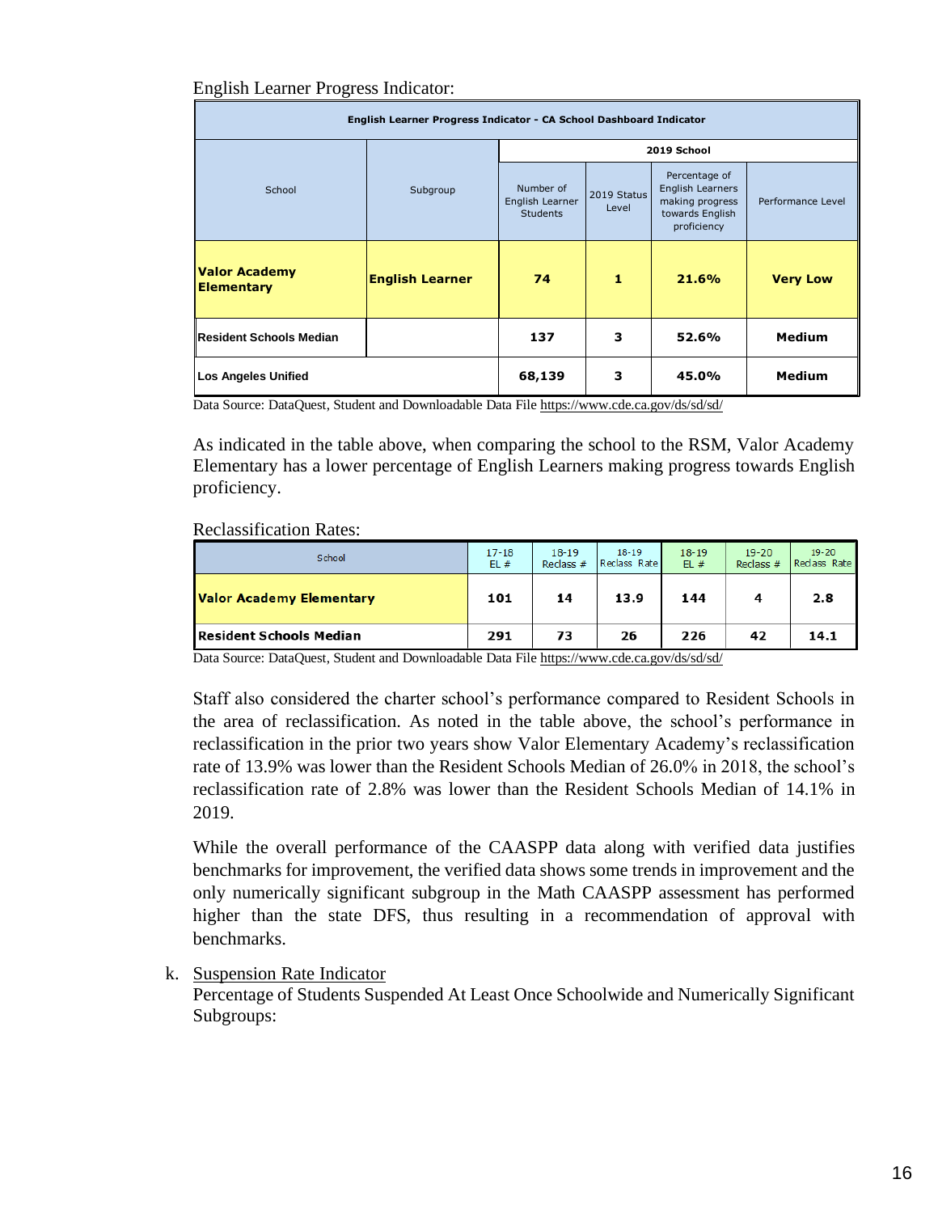English Learner Progress Indicator:

| English Learner Progress Indicator - CA School Dashboard Indicator | | | | | |
|---|---|---|---|---|---|
| | | 2019 School | | | |
| School | Subgroup | Number of English Learner Students | 2019 Status Level | Percentage of English Learners making progress towards English proficiency | Performance Level |
| **Valor Academy Elementary** | **English Learner** | **74** | **1** | **21.6%** | **Very Low** |
| **Resident Schools Median** | | **137** | **3** | **52.6%** | **Medium** |
| **Los Angeles Unified** | | **68,139** | **3** | **45.0%** | **Medium** |

Data Source: DataQuest, Student and Downloadable Data File https://www.cde.ca.gov/ds/sd/sd/

As indicated in the table above, when comparing the school to the RSM, Valor Academy Elementary has a lower percentage of English Learners making progress towards English proficiency.

Reclassification Rates:

| School | 17-18 EL # | 18-19 Reclass # | 18-19 Reclass Rate | 18-19 EL # | 19-20 Reclass # | 19-20 Reclass Rate |
|---|---|---|---|---|---|---|
| **Valor Academy Elementary** | **101** | **14** | **13.9** | **144** | **4** | **2.8** |
| **Resident Schools Median** | **291** | **73** | **26** | **226** | **42** | **14.1** |

Data Source: DataQuest, Student and Downloadable Data File https://www.cde.ca.gov/ds/sd/sd/

Staff also considered the charter school's performance compared to Resident Schools in the area of reclassification. As noted in the table above, the school's performance in reclassification in the prior two years show Valor Elementary Academy's reclassification rate of 13.9% was lower than the Resident Schools Median of 26.0% in 2018, the school's reclassification rate of 2.8% was lower than the Resident Schools Median of 14.1% in 2019.

While the overall performance of the CAASPP data along with verified data justifies benchmarks for improvement, the verified data shows some trends in improvement and the only numerically significant subgroup in the Math CAASPP assessment has performed higher than the state DFS, thus resulting in a recommendation of approval with benchmarks.

k. Suspension Rate Indicator

Percentage of Students Suspended At Least Once Schoolwide and Numerically Significant Subgroups: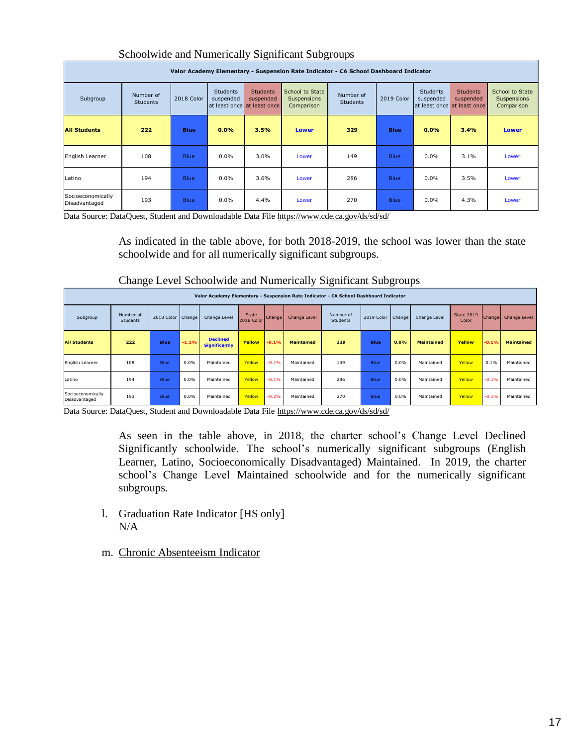Schoolwide and Numerically Significant Subgroups

| Valor Academy Elementary - Suspension Rate Indicator - CA School Dashboard Indicator | | | | | | | | | | |
|---|---|---|---|---|---|---|---|---|---|---|
| Subgroup | Number of Students | 2018 Color | Students suspended at least once | Students suspended at least once | School to State Suspensions Comparison | Number of Students | 2019 Color | Students suspended at least once | Students suspended at least once | School to State Suspensions Comparison |
| **All Students** | **222** | **Blue** | **0.0%** | **3.5%** | **Lower** | **329** | **Blue** | **0.0%** | **3.4%** | **Lower** |
| English Learner | 108 | Blue | 0.0% | 3.0% | Lower | 149 | Blue | 0.0% | 3.1% | Lower |
| Latino | 194 | Blue | 0.0% | 3.6% | Lower | 286 | Blue | 0.0% | 3.5% | Lower |
| Socioeconomically Disadvantaged | 193 | Blue | 0.0% | 4.4% | Lower | 270 | Blue | 0.0% | 4.3% | Lower |

Data Source: DataQuest, Student and Downloadable Data File https://www.cde.ca.gov/ds/sd/sd/

As indicated in the table above, for both 2018-2019, the school was lower than the state schoolwide and for all numerically significant subgroups.

Change Level Schoolwide and Numerically Significant Subgroups

| Valor Academy Elementary - Suspension Rate Indicator - CA School Dashboard Indicator | | | | | | | | | | | | | | |
|---|---|---|---|---|---|---|---|---|---|---|---|---|---|---|
| Subgroup | Number of Students | 2018 Color | Change | Change Level | State 2018 Color | Change | Change Level | Number of Students | 2019 Color | Change | Change Level | State 2019 Color | Change | Change Level |
| **All Students** | **222** | **Blue** | **-1.1%** | **Declined Significantly** | **Yellow** | **-0.1%** | **Maintained** | **329** | **Blue** | **0.0%** | **Maintained** | **Yellow** | **-0.1%** | **Maintained** |
| English Learner | 108 | Blue | 0.0% | Maintained | Yellow | -0.1% | Maintained | 149 | Blue | 0.0% | Maintained | Yellow | 0.1% | Maintained |
| Latino | 194 | Blue | 0.0% | Maintained | Yellow | -0.1% | Maintained | 286 | Blue | 0.0% | Maintained | Yellow | -0.1% | Maintained |
| Socioeconomically Disadvantaged | 193 | Blue | 0.0% | Maintained | Yellow | -0.2% | Maintained | 270 | Blue | 0.0% | Maintained | Yellow | -0.1% | Maintained |

Data Source: DataQuest, Student and Downloadable Data File https://www.cde.ca.gov/ds/sd/sd/

As seen in the table above, in 2018, the charter school's Change Level Declined Significantly schoolwide. The school's numerically significant subgroups (English Learner, Latino, Socioeconomically Disadvantaged) Maintained. In 2019, the charter school's Change Level Maintained schoolwide and for the numerically significant subgroups.

l. Graduation Rate Indicator [HS only]
   N/A

m. Chronic Absenteeism Indicator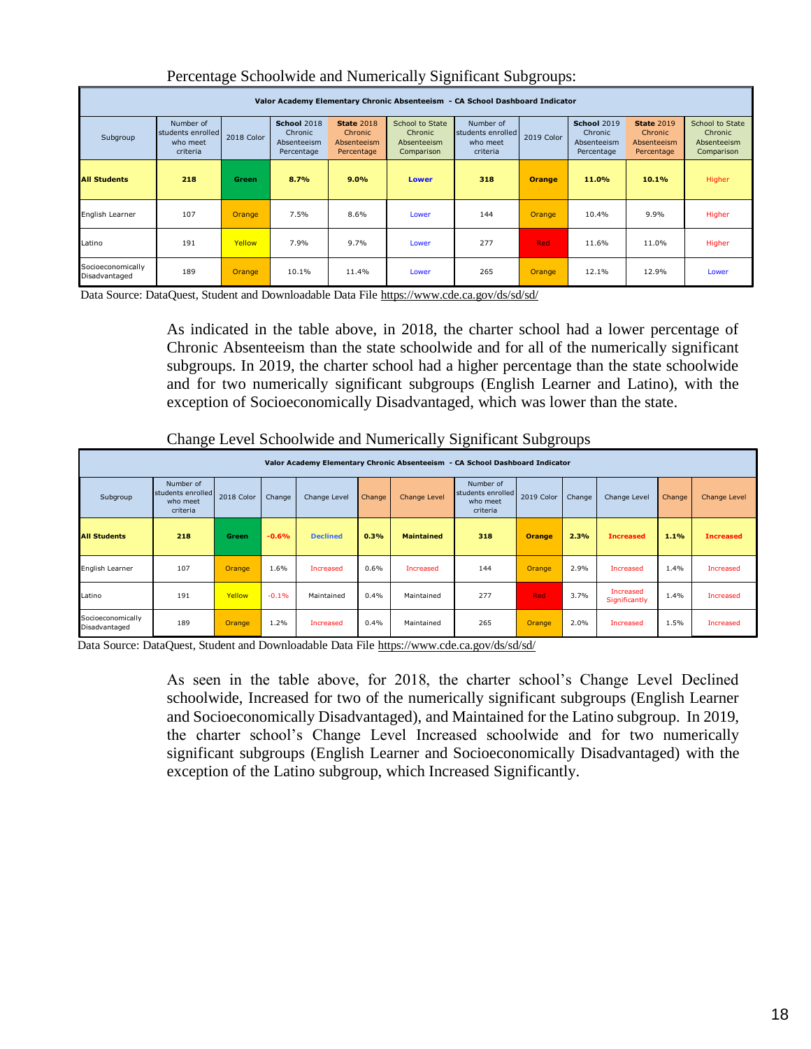Percentage Schoolwide and Numerically Significant Subgroups:

| Valor Academy Elementary Chronic Absenteeism - CA School Dashboard Indicator | | | | | | | | | | |
|---|---|---|---|---|---|---|---|---|---|---|
| Subgroup | Number of students enrolled who meet criteria | 2018 Color | **School** 2018 Chronic Absenteeism Percentage | **State** 2018 Chronic Absenteeism Percentage | School to State Chronic Absenteeism Comparison | Number of students enrolled who meet criteria | 2019 Color | **School** 2019 Chronic Absenteeism Percentage | **State** 2019 Chronic Absenteeism Percentage | School to State Chronic Absenteeism Comparison |
| **All Students** | **218** | **Green** | **8.7%** | **9.0%** | **Lower** | **318** | **Orange** | **11.0%** | **10.1%** | Higher |
| English Learner | 107 | Orange | 7.5% | 8.6% | Lower | 144 | Orange | 10.4% | 9.9% | Higher |
| Latino | 191 | Yellow | 7.9% | 9.7% | Lower | 277 | Red | 11.6% | 11.0% | Higher |
| Socioeconomically Disadvantaged | 189 | Orange | 10.1% | 11.4% | Lower | 265 | Orange | 12.1% | 12.9% | Lower |

Data Source: DataQuest, Student and Downloadable Data File https://www.cde.ca.gov/ds/sd/sd/

As indicated in the table above, in 2018, the charter school had a lower percentage of Chronic Absenteeism than the state schoolwide and for all of the numerically significant subgroups. In 2019, the charter school had a higher percentage than the state schoolwide and for two numerically significant subgroups (English Learner and Latino), with the exception of Socioeconomically Disadvantaged, which was lower than the state.

Change Level Schoolwide and Numerically Significant Subgroups

| Valor Academy Elementary Chronic Absenteeism - CA School Dashboard Indicator | | | | | | | | | | | | |
|---|---|---|---|---|---|---|---|---|---|---|---|---|
| Subgroup | Number of students enrolled who meet criteria | 2018 Color | Change | Change Level | Change | Change Level | Number of students enrolled who meet criteria | 2019 Color | Change | Change Level | Change | Change Level |
| **All Students** | **218** | **Green** | **-0.6%** | **Declined** | **0.3%** | **Maintained** | **318** | **Orange** | **2.3%** | **Increased** | **1.1%** | **Increased** |
| English Learner | 107 | Orange | 1.6% | Increased | 0.6% | Increased | 144 | Orange | 2.9% | Increased | 1.4% | Increased |
| Latino | 191 | Yellow | -0.1% | Maintained | 0.4% | Maintained | 277 | Red | 3.7% | Increased Significantly | 1.4% | Increased |
| Socioeconomically Disadvantaged | 189 | Orange | 1.2% | Increased | 0.4% | Maintained | 265 | Orange | 2.0% | Increased | 1.5% | Increased |

Data Source: DataQuest, Student and Downloadable Data File https://www.cde.ca.gov/ds/sd/sd/

As seen in the table above, for 2018, the charter school's Change Level Declined schoolwide, Increased for two of the numerically significant subgroups (English Learner and Socioeconomically Disadvantaged), and Maintained for the Latino subgroup. In 2019, the charter school's Change Level Increased schoolwide and for two numerically significant subgroups (English Learner and Socioeconomically Disadvantaged) with the exception of the Latino subgroup, which Increased Significantly.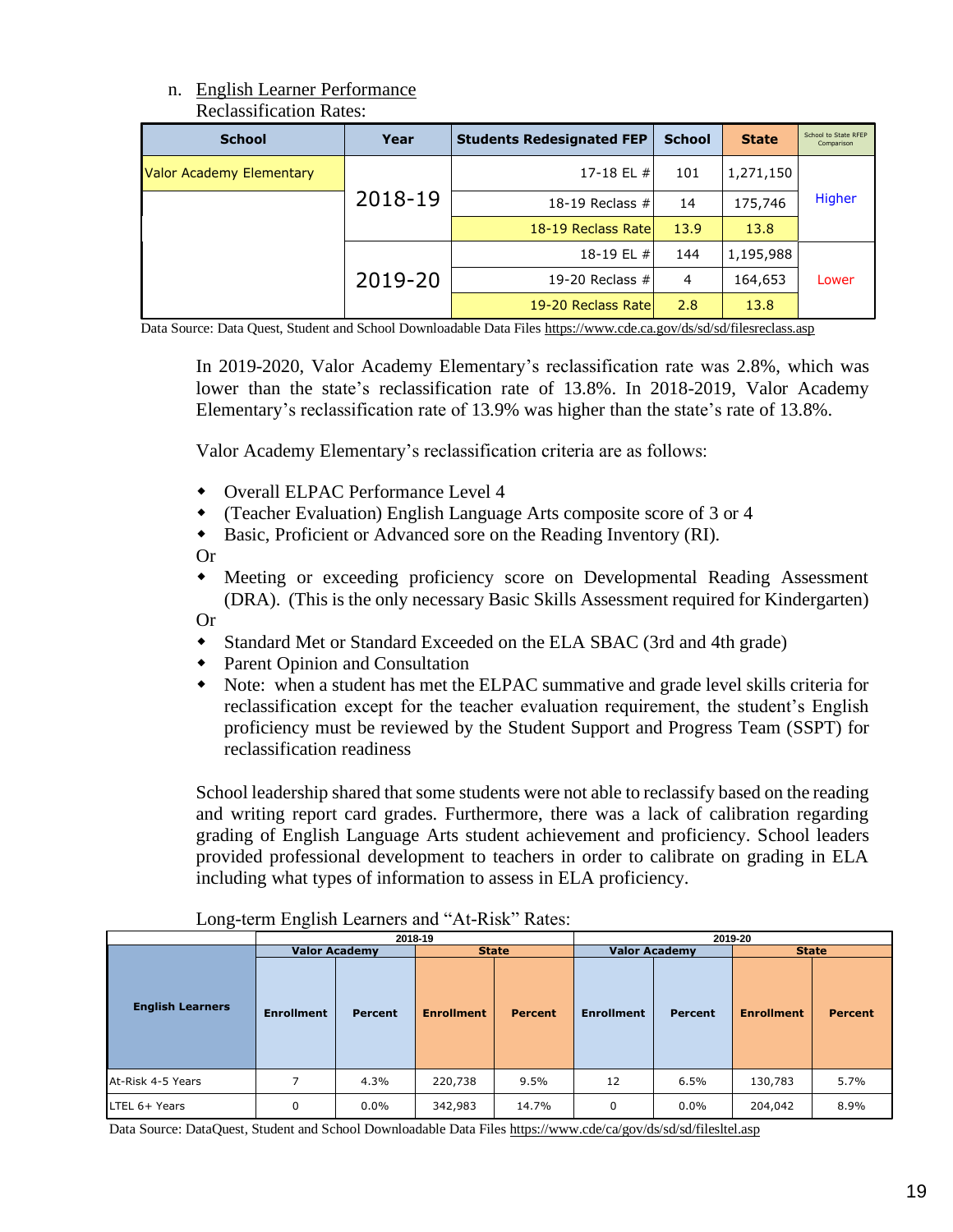n. English Learner Performance

Reclassification Rates:

| School | Year | Students Redesignated FEP | School | State | School to State RFEP Comparison |
|---|---|---|---|---|---|
| Valor Academy Elementary | 2018-19 | 17-18 EL # | 101 | 1,271,150 | Higher |
| | | 18-19 Reclass # | 14 | 175,746 | |
| | | 18-19 Reclass Rate | 13.9 | 13.8 | |
| | 2019-20 | 18-19 EL # | 144 | 1,195,988 | Lower |
| | | 19-20 Reclass # | 4 | 164,653 | |
| | | 19-20 Reclass Rate | 2.8 | 13.8 | |

Data Source: Data Quest, Student and School Downloadable Data Files https://www.cde.ca.gov/ds/sd/sd/filesreclass.asp

In 2019-2020, Valor Academy Elementary's reclassification rate was 2.8%, which was lower than the state's reclassification rate of 13.8%. In 2018-2019, Valor Academy Elementary's reclassification rate of 13.9% was higher than the state's rate of 13.8%.

Valor Academy Elementary's reclassification criteria are as follows:

- Overall ELPAC Performance Level 4
- (Teacher Evaluation) English Language Arts composite score of 3 or 4
- Basic, Proficient or Advanced sore on the Reading Inventory (RI).

Or

- Meeting or exceeding proficiency score on Developmental Reading Assessment (DRA). (This is the only necessary Basic Skills Assessment required for Kindergarten)

Or

- Standard Met or Standard Exceeded on the ELA SBAC (3rd and 4th grade)
- Parent Opinion and Consultation
- Note: when a student has met the ELPAC summative and grade level skills criteria for reclassification except for the teacher evaluation requirement, the student's English proficiency must be reviewed by the Student Support and Progress Team (SSPT) for reclassification readiness

School leadership shared that some students were not able to reclassify based on the reading and writing report card grades. Furthermore, there was a lack of calibration regarding grading of English Language Arts student achievement and proficiency. School leaders provided professional development to teachers in order to calibrate on grading in ELA including what types of information to assess in ELA proficiency.

Long-term English Learners and "At-Risk" Rates:

| | 2018-19 | | | | 2019-20 | | | |
|---|---|---|---|---|---|---|---|---|
| | Valor Academy | | State | | Valor Academy | | State | |
| English Learners | Enrollment | Percent | Enrollment | Percent | Enrollment | Percent | Enrollment | Percent |
| At-Risk 4-5 Years | 7 | 4.3% | 220,738 | 9.5% | 12 | 6.5% | 130,783 | 5.7% |
| LTEL 6+ Years | 0 | 0.0% | 342,983 | 14.7% | 0 | 0.0% | 204,042 | 8.9% |

Data Source: DataQuest, Student and School Downloadable Data Files https://www.cde/ca/gov/ds/sd/sd/filesltel.asp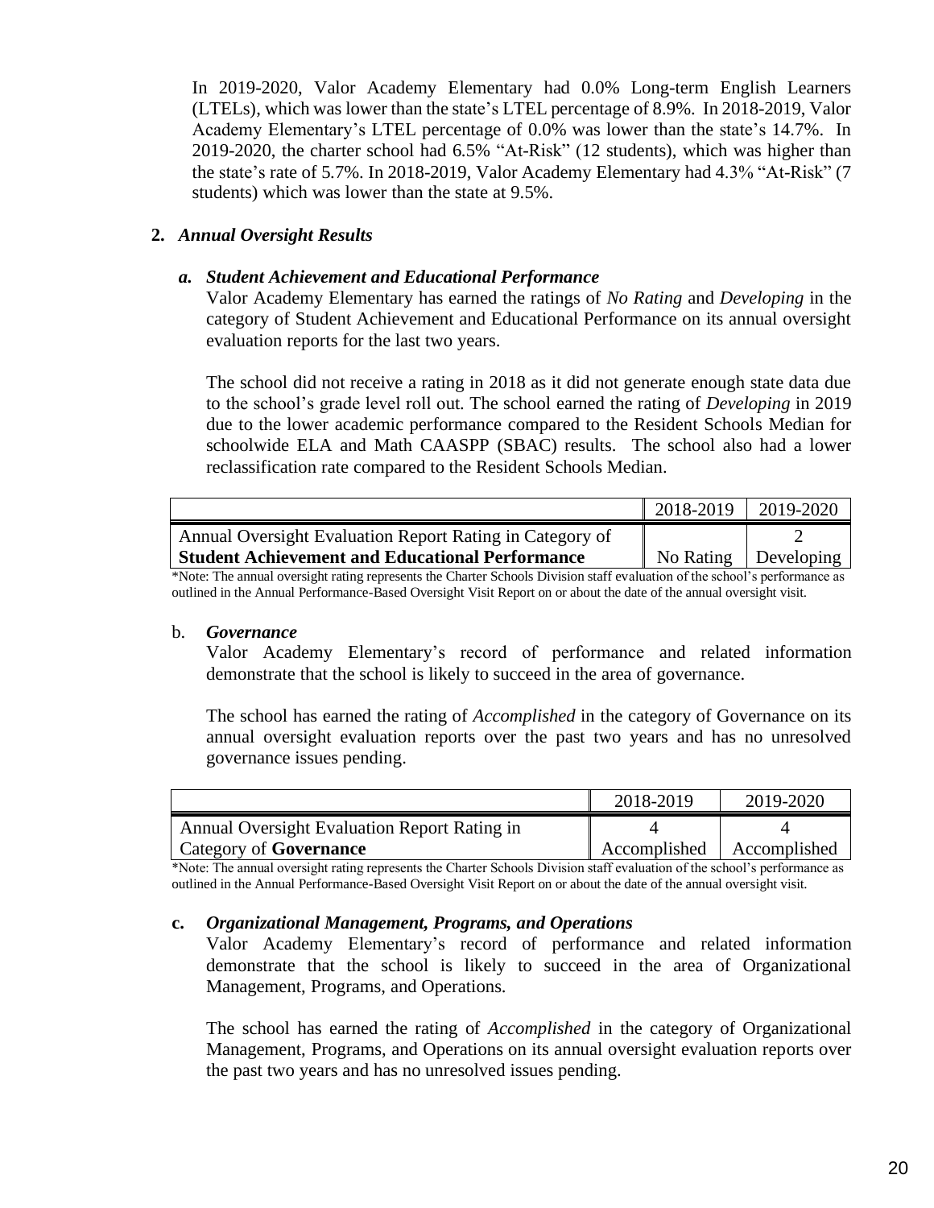In 2019-2020, Valor Academy Elementary had 0.0% Long-term English Learners (LTELs), which was lower than the state's LTEL percentage of 8.9%. In 2018-2019, Valor Academy Elementary's LTEL percentage of 0.0% was lower than the state's 14.7%. In 2019-2020, the charter school had 6.5% "At-Risk" (12 students), which was higher than the state's rate of 5.7%. In 2018-2019, Valor Academy Elementary had 4.3% "At-Risk" (7 students) which was lower than the state at 9.5%.

## 2. *Annual Oversight Results*

### *a. Student Achievement and Educational Performance*

Valor Academy Elementary has earned the ratings of *No Rating* and *Developing* in the category of Student Achievement and Educational Performance on its annual oversight evaluation reports for the last two years.

The school did not receive a rating in 2018 as it did not generate enough state data due to the school's grade level roll out. The school earned the rating of *Developing* in 2019 due to the lower academic performance compared to the Resident Schools Median for schoolwide ELA and Math CAASPP (SBAC) results. The school also had a lower reclassification rate compared to the Resident Schools Median.

| | 2018-2019 | 2019-2020 |
|---|---|---|
| Annual Oversight Evaluation Report Rating in Category of **Student Achievement and Educational Performance** | No Rating | 2 Developing |

*Note: The annual oversight rating represents the Charter Schools Division staff evaluation of the school's performance as outlined in the Annual Performance-Based Oversight Visit Report on or about the date of the annual oversight visit.

### b. *Governance*

Valor Academy Elementary's record of performance and related information demonstrate that the school is likely to succeed in the area of governance.

The school has earned the rating of *Accomplished* in the category of Governance on its annual oversight evaluation reports over the past two years and has no unresolved governance issues pending.

| | 2018-2019 | 2019-2020 |
|---|---|---|
| Annual Oversight Evaluation Report Rating in Category of **Governance** | 4 Accomplished | 4 Accomplished |

*Note: The annual oversight rating represents the Charter Schools Division staff evaluation of the school's performance as outlined in the Annual Performance-Based Oversight Visit Report on or about the date of the annual oversight visit.

### c. *Organizational Management, Programs, and Operations*

Valor Academy Elementary's record of performance and related information demonstrate that the school is likely to succeed in the area of Organizational Management, Programs, and Operations.

The school has earned the rating of *Accomplished* in the category of Organizational Management, Programs, and Operations on its annual oversight evaluation reports over the past two years and has no unresolved issues pending.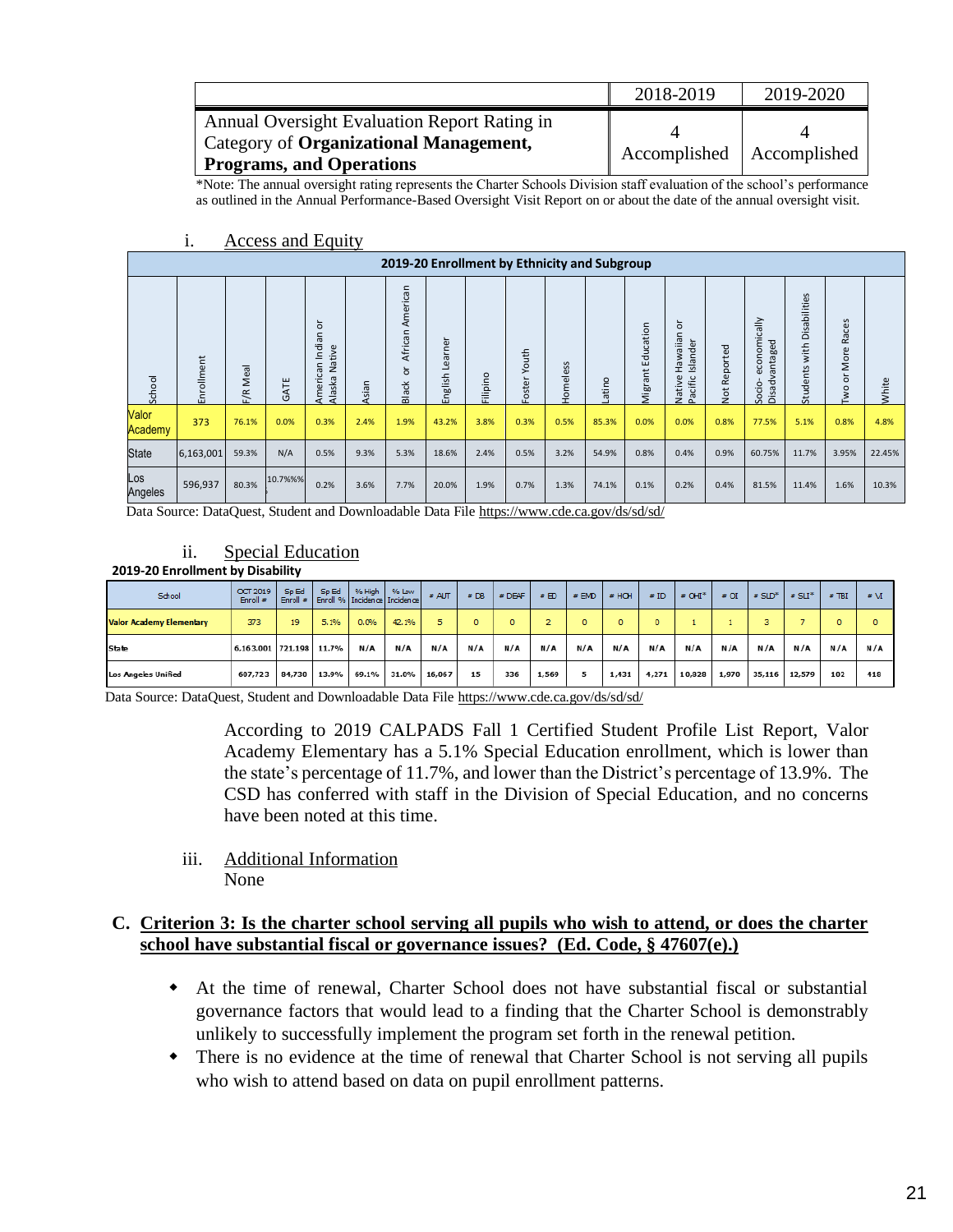| | 2018-2019 | 2019-2020 |
|---|---|---|
| Annual Oversight Evaluation Report Rating in Category of **Organizational Management, Programs, and Operations** | 4 Accomplished | 4 Accomplished |

*Note: The annual oversight rating represents the Charter Schools Division staff evaluation of the school's performance as outlined in the Annual Performance-Based Oversight Visit Report on or about the date of the annual oversight visit.

i. Access and Equity

**2019-20 Enrollment by Ethnicity and Subgroup**

| School | Enrollment | F/R Meal | GATE | American Indian or Alaska Native | Asian | Black or African American | English Learner | Filipino | Foster Youth | Homeless | Latino | Migrant Education | Native Hawaiian or Pacific Islander | Not Reported | Socio- economically Disadvantaged | Students with Disabilities | Two or More Races | White |
|---|---|---|---|---|---|---|---|---|---|---|---|---|---|---|---|---|---|---|
| Valor Academy | 373 | 76.1% | 0.0% | 0.3% | 2.4% | 1.9% | 43.2% | 3.8% | 0.3% | 0.5% | 85.3% | 0.0% | 0.0% | 0.8% | 77.5% | 5.1% | 0.8% | 4.8% |
| State | 6,163,001 | 59.3% | N/A | 0.5% | 9.3% | 5.3% | 18.6% | 2.4% | 0.5% | 3.2% | 54.9% | 0.8% | 0.4% | 0.9% | 60.75% | 11.7% | 3.95% | 22.45% |
| Los Angeles | 596,937 | 80.3% | 10.7%%% | 0.2% | 3.6% | 7.7% | 20.0% | 1.9% | 0.7% | 1.3% | 74.1% | 0.1% | 0.2% | 0.4% | 81.5% | 11.4% | 1.6% | 10.3% |

Data Source: DataQuest, Student and Downloadable Data File https://www.cde.ca.gov/ds/sd/sd/

ii. Special Education

**2019-20 Enrollment by Disability**

| School | OCT 2019 Enroll # | Sp Ed Enroll # | Sp Ed Enroll % | % High Incidence | % Low Incidence | # AUT | # DB | # DEAF | # ED | # EMD | # HOH | # ID | # OHI* | # OI | # SLD* | # SLI* | # TBI | # VI |
|---|---|---|---|---|---|---|---|---|---|---|---|---|---|---|---|---|---|---|
| Valor Academy Elementary | 373 | 19 | 5.1% | 0.0% | 42.1% | 5 | 0 | 0 | 2 | 0 | 0 | 0 | 1 | 1 | 3 | 7 | 0 | 0 |
| State | 6,163,001 | 721,198 | 11.7% | N/A | N/A | N/A | N/A | N/A | N/A | N/A | N/A | N/A | N/A | N/A | N/A | N/A | N/A | N/A |
| Los Angeles Unified | 607,723 | 84,730 | 13.9% | 69.1% | 31.0% | 16,067 | 15 | 336 | 1,569 | 5 | 1,431 | 4,271 | 10,828 | 1,970 | 35,116 | 12,579 | 102 | 418 |

Data Source: DataQuest, Student and Downloadable Data File https://www.cde.ca.gov/ds/sd/sd/

According to 2019 CALPADS Fall 1 Certified Student Profile List Report, Valor Academy Elementary has a 5.1% Special Education enrollment, which is lower than the state's percentage of 11.7%, and lower than the District's percentage of 13.9%. The CSD has conferred with staff in the Division of Special Education, and no concerns have been noted at this time.

iii. Additional Information

None

## C. Criterion 3: Is the charter school serving all pupils who wish to attend, or does the charter school have substantial fiscal or governance issues? (Ed. Code, § 47607(e).)

- At the time of renewal, Charter School does not have substantial fiscal or substantial governance factors that would lead to a finding that the Charter School is demonstrably unlikely to successfully implement the program set forth in the renewal petition.
- There is no evidence at the time of renewal that Charter School is not serving all pupils who wish to attend based on data on pupil enrollment patterns.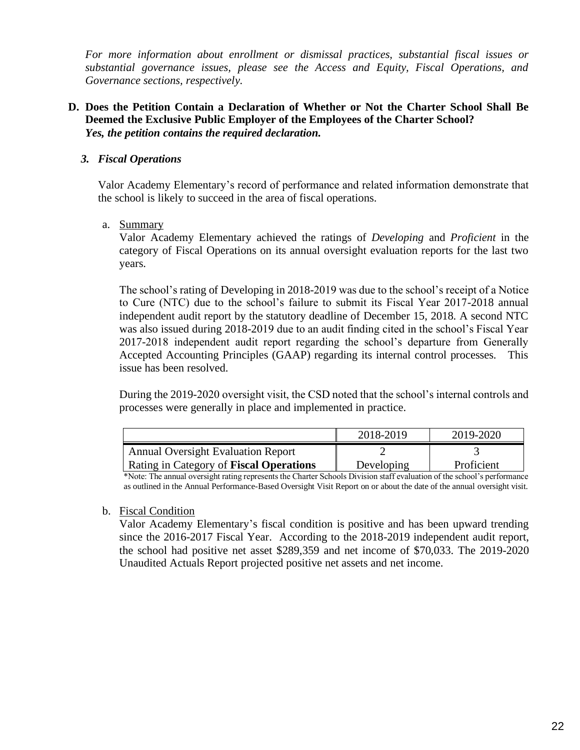*For more information about enrollment or dismissal practices, substantial fiscal issues or substantial governance issues, please see the Access and Equity, Fiscal Operations, and Governance sections, respectively.*

**D. Does the Petition Contain a Declaration of Whether or Not the Charter School Shall Be Deemed the Exclusive Public Employer of the Employees of the Charter School?**
***Yes, the petition contains the required declaration.***

### *3. Fiscal Operations*

Valor Academy Elementary's record of performance and related information demonstrate that the school is likely to succeed in the area of fiscal operations.

a. Summary

Valor Academy Elementary achieved the ratings of *Developing* and *Proficient* in the category of Fiscal Operations on its annual oversight evaluation reports for the last two years.

The school's rating of Developing in 2018-2019 was due to the school's receipt of a Notice to Cure (NTC) due to the school's failure to submit its Fiscal Year 2017-2018 annual independent audit report by the statutory deadline of December 15, 2018. A second NTC was also issued during 2018-2019 due to an audit finding cited in the school's Fiscal Year 2017-2018 independent audit report regarding the school's departure from Generally Accepted Accounting Principles (GAAP) regarding its internal control processes. This issue has been resolved.

During the 2019-2020 oversight visit, the CSD noted that the school's internal controls and processes were generally in place and implemented in practice.

| | 2018-2019 | 2019-2020 |
|---|---|---|
| Annual Oversight Evaluation Report Rating in Category of **Fiscal Operations** | 2 Developing | 3 Proficient |

*Note: The annual oversight rating represents the Charter Schools Division staff evaluation of the school's performance as outlined in the Annual Performance-Based Oversight Visit Report on or about the date of the annual oversight visit.

b. Fiscal Condition

Valor Academy Elementary's fiscal condition is positive and has been upward trending since the 2016-2017 Fiscal Year. According to the 2018-2019 independent audit report, the school had positive net asset $289,359 and net income of $70,033. The 2019-2020 Unaudited Actuals Report projected positive net assets and net income.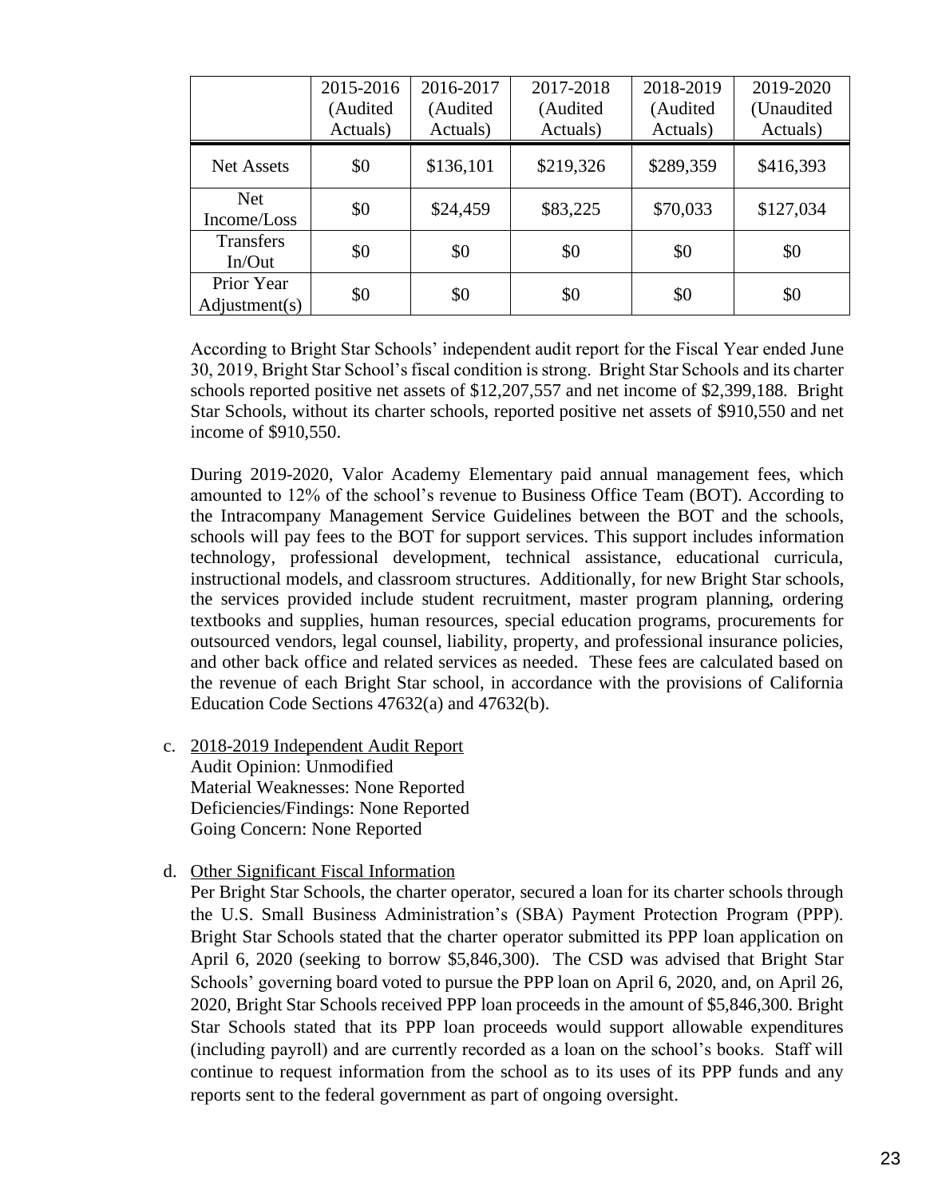| | 2015-2016 (Audited Actuals) | 2016-2017 (Audited Actuals) | 2017-2018 (Audited Actuals) | 2018-2019 (Audited Actuals) | 2019-2020 (Unaudited Actuals) |
|---|---|---|---|---|---|
| Net Assets | $0 | $136,101 | $219,326 | $289,359 | $416,393 |
| Net Income/Loss | $0 | $24,459 | $83,225 | $70,033 | $127,034 |
| Transfers In/Out | $0 | $0 | $0 | $0 | $0 |
| Prior Year Adjustment(s) | $0 | $0 | $0 | $0 | $0 |

According to Bright Star Schools' independent audit report for the Fiscal Year ended June 30, 2019, Bright Star School's fiscal condition is strong. Bright Star Schools and its charter schools reported positive net assets of $12,207,557 and net income of $2,399,188. Bright Star Schools, without its charter schools, reported positive net assets of $910,550 and net income of $910,550.

During 2019-2020, Valor Academy Elementary paid annual management fees, which amounted to 12% of the school's revenue to Business Office Team (BOT). According to the Intracompany Management Service Guidelines between the BOT and the schools, schools will pay fees to the BOT for support services. This support includes information technology, professional development, technical assistance, educational curricula, instructional models, and classroom structures. Additionally, for new Bright Star schools, the services provided include student recruitment, master program planning, ordering textbooks and supplies, human resources, special education programs, procurements for outsourced vendors, legal counsel, liability, property, and professional insurance policies, and other back office and related services as needed. These fees are calculated based on the revenue of each Bright Star school, in accordance with the provisions of California Education Code Sections 47632(a) and 47632(b).

c. 2018-2019 Independent Audit Report
   Audit Opinion: Unmodified
   Material Weaknesses: None Reported
   Deficiencies/Findings: None Reported
   Going Concern: None Reported

d. Other Significant Fiscal Information
   Per Bright Star Schools, the charter operator, secured a loan for its charter schools through the U.S. Small Business Administration's (SBA) Payment Protection Program (PPP). Bright Star Schools stated that the charter operator submitted its PPP loan application on April 6, 2020 (seeking to borrow $5,846,300). The CSD was advised that Bright Star Schools' governing board voted to pursue the PPP loan on April 6, 2020, and, on April 26, 2020, Bright Star Schools received PPP loan proceeds in the amount of $5,846,300. Bright Star Schools stated that its PPP loan proceeds would support allowable expenditures (including payroll) and are currently recorded as a loan on the school's books. Staff will continue to request information from the school as to its uses of its PPP funds and any reports sent to the federal government as part of ongoing oversight.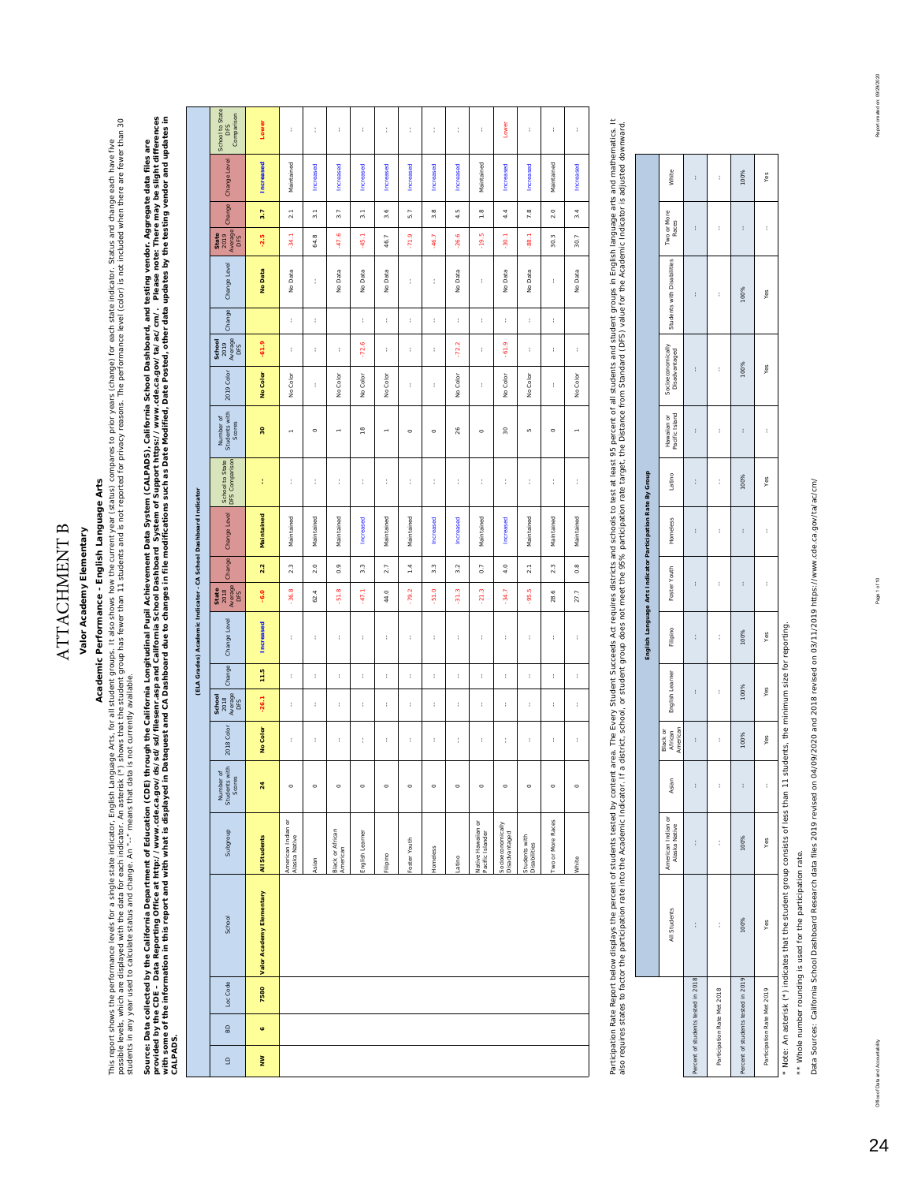# ATTACHMENT B

## Valor Academy Elementary

### Academic Performance - English Language Arts

This report shows the performance levels for a single state indicator, English Language Arts, for all student groups. It also shows how the current year (status) compares to prior years (change) for each state indicator. Status and change each have five possible levels, which are displayed with the data for each indicator. An asterisk (*) shows that the student group has fewer than 11 students and is not reported for privacy reasons. The performance level (color) is not included when there are fewer than 30 students in any year used to calculate status and change. An "--" means that data is not currently available.

**Source: Data collected by the California Department of Education (CDE) through the California Longitudinal Pupil Achievement Data System (CALPADS), California School Dashboard, and testing vendor. Aggregate data files are provided by the CDE – Data Reporting Office at http://www.cde.ca.gov/ds/sd/sd/filesenr.asp and California School Dashboard System of Support https://www.cde.ca.gov/ta/ac/cm/. Please note: There may be slight differences with some of the information in this report and with what is displayed in Dataquest and CA Dashboard due to changes in file modifications such as Date Modified, Date Posted, other data updates by the testing vendor and updates in CALPADS.**

(ELA Grades) Academic Indicator - CA School Dashboard Indicator

| LD | BD | Loc Code | School | Subgroup | Number of Students with Scores | 2018 Color | School 2018 Average DFS | Change | Change Level | State 2018 Average DFS | Change | Change Level | School to State DFS Comparison | Number of Students with Scores | 2019 Color | School 2019 Average DFS | Change | Change Level | State 2019 Average DFS | Change | Change Level | School to State DFS Comparison |
|---|---|---|---|---|---|---|---|---|---|---|---|---|---|---|---|---|---|---|---|---|---|---|
| **NW** | **6** | **7580** | **Valor Academy Elementary** | **All Students** | **24** | **No Color** | **-26.1** | **11.5** | **Increased** | **-6.0** | **2.2** | **Maintained** | **--** | **30** | **No Color** | **-61.9** | | **No Data** | **-2.5** | **3.7** | **Increased** | **Lower** |
| | | | | American Indian or Alaska Native | 0 | -- | -- | -- | -- | -36.8 | 2.3 | Maintained | -- | 1 | No Color | -- | -- | No Data | -34.1 | 2.1 | Maintained | -- |
| | | | | Asian | 0 | -- | -- | -- | -- | 62.4 | 2.0 | Maintained | -- | 0 | -- | -- | -- | -- | 64.8 | 3.1 | Increased | -- |
| | | | | Black or African American | 0 | -- | -- | -- | -- | -51.8 | 0.9 | Maintained | -- | 1 | No Color | -- | | No Data | -47.6 | 3.7 | Increased | -- |
| | | | | English Learner | 0 | -- | -- | -- | -- | -47.1 | 3.3 | Increased | -- | 18 | No Color | -72.6 | -- | No Data | -45.1 | 3.1 | Increased | -- |
| | | | | Filipino | 0 | -- | -- | -- | -- | 44.0 | 2.7 | Maintained | -- | 1 | No Color | -- | -- | No Data | 46.7 | 3.6 | Increased | -- |
| | | | | Foster Youth | 0 | -- | -- | -- | -- | -79.2 | 1.4 | Maintained | -- | 0 | -- | -- | -- | -- | -71.9 | 5.7 | Increased | -- |
| | | | | Homeless | 0 | -- | -- | -- | -- | -51.0 | 3.3 | Increased | -- | 0 | -- | -- | -- | -- | -46.7 | 3.8 | Increased | -- |
| | | | | Latino | 0 | -- | -- | -- | -- | -31.3 | 3.2 | Increased | -- | 26 | No Color | -72.2 | -- | No Data | -26.6 | 4.5 | Increased | -- |
| | | | | Native Hawaiian or Pacific Islander | 0 | -- | -- | -- | -- | -21.3 | 0.7 | Maintained | -- | 0 | -- | -- | -- | -- | -19.5 | 1.8 | Maintained | -- |
| | | | | Socioeconomically Disadvantaged | 0 | -- | -- | -- | -- | -34.7 | 4.0 | Increased | -- | 30 | No Color | -61.9 | -- | No Data | -30.1 | 4.4 | Increased | Lower |
| | | | | Students with Disabilities | 0 | -- | -- | -- | -- | -95.5 | 2.1 | Maintained | -- | 5 | No Color | -- | -- | No Data | -88.1 | 7.8 | Increased | -- |
| | | | | Two or More Races | 0 | -- | -- | -- | -- | 28.6 | 2.3 | Maintained | -- | 0 | -- | -- | -- | -- | 30.3 | 2.0 | Maintained | -- |
| | | | | White | 0 | -- | -- | -- | -- | 27.7 | 0.8 | Maintained | -- | 1 | No Color | -- | -- | No Data | 30.7 | 3.4 | Increased | -- |

Participation Rate Report below displays the percent of students tested by content area. The Every Student Succeeds Act requires districts and schools to test at least 95 percent of all students and student groups in English language arts and mathematics. It also requires states to factor the participation rate into the Academic Indicator. If a district, school, or student group does not meet the 95% participation rate target, the Distance from Standard (DFS) value for the Academic Indicator is adjusted downward.

English Language Arts Indicator Participation Rate By Group

| | All Students | American Indian or Alaska Native | Asian | Black or African American | English Learner | Filipino | Foster Youth | Homeless | Latino | Hawaiian or Pacific Island | Socioeconomically Disadvantaged | Students with Disabilities | Two or More Races | White |
|---|---|---|---|---|---|---|---|---|---|---|---|---|---|---|
| Percent of students tested in 2018 | -- | -- | -- | -- | -- | -- | -- | -- | -- | -- | -- | -- | -- | -- |
| Participation Rate Met 2018 | -- | -- | -- | -- | -- | -- | -- | -- | -- | -- | -- | -- | -- | -- |
| Percent of students tested in 2019 | 100% | 100% | -- | 100% | 100% | 100% | -- | -- | 100% | -- | 100% | 100% | -- | 100% |
| Participation Rate Met 2019 | Yes | Yes | -- | Yes | Yes | Yes | -- | -- | Yes | -- | Yes | Yes | -- | Yes |

\* Note: An asterisk (*) indicates that the student group consists of less than 11 students, the minimum size for reporting.

** Whole number rounding is used for the participation rate.

Data Sources: California School Dashboard Research data files 2019 revised on 04/09/2020 and 2018 revised on 03/11/2019 https://www.cde.ca.gov/ta/ac/cm/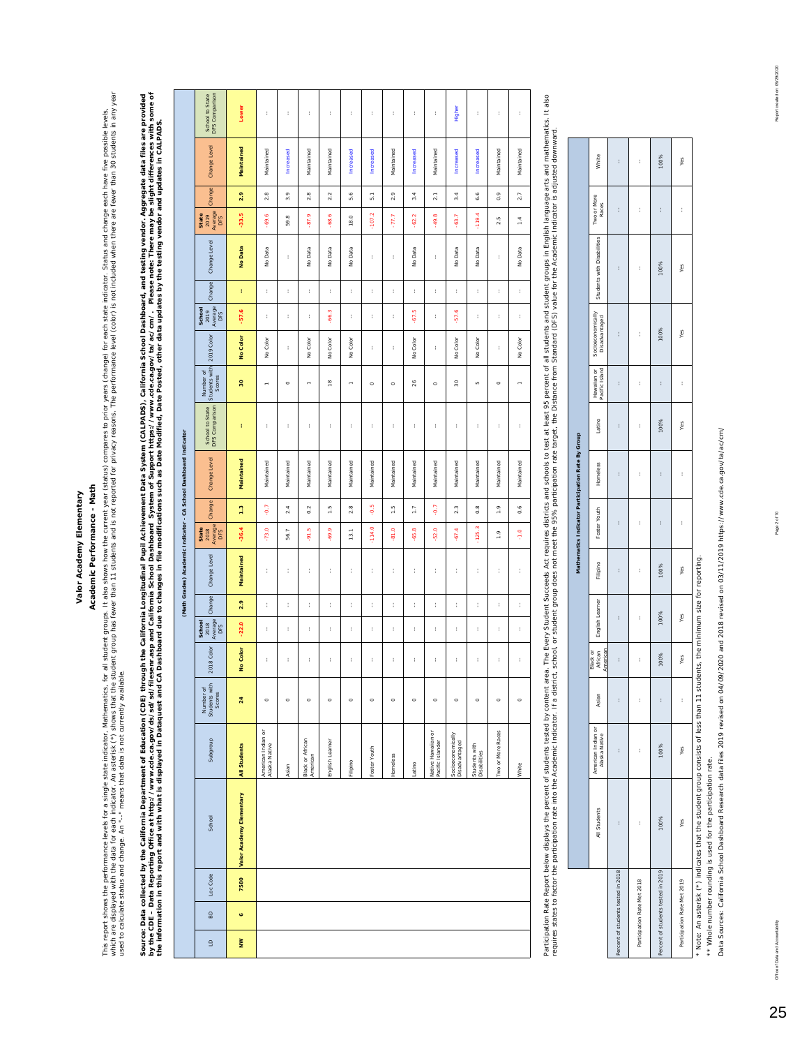# Valor Academy Elementary

## Academic Performance - Math

This report shows the performance levels for a single state indicator, Mathematics, for all student groups. It also shows how the current year (status) compares to prior years (change) for each state indicator. Status and change each have five possible levels, which are displayed with the data for each indicator. An asterisk (*) shows that the student group has fewer than 11 students and is not reported for privacy reasons. The performance level (color) is not included when there are fewer than 30 students in any year used to calculate status and change. An "--" means that data is not currently available.

**Source: Data collected by the California Department of Education (CDE) through the California Longitudinal Pupil Achievement Data System (CALPADS), California School Dashboard, and testing vendor. Aggregate data files are provided by the CDE - Data Reporting Office at http://www.cde.ca.gov/ds/sd/sd/filesenr.asp and California School Dashboard System of Support https://www.cde.ca.gov/ta/ac/cm/. Please note: There may be slight differences with some of the information in this report and with what is displayed in Dataquest and CA Dashboard due to changes in file modifications such as Date Modified, Date Posted, other data updates by the testing vendor and updates in CALPADS.**

(Math Grades) Academic Indicator - CA School Dashboard Indicator

| LD | BD | Loc Code | School | Subgroup | Number of Students with Scores | 2018 Color | School 2018 Average DFS | Change | Change Level | State 2018 Average DFS | Change | Change Level | School to State DFS Comparison | Number of Students with Scores | 2019 Color | School 2019 Average DFS | Change | Change Level | State 2019 Average DFS | Change | Change Level | School to State DFS Comparison |
|---|---|---|---|---|---|---|---|---|---|---|---|---|---|---|---|---|---|---|---|---|---|---|
| NW | 6 | 7580 | Valor Academy Elementary | All Students | 24 | No Color | -22.0 | 2.9 | Maintained | -36.4 | 1.3 | Maintained | -- | 30 | No Color | -57.6 | -- | No Data | -33.5 | 2.9 | Maintained | Lower |
| | | | | American Indian or Alaska Native | 0 | -- | -- | -- | -- | -73.0 | -0.7 | Maintained | -- | 1 | No Color | -- | -- | No Data | -69.6 | 2.8 | Maintained | -- |
| | | | | Asian | 0 | -- | -- | -- | -- | 56.7 | 2.4 | Maintained | -- | 0 | -- | -- | -- | -- | 59.8 | 3.9 | Increased | -- |
| | | | | Black or African American | 0 | -- | -- | -- | -- | -91.5 | 0.2 | Maintained | -- | 1 | No Color | -- | -- | No Data | -87.9 | 2.8 | Maintained | -- |
| | | | | English Learner | 0 | -- | -- | -- | -- | -69.9 | 1.5 | Maintained | -- | 18 | No Color | -66.3 | -- | No Data | -68.6 | 2.2 | Maintained | -- |
| | | | | Filipino | 0 | -- | -- | -- | -- | 13.1 | 2.8 | Maintained | -- | 1 | No Color | -- | -- | No Data | 18.0 | 5.6 | Increased | -- |
| | | | | Foster Youth | 0 | -- | -- | -- | -- | -114.0 | -0.5 | Maintained | -- | 0 | -- | -- | -- | -- | -107.2 | 5.1 | Increased | -- |
| | | | | Homeless | 0 | -- | -- | -- | -- | -81.0 | 1.5 | Maintained | -- | 0 | -- | -- | -- | -- | -77.7 | 2.9 | Maintained | -- |
| | | | | Latino | 0 | -- | -- | -- | -- | -65.8 | 1.7 | Maintained | -- | 26 | No Color | -67.5 | -- | No Data | -62.2 | 3.4 | Increased | -- |
| | | | | Native Hawaiian or Pacific Islander | 0 | -- | -- | -- | -- | -52.0 | -0.7 | Maintained | -- | 0 | -- | -- | -- | -- | -49.8 | 2.1 | Maintained | -- |
| | | | | Socioeconomically Disadvantaged | 0 | -- | -- | -- | -- | -67.4 | 2.3 | Maintained | -- | 30 | No Color | -57.6 | -- | No Data | -63.7 | 3.4 | Increased | Higher |
| | | | | Students with Disabilities | 0 | -- | -- | -- | -- | -125.3 | 0.8 | Maintained | -- | 5 | No Color | -- | -- | No Data | -119.4 | 6.6 | Increased | -- |
| | | | | Two or More Races | 0 | -- | -- | -- | -- | 1.9 | 1.9 | Maintained | -- | 0 | -- | -- | -- | -- | 2.5 | 0.9 | Maintained | -- |
| | | | | White | 0 | -- | -- | -- | -- | -1.0 | 0.6 | Maintained | -- | 1 | No Color | -- | -- | No Data | 1.4 | 2.7 | Maintained | -- |

Participation Rate Report below displays the percent of students tested by content area. The Every Student Succeeds Act requires districts and schools to test at least 95 percent of all students and student groups in English language arts and mathematics. It also requires states to factor the participation rate into the Academic Indicator. If a district, school, or student group does not meet the 95% participation rate target, the Distance from Standard (DFS) value for the Academic Indicator is adjusted downward.

Mathematics Indicator Participation Rate By Group

| | All Students | American Indian or Alaska Native | Asian | Black or African American | English Learner | Filipino | Foster Youth | Homeless | Latino | Hawaiian or Pacific Island | Socioeconomically Disadvantaged | Students with Disabilities | Two or More Races | White |
|---|---|---|---|---|---|---|---|---|---|---|---|---|---|---|
| Percent of students tested in 2018 | -- | -- | -- | -- | -- | -- | -- | -- | -- | -- | -- | -- | -- | -- |
| Participation Rate Met 2018 | -- | -- | -- | -- | -- | -- | -- | -- | -- | -- | -- | -- | -- | -- |
| Percent of students tested in 2019 | 100% | 100% | -- | 100% | 100% | 100% | -- | -- | 100% | -- | 100% | 100% | -- | 100% |
| Participation Rate Met 2019 | Yes | Yes | -- | Yes | Yes | Yes | -- | -- | Yes | -- | Yes | Yes | -- | Yes |

* Note: An asterisk (*) indicates that the student group consists of less than 11 students, the minimum size for reporting.

** Whole number rounding is used for the participation rate.

Data Sources: California School Dashboard Research data files 2019 revised on 04/09/2020 and 2018 revised on 03/11/2019 https://www.cde.ca.gov/ta/ac/cm/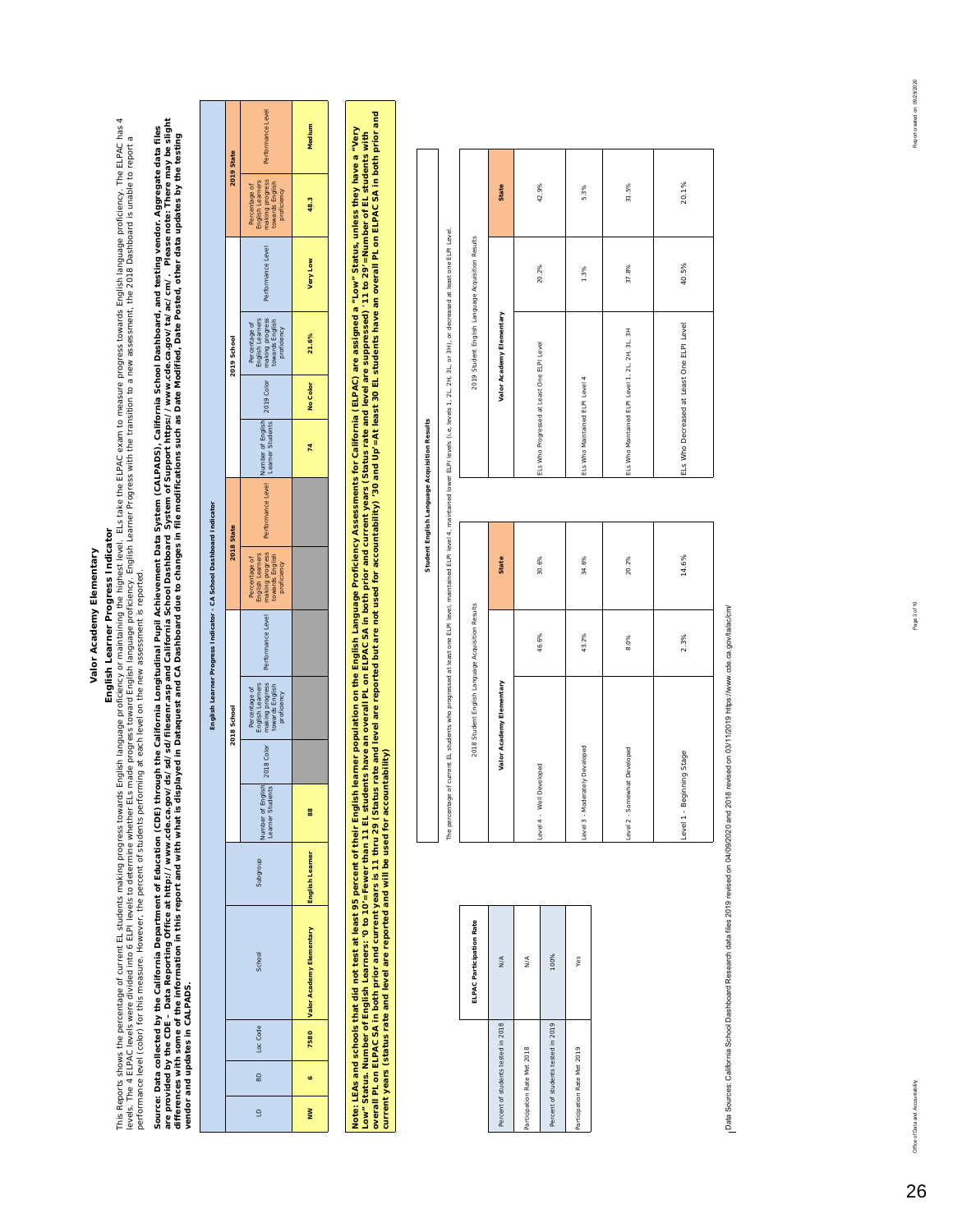# Valor Academy Elementary

## English Learner Progress Indicator

This Reports shows the percentage of current EL students making progress towards English language proficiency or maintaining the highest level. ELs take the ELPAC exam to measure progress towards English language proficiency. The ELPAC has 4 levels. The 4 ELPAC levels were divided into 6 ELPI levels to determine whether ELs made progress toward English language proficiency. English Learner Progress with the transition to a new assessment, the 2018 Dashboard is unable to report a performance level (color) for this measure. However, the percent of students performing at each level on the new assessment is reported.

**Source: Data collected by the California Department of Education (CDE) through the California Longitudinal Pupil Achievement Data System (CALPADS), California School Dashboard, and testing vendor. Aggregate data files are provided by the CDE – Data Reporting Office at http://www.cde.ca.gov/ds/sd/sd/filesenr.asp and California School Dashboard System of Support https://www.cde.ca.gov/ta/ac/cm/. Please note: There may be slight differences with some of the information in this report and with what is displayed in Dataquest and CA Dashboard due to changes in file modifications such as Date Modified, Date Posted, other data updates by the testing vendor and updates in CALPADS.**

**English Learner Progress Indicator - CA School Dashboard Indicator**

| LD | BD | Loc Code | School | Subgroup | 2018 School | | | | 2018 State | | 2019 School | | | | 2019 State | |
|---|---|---|---|---|---|---|---|---|---|---|---|---|---|---|---|---|
| | | | | | Number of English Learner Students | 2018 Color | Percentage of English Learners making progress towards English proficiency | Performance Level | Percentage of English Learners making progress towards English proficiency | Performance Level | Number of English Learner Students | 2019 Color | Percentage of English Learners making progress towards English proficiency | Performance Level | Percentage of English Learners making progress towards English proficiency | Performance Level |
| NW | 6 | 7580 | Valor Academy Elementary | English Learner | 88 | | | | | | 74 | No Color | 21.6% | Very Low | 48.3 | Medium |

**Note: LEAs and schools that did not test at least 95 percent of their English learner population on the English Language Proficiency Assessments for California (ELPAC) are assigned a "Low" Status, unless they have a "Very Low" Status. Number of English Learners: '0 to 10'=Fewer than 11 EL students have an overall PL on ELPAC SA in both prior and current years (Status rate and level are suppressed) '11 to 29'=Number of EL students with overall PL on ELPAC SA in both prior and current years is 11 thru 29 (Status rate and level are reported but are not used for accountability) '30 and Up'=At least 30 EL students have an overall PL on ELPAC SA in both prior and current years (status rate and level are reported and will be used for accountability)**

| | ELPAC Participation Rate |
|---|---|
| Percent of students tested in 2018 | N/A |
| Participation Rate Met 2018 | N/A |
| Percent of students tested in 2019 | 100% |
| Participation Rate Met 2019 | Yes |

**Student English Language Acquisition Results**

The percentage of current EL students who progressed at least one ELPI level, maintained ELPI level 4, maintained lower ELPI levels (i.e., levels 1, 2L, 2H, 3L, or 3H), or decreased at least one ELPI Level.

2018 Student English Language Acquisition Results

| | Valor Academy Elementary | State |
|---|---|---|
| Level 4 - Well Developed | 46.6% | 30.6% |
| Level 3 - Moderately Developed | 43.2% | 34.6% |
| Level 2 - Somewhat Developed | 8.0% | 20.2% |
| Level 1 - Beginning Stage | 2.3% | 14.6% |

2019 Student English Language Acquisition Results

| | Valor Academy Elementary | State |
|---|---|---|
| ELs Who Progressed at Least One ELPI Level | 20.2% | 42.9% |
| ELs Who Maintained ELPI Level 4 | 1.3% | 5.3% |
| ELs Who Maintained ELPI Level 1, 2L, 2H, 3L, 3H | 37.8% | 31.5% |
| ELs Who Decreased at Least One ELPI Level | 40.5% | 20.1% |

Data Sources: California School Dashboard Research data files 2019 revised on 04/09/2020 and 2018 revised on 03/11/2019 https://www.cde.ca.gov/ta/ac/cm/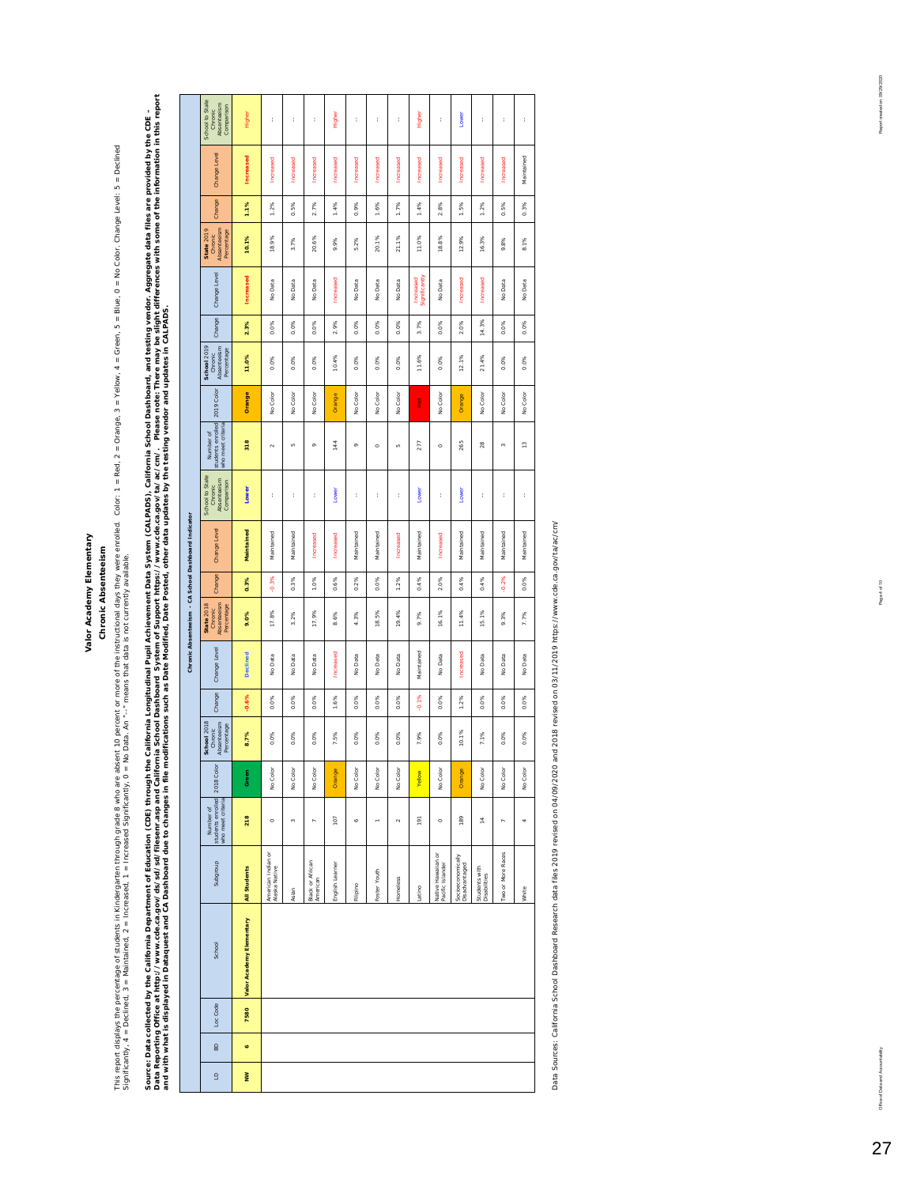# Valor Academy Elementary

## Chronic Absenteeism

This report displays the percentage of students in Kindergarten through grade 8 who are absent 10 percent or more of the instructional days they were enrolled. Color: 1 = Red, 2 = Orange, 3 = Yellow, 4 = Green, 5 = Blue, 0 = No Color. Change Level: 5 = Declined Significantly, 4 = Declined, 3 = Maintained, 2 = Increased, 1 = Increased Significantly, 0 = No Data. An "--" means that data is not currently available.

**Source: Data collected by the California Department of Education (CDE) through the California Longitudinal Pupil Achievement Data System (CALPADS), California School Dashboard, and testing vendor. Aggregate data files are provided by the CDE - Data Reporting Office at http://www.cde.ca.gov/ds/sd/sd/filesenr.asp and California School Dashboard System of Support https://www.cde.ca.gov/ta/ac/cm/. Please note: There may be slight differences with some of the information in this report and with what is displayed in Dataquest and CA Dashboard due to changes in file modifications such as Date Modified, Date Posted, other data updates by the testing vendor and updates in CALPADS.**

**Chronic Absenteeism - CA School Dashboard Indicator**

| LD | BD | Loc Code | School | Subgroup | Number of students enrolled who meet criteria | 2018 Color | School 2018 Chronic Absenteeism Percentage | Change | Change Level | State 2018 Chronic Absenteeism Percentage | Change | Change Level | School to State Chronic Absenteeism Comparison | Number of students enrolled who meet criteria | 2019 Color | School 2019 Chronic Absenteeism Percentage | Change | Change Level | State 2019 Chronic Absenteeism Percentage | Change | Change Level | School to State Chronic Absenteeism Comparison |
|---|---|---|---|---|---|---|---|---|---|---|---|---|---|---|---|---|---|---|---|---|---|---|
| **NW** | **6** | **7580** | **Valor Academy Elementary** | **All Students** | **218** | **Green** | **8.7%** | **-0.6%** | **Declined** | **9.0%** | **0.3%** | **Maintained** | **Lower** | **318** | **Orange** | **11.0%** | **2.3%** | **Increased** | **10.1%** | **1.1%** | **Increased** | **Higher** |
| | | | | American Indian or Alaska Native | 0 | No Color | 0.0% | 0.0% | No Data | 17.8% | -0.3% | Maintained | -- | 2 | No Color | 0.0% | 0.0% | No Data | 18.9% | 1.2% | Increased | -- |
| | | | | Asian | 3 | No Color | 0.0% | 0.0% | No Data | 3.2% | 0.3% | Maintained | -- | 5 | No Color | 0.0% | 0.0% | No Data | 3.7% | 0.5% | Increased | -- |
| | | | | Black or African American | 7 | No Color | 0.0% | 0.0% | No Data | 17.9% | 1.0% | Increased | -- | 9 | No Color | 0.0% | 0.0% | No Data | 20.6% | 2.7% | Increased | -- |
| | | | | English Learner | 107 | Orange | 7.5% | 1.6% | Increased | 8.6% | 0.6% | Increased | Lower | 144 | Orange | 10.4% | 2.9% | Increased | 9.9% | 1.4% | Increased | Higher |
| | | | | Filipino | 6 | No Color | 0.0% | 0.0% | No Data | 4.3% | 0.2% | Maintained | -- | 9 | No Color | 0.0% | 0.0% | No Data | 5.2% | 0.9% | Increased | -- |
| | | | | Foster Youth | 1 | No Color | 0.0% | 0.0% | No Data | 18.5% | 0.0% | Maintained | -- | 0 | No Color | 0.0% | 0.0% | No Data | 20.1% | 1.6% | Increased | -- |
| | | | | Homeless | 2 | No Color | 0.0% | 0.0% | No Data | 19.4% | 1.2% | Increased | -- | 5 | No Color | 0.0% | 0.0% | No Data | 21.1% | 1.7% | Increased | -- |
| | | | | Latino | 191 | Yellow | 7.9% | -0.1% | Maintained | 9.7% | 0.4% | Maintained | Lower | 277 | Red | 11.6% | 3.7% | Increased Significantly | 11.0% | 1.4% | Increased | Higher |
| | | | | Native Hawaiian or Pacific Islander | 0 | No Color | 0.0% | 0.0% | No Data | 16.1% | 2.0% | Increased | -- | 0 | No Color | 0.0% | 0.0% | No Data | 18.8% | 2.8% | Increased | -- |
| | | | | Socioeconomically Disadvantaged | 189 | Orange | 10.1% | 1.2% | Increased | 11.4% | 0.4% | Maintained | Lower | 265 | Orange | 12.1% | 2.0% | Increased | 12.9% | 1.5% | Increased | Lower |
| | | | | Students with Disabilities | 14 | No Color | 7.1% | 0.0% | No Data | 15.1% | 0.4% | Maintained | -- | 28 | No Color | 21.4% | 14.3% | Increased | 16.3% | 1.2% | Increased | -- |
| | | | | Two or More Races | 7 | No Color | 0.0% | 0.0% | No Data | 9.3% | -0.2% | Maintained | -- | 3 | No Color | 0.0% | 0.0% | No Data | 9.8% | 0.5% | Increased | -- |
| | | | | White | 4 | No Color | 0.0% | 0.0% | No Data | 7.7% | 0.0% | Maintained | -- | 13 | No Color | 0.0% | 0.0% | No Data | 8.1% | 0.3% | Maintained | -- |

Data Sources: California School Dashboard Research data files 2019 revised on 04/09/2020 and 2018 revised on 03/11/2019 https://www.cde.ca.gov/ta/ac/cm/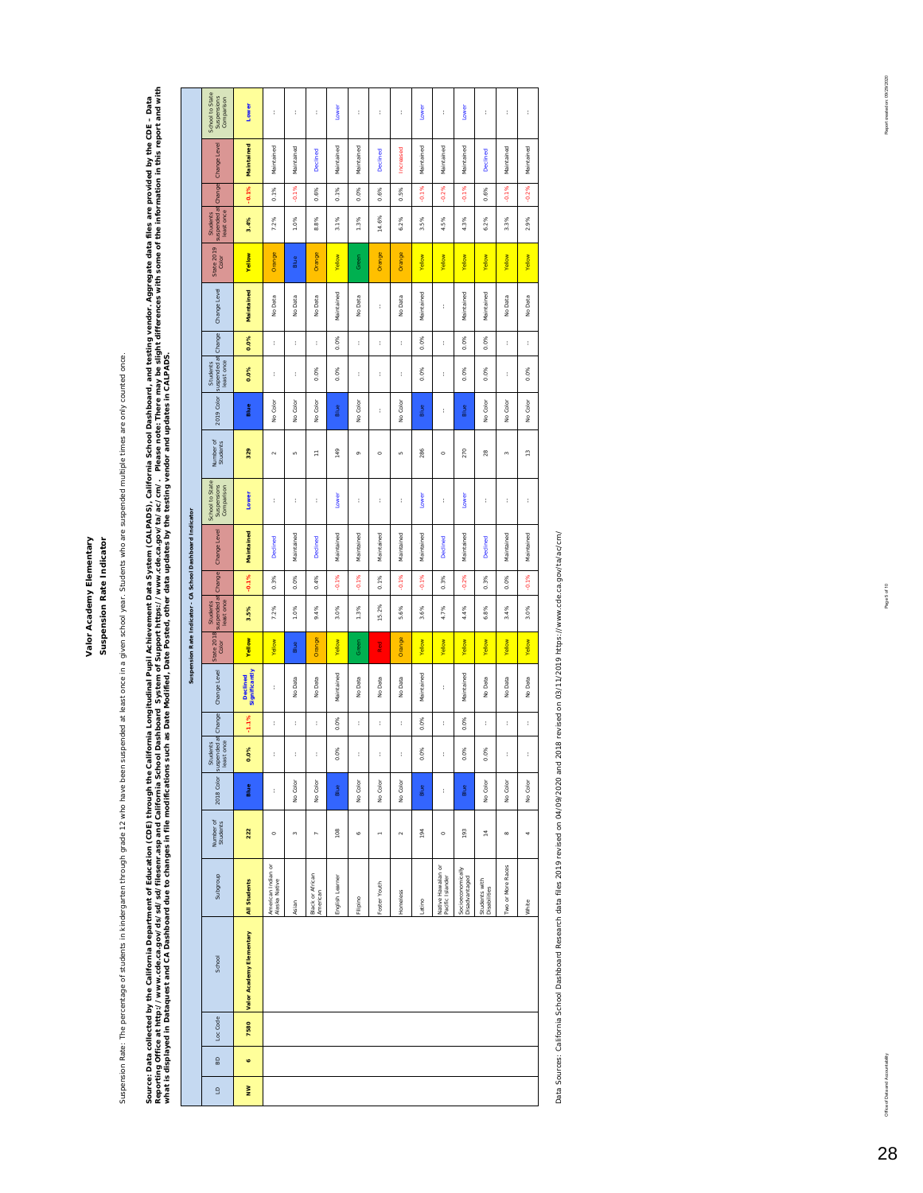# Valor Academy Elementary
## Suspension Rate Indicator

Suspension Rate: The percentage of students in kindergarten through grade 12 who have been suspended at least once in a given school year. Students who are suspended multiple times are only counted once.

**Source: Data collected by the California Department of Education (CDE) through the California Longitudinal Pupil Achievement Data System (CALPADS), California School Dashboard, and testing vendor. Aggregate data files are provided by the CDE - Data Reporting Office at http://www.cde.ca.gov/ds/sd/sd/filesenr.asp and California School Dashboard System of Support https://www.cde.ca.gov/ta/ac/cm/. Please note: There may be slight differences with some of the information in this report and with what is displayed in Dataquest and CA Dashboard due to changes in file modifications such as Date Modified, Date Posted, other data updates by the testing vendor and updates in CALPADS.**

Suspension Rate Indicator - CA School Dashboard Indicator

| LD | BD | Loc Code | School | Subgroup | Number of Students | 2018 Color | Students suspended at least once | Change | Change Level | State 2018 Color | Students suspended at least once | Change | Change Level | School to State Suspensions Comparison | Number of Students | 2019 Color | Students suspended at least once | Change | Change Level | State 2019 Color | Students suspended at least once | Change | Change Level | School to State Suspensions Comparison |
|---|---|---|---|---|---|---|---|---|---|---|---|---|---|---|---|---|---|---|---|---|---|---|---|---|
| **NW** | **6** | **7580** | **Valor Academy Elementary** | **All Students** | **222** | **Blue** | **0.0%** | **-1.1%** | **Declined Significantly** | **Yellow** | **3.5%** | **-0.1%** | **Maintained** | **Lower** | **329** | **Blue** | **0.0%** | **0.0%** | **Maintained** | **Yellow** | **3.4%** | **-0.1%** | **Maintained** | **Lower** |
| | | | | American Indian or Alaska Native | 0 | -- | -- | -- | -- | Yellow | 7.2% | 0.3% | Declined | -- | 2 | -- | -- | -- | No Data | Orange | 7.2% | 0.1% | Maintained | -- |
| | | | | Asian | 3 | No Color | -- | -- | No Data | Blue | 1.0% | 0.0% | Maintained | -- | 5 | No Color | -- | -- | No Data | Blue | 1.0% | -0.1% | Maintained | -- |
| | | | | Black or African American | 7 | No Color | -- | -- | No Data | Orange | 9.4% | 0.4% | Declined | -- | 11 | No Color | 0.0% | -- | No Data | Orange | 8.8% | 0.6% | Declined | -- |
| | | | | English Learner | 108 | Blue | 0.0% | 0.0% | Maintained | Yellow | 3.0% | -0.1% | Maintained | Lower | 149 | Blue | 0.0% | 0.0% | Maintained | Yellow | 3.1% | 0.1% | Maintained | Lower |
| | | | | Filipino | 6 | No Color | -- | -- | No Data | Green | 1.3% | -0.1% | Maintained | -- | 9 | No Color | -- | -- | No Data | Green | 1.3% | 0.0% | Maintained | -- |
| | | | | Foster Youth | 1 | No Color | -- | -- | No Data | Red | 15.2% | 0.1% | Maintained | -- | 0 | -- | -- | -- | -- | Orange | 14.6% | 0.6% | Declined | -- |
| | | | | Homeless | 2 | No Color | -- | -- | No Data | Orange | 5.6% | -0.1% | Maintained | -- | 5 | No Color | -- | -- | No Data | Orange | 6.2% | 0.5% | Increased | -- |
| | | | | Latino | 194 | Blue | 0.0% | 0.0% | Maintained | Yellow | 3.6% | -0.1% | Maintained | Lower | 286 | Blue | 0.0% | 0.0% | Maintained | Yellow | 3.5% | -0.1% | Maintained | Lower |
| | | | | Native Hawaiian or Pacific Islander | 0 | -- | -- | -- | -- | Yellow | 4.7% | 0.3% | Declined | -- | 0 | -- | -- | -- | -- | Yellow | 4.5% | -0.2% | Maintained | -- |
| | | | | Socioeconomically Disadvantaged | 193 | Blue | 0.0% | 0.0% | Maintained | Yellow | 4.4% | -0.2% | Maintained | Lower | 270 | Blue | 0.0% | 0.0% | Maintained | Yellow | 4.3% | -0.1% | Maintained | Lower |
| | | | | Students with Disabilities | 14 | No Color | 0.0% | -- | No Data | Yellow | 6.8% | 0.3% | Declined | -- | 28 | No Color | 0.0% | 0.0% | Maintained | Yellow | 6.2% | 0.6% | Declined | -- |
| | | | | Two or More Races | 8 | No Color | -- | -- | No Data | Yellow | 3.4% | 0.0% | Maintained | -- | 3 | No Color | -- | -- | No Data | Yellow | 3.3% | -0.1% | Maintained | -- |
| | | | | White | 4 | No Color | -- | -- | No Data | Yellow | 3.0% | -0.1% | Maintained | -- | 13 | No Color | 0.0% | -- | No Data | Yellow | 2.9% | -0.2% | Maintained | -- |

Data Sources: California School Dashboard Research data files 2019 revised on 04/09/2020 and 2018 revised on 03/11/2019 https://www.cde.ca.gov/ta/ac/cm/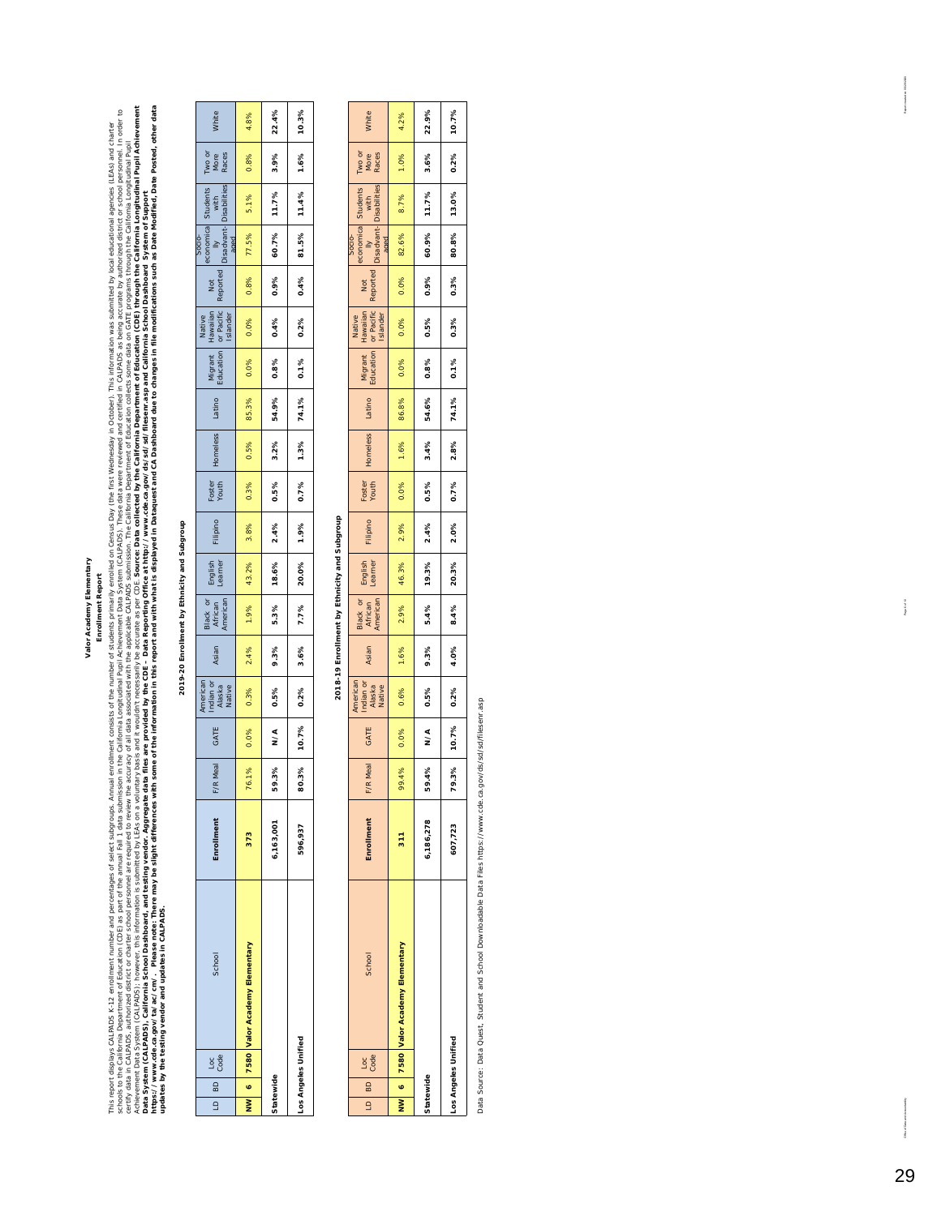# Valor Academy Elementary

## Enrollment Report

This report displays CALPADS K-12 enrollment number and percentages of select subgroups. Annual enrollment consists of the number of students primarily enrolled on Census Day (the first Wednesday in October). This information was submitted by local educational agencies (LEAs) and charter schools to the California Department of Education (CDE) as part of the annual Fall 1 data submission in the California Longitudinal Pupil Achievement Data System (CALPADS). These data were reviewed and certified in CALPADS as being accurate by authorized district or school personnel. In order to certify data in CALPADS, authorized district or charter school personnel are required to review the accuracy of all data associated with the applicable CALPADS submission. The California Department of Education collects some data on GATE programs through the California Longitudinal Pupil Achievement Data System (CALPADS); however, this information is submitted by LEAs on a voluntary basis and it wouldn't necessarily be accurate as per CDE. **Source: Data collected by the California Department of Education (CDE) through the California Longitudinal Pupil Achievement Data System (CALPADS), California School Dashboard, and testing vendor. Aggregate data files are provided by the CDE – Data Reporting Office at http://www.cde.ca.gov/ds/sd/sd/filesenr.asp and California School Dashboard System of Support https://www.cde.ca.gov/ta/ac/cm/. Please note: There may be slight differences with some of the information in this report and with what is displayed in Dataquest and CA Dashboard due to changes in file modifications such as Date Modified, Date Posted, other data updates by the testing vendor and updates in CALPADS.**

### 2019-20 Enrollment by Ethnicity and Subgroup

| LD | BD | Loc Code | School | Enrollment | F/R Meal | GATE | American Indian or Alaska Native | Asian | Black or African American | English Learner | Filipino | Foster Youth | Homeless | Latino | Migrant Education | Native Hawaiian or Pacific Islander | Not Reported | Socio-economically Disadvant-aged | Students with Disabilities | Two or More Races | White |
|---|---|---|---|---|---|---|---|---|---|---|---|---|---|---|---|---|---|---|---|---|---|
| NW | 6 | 7580 | Valor Academy Elementary | 373 | 76.1% | 0.0% | 0.3% | 2.4% | 1.9% | 43.2% | 3.8% | 0.3% | 0.5% | 85.3% | 0.0% | 0.0% | 0.8% | 77.5% | 5.1% | 0.8% | 4.8% |
| Statewide | | | | 6,163,001 | 59.3% | N/A | 0.5% | 9.3% | 5.3% | 18.6% | 2.4% | 0.5% | 3.2% | 54.9% | 0.8% | 0.4% | 0.9% | 60.7% | 11.7% | 3.9% | 22.4% |
| Los Angeles Unified | | | | 596,937 | 80.3% | 10.7% | 0.2% | 3.6% | 7.7% | 20.0% | 1.9% | 0.7% | 1.3% | 74.1% | 0.1% | 0.2% | 0.4% | 81.5% | 11.4% | 1.6% | 10.3% |

### 2018-19 Enrollment by Ethnicity and Subgroup

| LD | BD | Loc Code | School | Enrollment | F/R Meal | GATE | American Indian or Alaska Native | Asian | Black or African American | English Learner | Filipino | Foster Youth | Homeless | Latino | Migrant Education | Native Hawaiian or Pacific Islander | Not Reported | Socio-economically Disadvant-aged | Students with Disabilities | Two or More Races | White |
|---|---|---|---|---|---|---|---|---|---|---|---|---|---|---|---|---|---|---|---|---|---|
| NW | 6 | 7580 | Valor Academy Elementary | 311 | 99.4% | 0.0% | 0.6% | 1.6% | 2.9% | 46.3% | 2.9% | 0.0% | 1.6% | 86.8% | 0.0% | 0.0% | 0.0% | 82.6% | 8.7% | 1.0% | 4.2% |
| Statewide | | | | 6,186,278 | 59.4% | N/A | 0.5% | 9.3% | 5.4% | 19.3% | 2.4% | 0.5% | 3.4% | 54.6% | 0.8% | 0.5% | 0.9% | 60.9% | 11.7% | 3.6% | 22.9% |
| Los Angeles Unified | | | | 607,723 | 79.3% | 10.7% | 0.2% | 4.0% | 8.4% | 20.3% | 2.0% | 0.7% | 2.8% | 74.1% | 0.1% | 0.3% | 0.3% | 80.8% | 13.0% | 0.2% | 10.7% |

Data Source: Data Quest, Student and School Downloadable Data Files https://www.cde.ca.gov/ds/sd/sd/filesenr.asp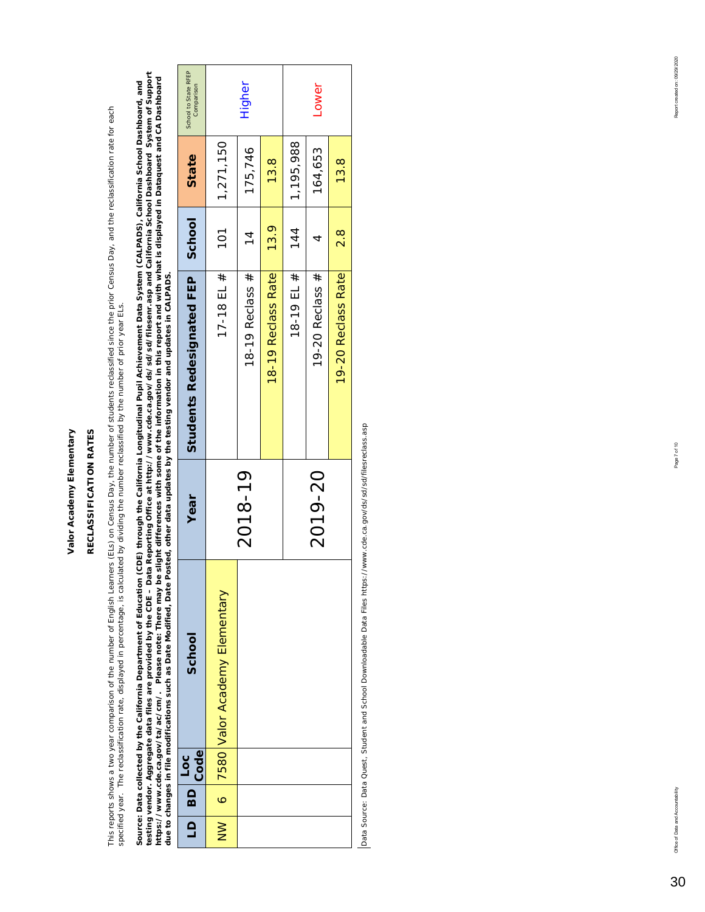**Valor Academy Elementary**

**RECLASSIFICATION RATES**

This reports shows a two year comparison of the number of English Learners (ELs) on Census Day, the number of students reclassified since the prior Census Day, and the reclassification rate for each specified year. The reclassification rate, displayed in percentage, is calculated by dividing the number reclassified by the number of prior year ELs.

**Source: Data collected by the California Department of Education (CDE) through the California Longitudinal Pupil Achievement Data System (CALPADS), California School Dashboard, and testing vendor. Aggregate data files are provided by the CDE – Data Reporting Office at http://www.cde.ca.gov/ds/sd/sd/filesenr.asp and California School Dashboard System of Support https://www.cde.ca.gov/ta/ac/cm/. Please note: There may be slight differences with some of the information in this report and with what is displayed in Dataquest and CA Dashboard due to changes in file modifications such as Date Modified, Date Posted, other data updates by the testing vendor and updates in CALPADS.**

| LD | BD | Loc Code | School | Year | Students Redesignated FEP | School | State | School to State RFEP Comparison |
|---|---|---|---|---|---|---|---|---|
| NW | 6 | 7580 | Valor Academy Elementary | 2018-19 | 17-18 EL # | 101 | 1,271,150 | Higher |
| | | | | | 18-19 Reclass # | 14 | 175,746 | |
| | | | | | 18-19 Reclass Rate | 13.9 | 13.8 | |
| | | | | 2019-20 | 18-19 EL # | 144 | 1,195,988 | Lower |
| | | | | | 19-20 Reclass # | 4 | 164,653 | |
| | | | | | 19-20 Reclass Rate | 2.8 | 13.8 | |

Data Source: Data Quest, Student and School Downloadable Data Files https://www.cde.ca.gov/ds/sd/sd/filesreclass.asp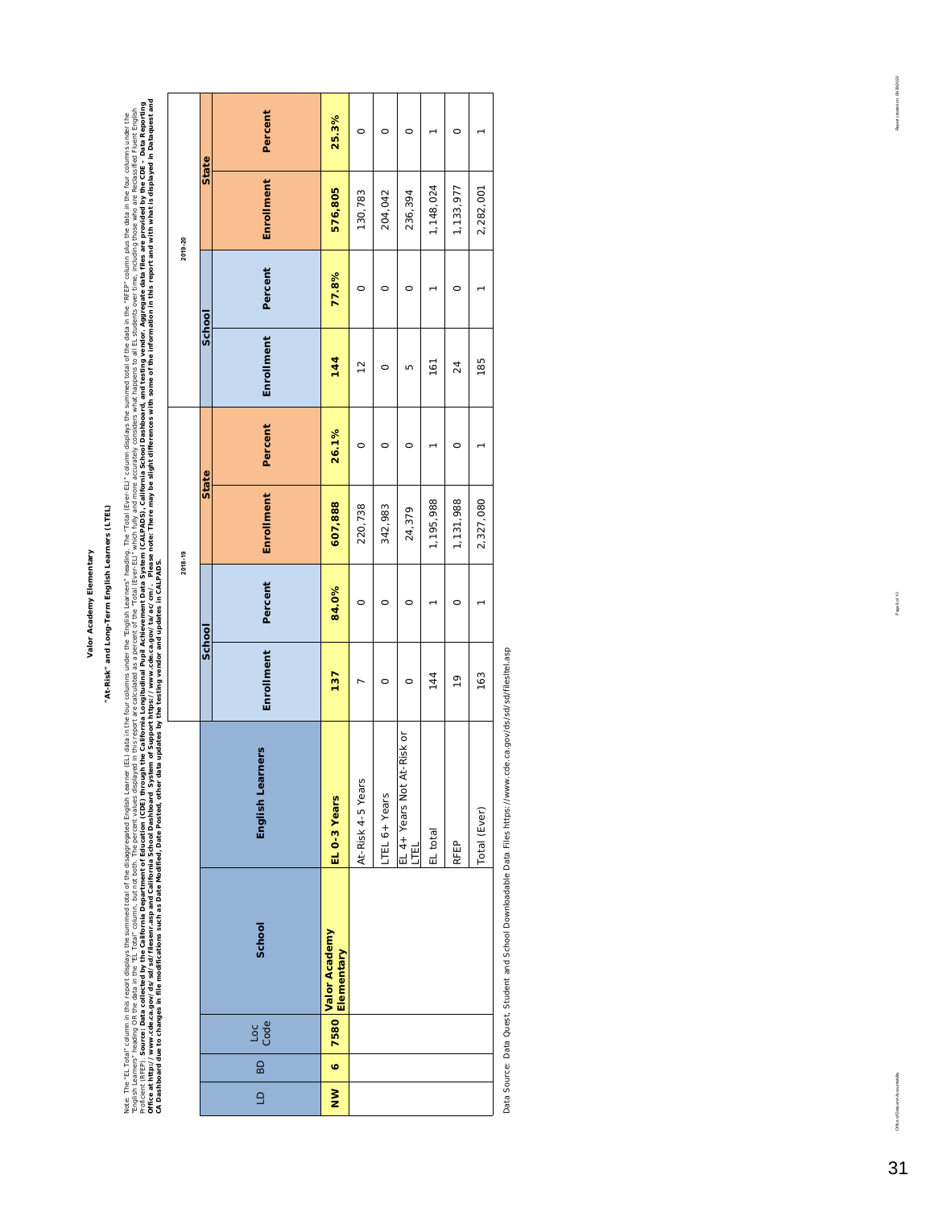# Valor Academy Elementary

## "At-Risk" and Long-Term English Learners (LTEL)

Note: The "EL Total" column in this report displays the summed total of the disaggregated English Learner (EL) data in the four columns under the "English Learners" heading. The "Total (Ever-EL)" column displays the summed total of the data in the "RFEP" column plus the data in the four columns under the "English Learners" heading OR the data in the "EL Total" column, but not both. The percent values displayed in this report are calculated as a percent of the "Total (Ever-EL)" which fully and more accurately considers what happens to all EL students over time, including those who are Reclassified Fluent English Proficient (RFEP). **Source: Data collected by the California Department of Education (CDE) through the California Longitudinal Pupil Achievement Data System (CALPADS), California School Dashboard, and testing vendor. Aggregate data files are provided by the CDE – Data Reporting Office at http://www.cde.ca.gov/ds/sd/sd/filesenr.asp and California School Dashboard System of Support https://www.cde.ca.gov/ta/ac/cm/. Please note: There may be slight differences with some of the information in this report and with what is displayed in Dataquest and CA Dashboard due to changes in file modifications such as Date Modified, Date Posted, other data updates by the testing vendor and updates in CALPADS.**

| LD | BD | Loc Code | School | English Learners | 2018-19 School Enrollment | 2018-19 School Percent | 2018-19 State Enrollment | 2018-19 State Percent | 2019-20 School Enrollment | 2019-20 School Percent | 2019-20 State Enrollment | 2019-20 State Percent |
|---|---|---|---|---|---|---|---|---|---|---|---|---|
| **NW** | **6** | **7580** | **Valor Academy Elementary** | **EL 0-3 Years** | **137** | **84.0%** | **607,888** | **26.1%** | **144** | **77.8%** | **576,805** | **25.3%** |
| | | | | At-Risk 4-5 Years | 7 | 0 | 220,738 | 0 | 12 | 0 | 130,783 | 0 |
| | | | | LTEL 6+ Years | 0 | 0 | 342,983 | 0 | 0 | 0 | 204,042 | 0 |
| | | | | EL 4+ Years Not At-Risk or LTEL | 0 | 0 | 24,379 | 0 | 5 | 0 | 236,394 | 0 |
| | | | | EL total | 144 | 1 | 1,195,988 | 1 | 161 | 1 | 1,148,024 | 1 |
| | | | | RFEP | 19 | 0 | 1,131,988 | 0 | 24 | 0 | 1,133,977 | 0 |
| | | | | Total (Ever) | 163 | 1 | 2,327,080 | 1 | 185 | 1 | 2,282,001 | 1 |

Data Source: Data Quest, Student and School Downloadable Data Files https://www.cde.ca.gov/ds/sd/sd/filesltel.asp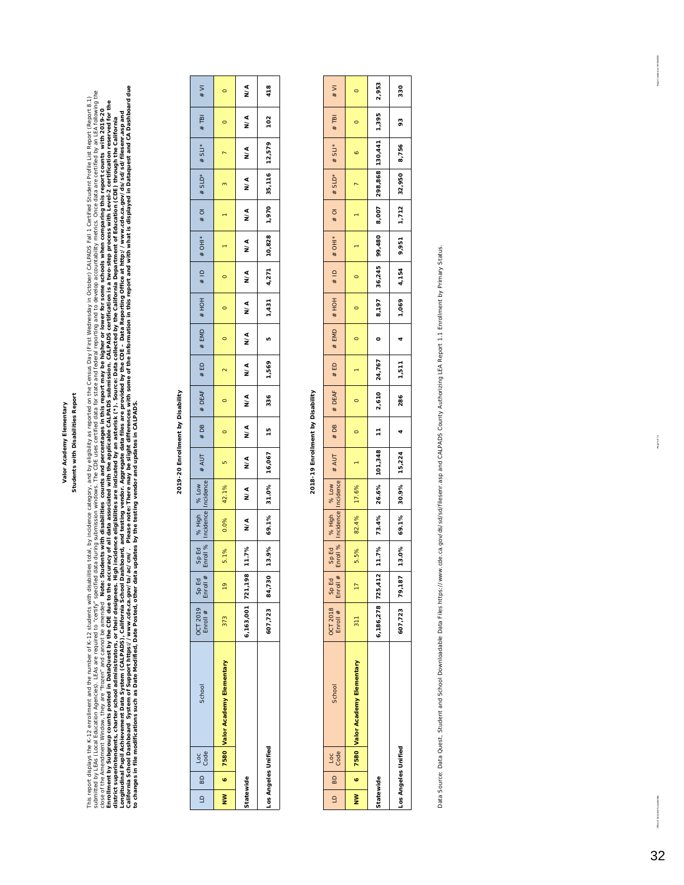# Valor Academy Elementary

## Students with Disabilities Report

This report displays the K-12 enrollment and the number of K-12 students with disabilities total, by incidence category, and by eligibility as reported on the Census Day (First Wednesday in October) CALPADS Fall 1 Certified Student Profile List Report (Report 8.1) submitted by LEAs (Local Education Agencies). LEAs are required to "certify" specified data during submission windows. The CDE uses certified data for state and federal reporting and to develop accountability metrics. Once data are certified by an LEA following the close of the Amendment Window, they are "frozen" and cannot be amended. **Note: Students with disabilities counts and percentages in this report may be higher or lower for some schools when comparing this report counts with 2019-20 Enrollment by Subgroup counts posted in DataQuest by the CDE due to the accuracy of all data associated with the applicable CALPADS submission. CALPADS certification is a two-step process with Level-2 certification reserved for the district superintendents, charter school administrators, or their designees. High incidence eligibilities are indicated by an asterisk (*). Source: Data collected by the California Department of Education (CDE) through the California Longitudinal Pupil Achievement Data System (CALPADS), California School Dashboard, and testing vendor. Aggregate data files are provided by the CDE - Data Reporting Office at http://www.cde.ca.gov/ds/sd/sd/filesenr.asp and California School Dashboard System of Support https://www.cde.ca.gov/ta/ac/cm/. Please note: There may be slight differences with some of the information in this report and with what is displayed in Dataquest and CA Dashboard due to changes in file modifications such as Date Modified, Date Posted, other data updates by the testing vendor and updates in CALPADS.**

### 2019-20 Enrollment by Disability

| LD | BD | Loc Code | School | OCT 2019 Enroll # | Sp Ed Enroll # | Sp Ed Enroll % | % High Incidence | % Low Incidence | # AUT | # DB | # DEAF | # ED | # EMD | # HOH | # ID | # OHI* | # OI | # SLD* | # SLI* | # TBI | # VI |
|---|---|---|---|---|---|---|---|---|---|---|---|---|---|---|---|---|---|---|---|---|---|
| NW | 6 | 7580 | Valor Academy Elementary | 373 | 19 | 5.1% | 0.0% | 42.1% | 5 | 0 | 0 | 2 | 0 | 0 | 0 | 1 | 1 | 3 | 7 | 0 | 0 |
| Statewide | | | | 6,163,001 | 721,198 | 11.7% | N/A | N/A | N/A | N/A | N/A | N/A | N/A | N/A | N/A | N/A | N/A | N/A | N/A | N/A | N/A |
| Los Angeles Unified | | | | 607,723 | 84,730 | 13.9% | 69.1% | 31.0% | 16,067 | 15 | 336 | 1,569 | 5 | 1,431 | 4,271 | 10,828 | 1,970 | 35,116 | 12,579 | 102 | 418 |

### 2018-19 Enrollment by Disability

| LD | BD | Loc Code | School | OCT 2018 Enroll # | Sp Ed Enroll # | Sp Ed Enroll % | % High Incidence | % Low Incidence | # AUT | # DB | # DEAF | # ED | # EMD | # HOH | # ID | # OHI* | # OI | # SLD* | # SLI* | # TBI | # VI |
|---|---|---|---|---|---|---|---|---|---|---|---|---|---|---|---|---|---|---|---|---|---|
| NW | 6 | 7580 | Valor Academy Elementary | 311 | 17 | 5.5% | 82.4% | 17.6% | 1 | 0 | 0 | 1 | 0 | 0 | 0 | 1 | 1 | 7 | 6 | 0 | 0 |
| Statewide | | | | 6,186,278 | 725,412 | 11.7% | 73.4% | 26.6% | 101,348 | 11 | 2,610 | 24,767 | 0 | 8,197 | 36,245 | 99,480 | 8,007 | 298,868 | 130,441 | 1,395 | 2,953 |
| Los Angeles Unified | | | | 607,723 | 79,187 | 13.0% | 69.1% | 30.9% | 15,224 | 4 | 286 | 1,511 | 4 | 1,069 | 4,154 | 9,951 | 1,712 | 32,950 | 8,756 | 93 | 330 |

Data Source: Data Quest, Student and School Downloadable Data Files https://www.cde.ca.gov/ds/sd/sd/filesenr.asp and CALPADS County Authorizing LEA Report 1.1 Enrollment by Primary Status.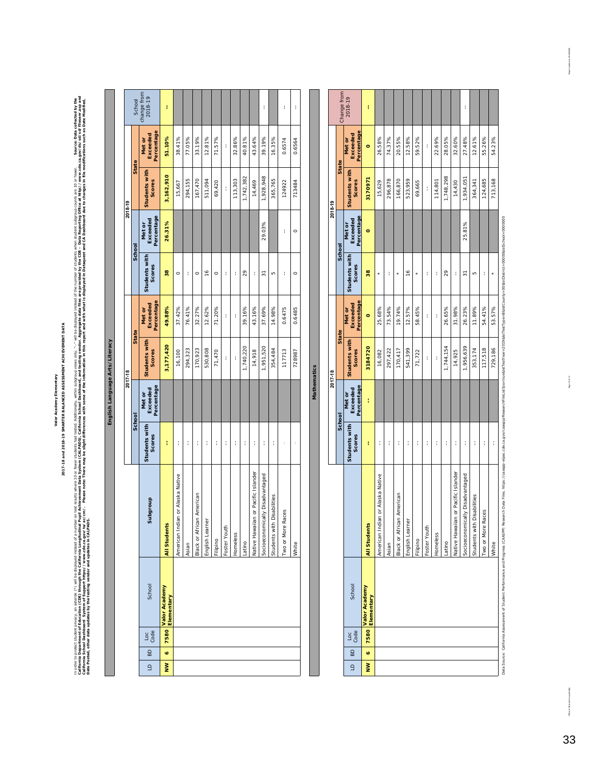# Valor Academy Elementary

## 2017-18 and 2018-19 SMARTER BALANCED ASSESSMENT ACHIEVEMENT DATA

In order to protect student privacy, an asterisk (*) will be displayed instead of a number on test results where 10 or fewer students had tested. Additionally, within subgroup views only, "--" will be displayed instead of the number of students when student subgroup counts are 10 or fewer. **Source: Data collected by the California Department of Education (CDE) through the California Longitudinal Pupil Achievement Data System (CALPADS), California School Dashboard, and testing vendor. Aggregate data files are provided by the CDE - Data Reporting Office at http://www.cde.ca.gov/ds/sd/sd/filesenr.asp and California School Dashboard - System of Support https://www.cde.ca.gov/ta/ac/cm/. Please note: There may be slight differences with some of the information in this report and with what is displayed in Dataquest and CA Dashboard due to changes in file modifications such as Date Modified, Date Posted, other data updates by the testing vendor and updates in CALPADS.**

### English Language Arts/Literacy

| LD | BD | Loc Code | School | Subgroup | 2017-18 School Students with Scores | 2017-18 School Met or Exceeded Percentage | 2017-18 State Students with Scores | 2017-18 State Met or Exceeded Percentage | 2018-19 School Students with Scores | 2018-19 School Met or Exceeded Percentage | 2018-19 State Students with Scores | 2018-19 State Met or Exceeded Percentage | School change from 2018-19 |
|---|---|---|---|---|---|---|---|---|---|---|---|---|---|
| **NW** | **6** | **7580** | **Valor Academy Elementary** | **All Students** | **--** | | **3,177,420** | **49.88%** | **38** | **26.31%** | **3,162,910** | **51.10%** | **--** |
| | | | | American Indian or Alaska Native | -- | | 16,100 | 37.42% | 0 | | 15,667 | 38.41% | |
| | | | | Asian | -- | | 294,323 | 76.41% | -- | | 294,155 | 77.05% | |
| | | | | Black or African American | -- | | 170,923 | 32.27% | 0 | | 167,470 | 33.19% | |
| | | | | English Learner | -- | | 530,808 | 12.62% | 16 | | 511,094 | 12.81% | |
| | | | | Filipino | -- | | 71,470 | 71.20% | 0 | | 69,420 | 71.57% | |
| | | | | Foster Youth | -- | | -- | -- | -- | | -- | -- | |
| | | | | Homeless | -- | | -- | -- | -- | | 113,303 | 32.86% | |
| | | | | Latino | -- | | 1,740,220 | 39.16% | 29 | | 1,742,382 | 40.81% | |
| | | | | Native Hawaiian or Pacific Islander | -- | | 14,918 | 43.16% | -- | | 14,469 | 43.64% | |
| | | | | Socioeconomically Disadvantaged | -- | | 1,951,520 | 37.69% | 31 | 29.03% | 1,928,948 | 39.19% | -- |
| | | | | Students with Disabilities | -- | | 354,484 | 14.98% | 5 | | 365,765 | 16.35% | |
| | | | | Two or More Races | -- | | 117713 | 0.6475 | -- | -- | 124922 | 0.6574 | -- |
| | | | | White | -- | | 728987 | 0.6485 | 0 | 0 | 713484 | 0.6564 | -- |

### Mathematics

| LD | BD | Loc Code | School | Subgroup | 2017-18 School Students with Scores | 2017-18 School Met or Exceeded Percentage | 2017-18 State Students with Scores | 2017-18 State Met or Exceeded Percentage | 2018-19 School Students with Scores | 2018-19 School Met or Exceeded Percentage | 2018-19 State Students with Scores | 2018-19 State Met or Exceeded Percentage | Change from 2018-19 |
|---|---|---|---|---|---|---|---|---|---|---|---|---|---|
| **NW** | **6** | **7580** | **Valor Academy Elementary** | **All Students** | **--** | **--** | **3184720** | **0** | **38** | **0** | **3170971** | **0** | **--** |
| | | | | American Indian or Alaska Native | -- | | 16,082 | 25.68% | * | | 15,629 | 26.58% | |
| | | | | Asian | -- | | 297,422 | 73.54% | -- | | 296,878 | 74.37% | |
| | | | | Black or African American | -- | | 170,417 | 19.74% | * | | 166,870 | 20.55% | |
| | | | | English Learner | -- | | 541,399 | 12.57% | 16 | | 523,959 | 12.58% | |
| | | | | Filipino | -- | | 71,722 | 58.45% | * | | 69,665 | 59.52% | |
| | | | | Foster Youth | -- | | -- | -- | -- | | -- | -- | |
| | | | | Homeless | -- | | -- | -- | -- | | 114,801 | 22.69% | |
| | | | | Latino | -- | | 1,744,154 | 26.65% | 29 | | 1,748,298 | 28.05% | |
| | | | | Native Hawaiian or Pacific Islander | -- | | 14,925 | 31.98% | -- | | 14,430 | 32.60% | |
| | | | | Socioeconomically Disadvantaged | -- | | 1,956,639 | 26.23% | 31 | 25.81% | 1,934,051 | 27.48% | -- |
| | | | | Students with Disabilities | -- | | 353,174 | 11.89% | 5 | | 364,341 | 12.61% | |
| | | | | Two or More Races | -- | | 117,518 | 54.41% | -- | | 124,685 | 55.26% | |
| | | | | White | -- | | 729,186 | 53.57% | * | | 713,168 | 54.23% | |

Data Source: California Assessment of Student Performance and Progress (CAASPP) Research Data Files. https://caaspp-elpac.cde.ca.gov/caaspp/ResearchFileList?ps=true&lstTestYear=2019&lstTestType=B&lstCounty=00&lstDistrict=00000&lstSchool=0000000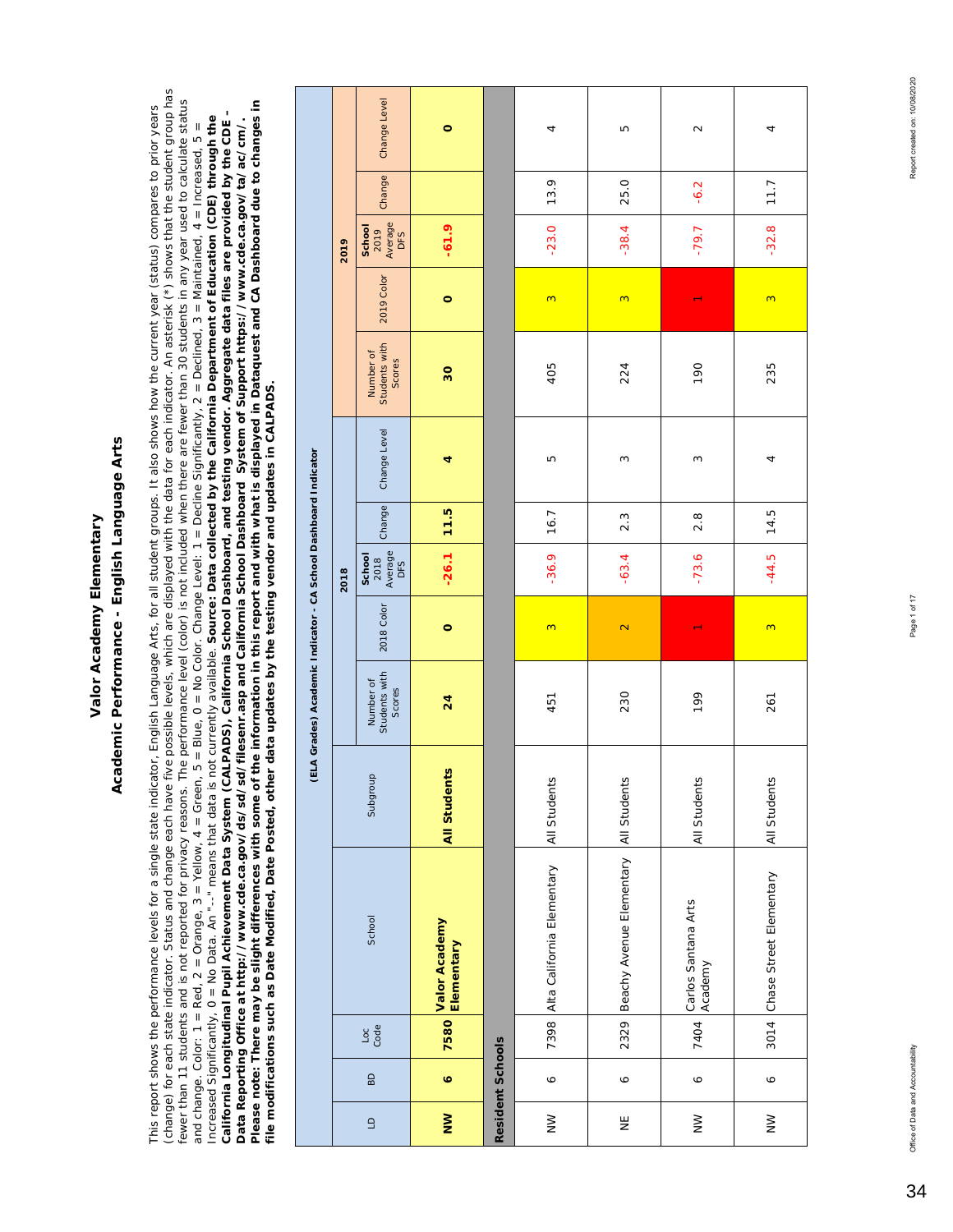# Valor Academy Elementary

## Academic Performance - English Language Arts

This report shows the performance levels for a single state indicator, English Language Arts, for all student groups. It also shows how the current year (status) compares to prior years (change) for each state indicator. Status and change each have five possible levels, which are displayed with the data for each indicator. An asterisk (*) shows that the student group has fewer than 11 students and is not reported for privacy reasons. The performance level (color) is not included when there are fewer than 30 students in any year used to calculate status and change. Color: 1 = Red, 2 = Orange, 3 = Yellow, 4 = Green, 5 = Blue, 0 = No Color. Change Level: 1 = Decline Significantly, 2 = Declined, 3 = Maintained, 4 = Increased, 5 = Increased Significantly, 0 = No Data. An "--" means that data is not currently available. **Source: Data collected by the California Department of Education (CDE) through the California Longitudinal Pupil Achievement Data System (CALPADS), California School Dashboard, and testing vendor. Aggregate data files are provided by the CDE - Data Reporting Office at http://www.cde.ca.gov/ds/sd/sd/filesenr.asp and California School Dashboard System of Support https://www.cde.ca.gov/ta/ac/cm/. Please note: There may be slight differences with some of the information in this report and with what is displayed in Dataquest and CA Dashboard due to changes in file modifications such as Date Modified, Date Posted, other data updates by the testing vendor and updates in CALPADS.**

| | | | | | (ELA Grades) Academic Indicator - CA School Dashboard Indicator | | | | | | | | | |
|---|---|---|---|---|---|---|---|---|---|---|---|---|---|---|
| | | | | | 2018 | | | | | 2019 | | | | |
| LD | BD | Loc Code | School | Subgroup | Number of Students with Scores | 2018 Color | School 2018 Average DFS | Change | Change Level | Number of Students with Scores | 2019 Color | School 2019 Average DFS | Change | Change Level |
| **NW** | **6** | **7580** | **Valor Academy Elementary** | **All Students** | **24** | **0** | **-26.1** | **11.5** | **4** | **30** | **0** | **-61.9** | | **0** |
| **Resident Schools** | | | | | | | | | | | | | | |
| NW | 6 | 7398 | Alta California Elementary | All Students | 451 | 3 | -36.9 | 16.7 | 5 | 405 | 3 | -23.0 | 13.9 | 4 |
| NE | 6 | 2329 | Beachy Avenue Elementary | All Students | 230 | 2 | -63.4 | 2.3 | 3 | 224 | 3 | -38.4 | 25.0 | 5 |
| NW | 6 | 7404 | Carlos Santana Arts Academy | All Students | 199 | 1 | -73.6 | 2.8 | 3 | 190 | 1 | -79.7 | -6.2 | 2 |
| NW | 6 | 3014 | Chase Street Elementary | All Students | 261 | 3 | -44.5 | 14.5 | 4 | 235 | 3 | -32.8 | 11.7 | 4 |

Office of Data and Accountability

Report created on: 10/08/2020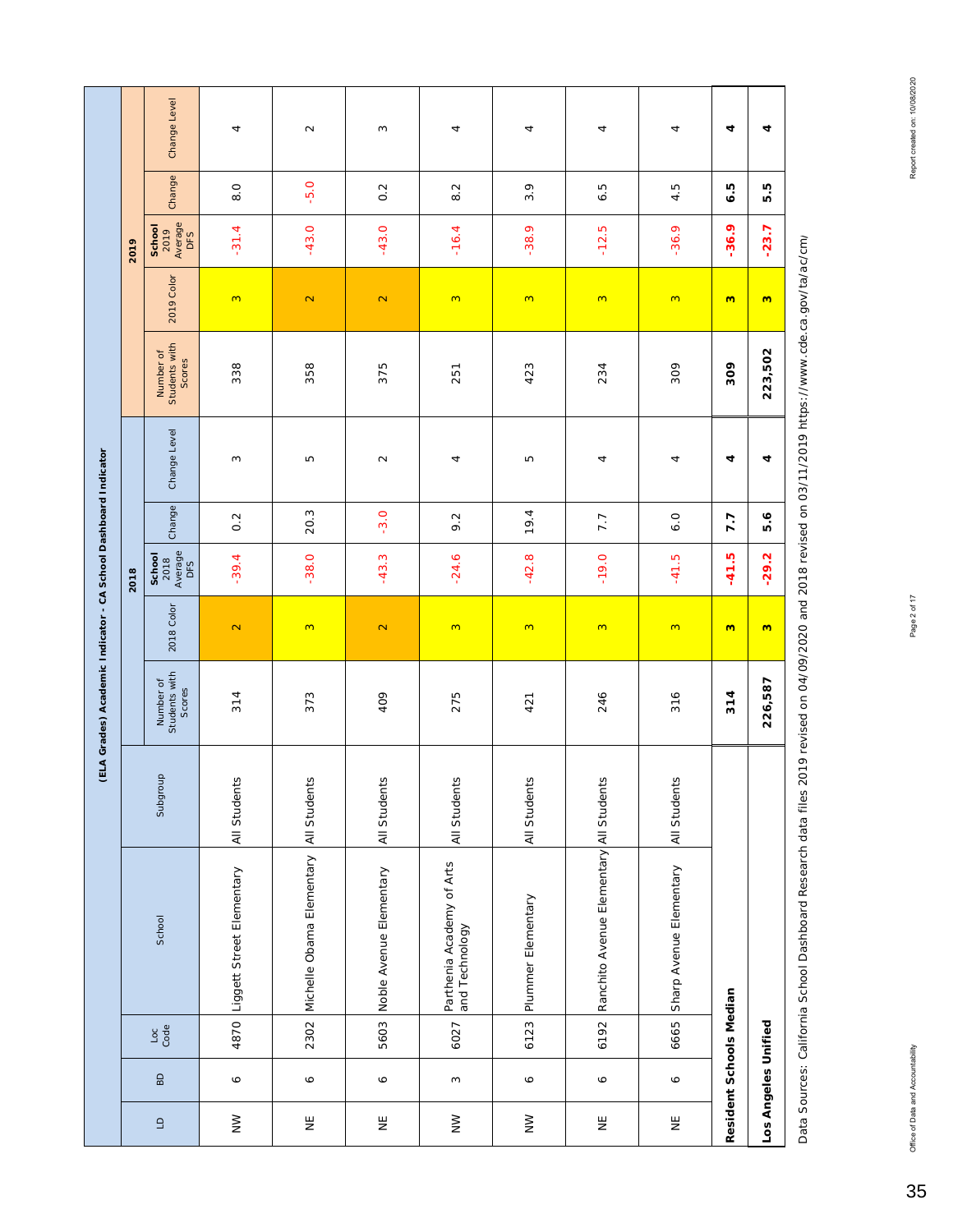## (ELA Grades) Academic Indicator - CA School Dashboard Indicator

| LD | BD | Loc Code | School | Subgroup | 2018 | | | | | 2019 | | | | |
|---|---|---|---|---|---|---|---|---|---|---|---|---|---|---|
| | | | | | Number of Students with Scores | 2018 Color | School 2018 Average DFS | Change | Change Level | Number of Students with Scores | 2019 Color | School 2019 Average DFS | Change | Change Level |
| NW | 6 | 4870 | Liggett Street Elementary | All Students | 314 | 2 | -39.4 | 0.2 | 3 | 338 | 3 | -31.4 | 8.0 | 4 |
| NE | 6 | 2302 | Michelle Obama Elementary | All Students | 373 | 3 | -38.0 | 20.3 | 5 | 358 | 2 | -43.0 | -5.0 | 2 |
| NE | 6 | 5603 | Noble Avenue Elementary | All Students | 409 | 2 | -43.3 | -3.0 | 2 | 375 | 2 | -43.0 | 0.2 | 3 |
| NW | 3 | 6027 | Parthenia Academy of Arts and Technology | All Students | 275 | 3 | -24.6 | 9.2 | 4 | 251 | 3 | -16.4 | 8.2 | 4 |
| NW | 6 | 6123 | Plummer Elementary | All Students | 421 | 3 | -42.8 | 19.4 | 5 | 423 | 3 | -38.9 | 3.9 | 4 |
| NE | 6 | 6192 | Ranchito Avenue Elementary | All Students | 246 | 3 | -19.0 | 7.7 | 4 | 234 | 3 | -12.5 | 6.5 | 4 |
| NE | 6 | 6665 | Sharp Avenue Elementary | All Students | 316 | 3 | -41.5 | 6.0 | 4 | 309 | 3 | -36.9 | 4.5 | 4 |
| **Resident Schools Median** | | | | | **314** | **3** | **-41.5** | **7.7** | **4** | **309** | **3** | **-36.9** | **6.5** | **4** |
| **Los Angeles Unified** | | | | | **226,587** | **3** | **-29.2** | **5.6** | **4** | **223,502** | **3** | **-23.7** | **5.5** | **4** |

Data Sources: California School Dashboard Research data files 2019 revised on 04/09/2020 and 2018 revised on 03/11/2019 https://www.cde.ca.gov/ta/ac/cm/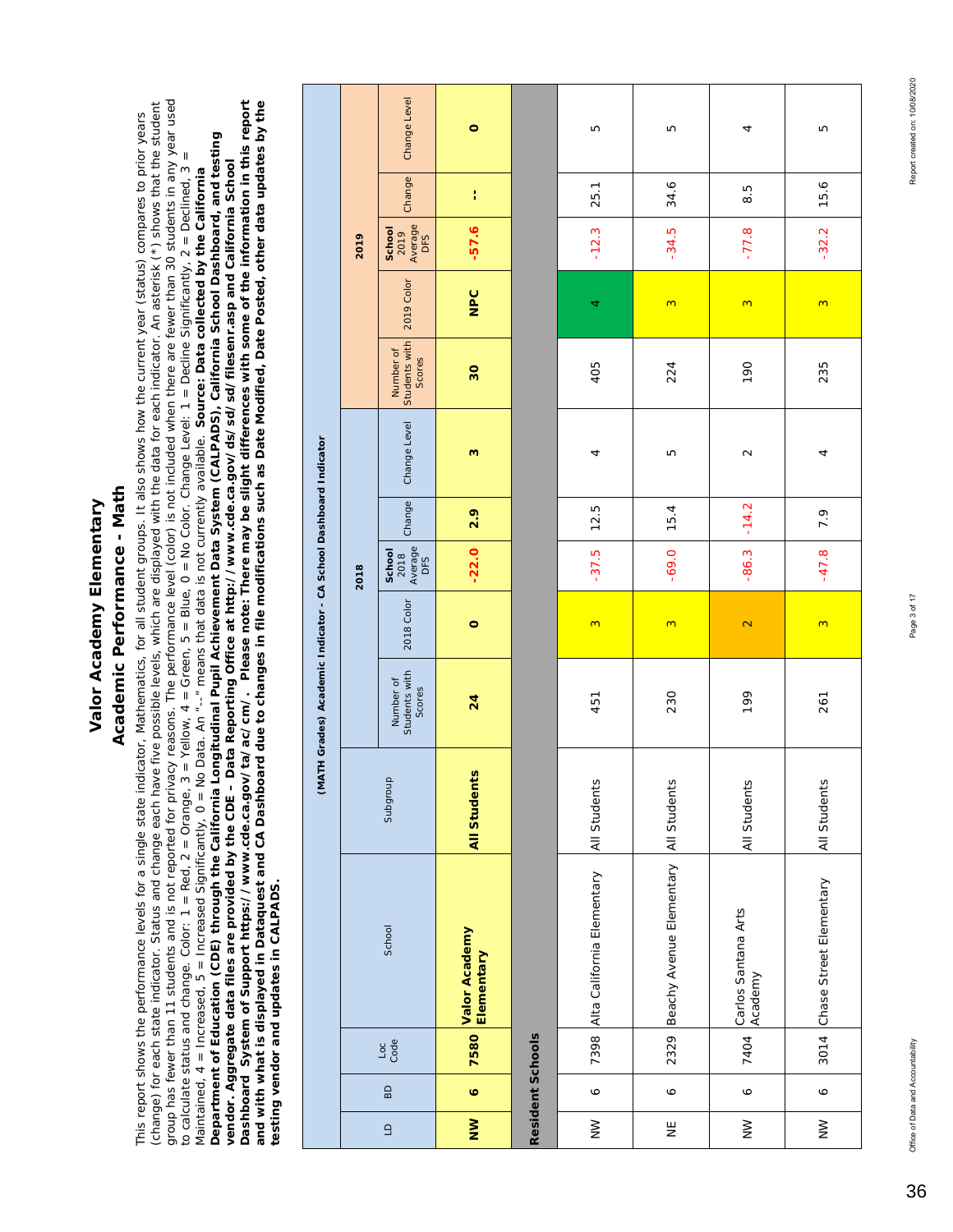# Valor Academy Elementary

## Academic Performance - Math

This report shows the performance levels for a single state indicator, Mathematics, for all student groups. It also shows how the current year (status) compares to prior years (change) for each state indicator. Status and change each have five possible levels, which are displayed with the data for each indicator. An asterisk (*) shows that the student group has fewer than 11 students and is not reported for privacy reasons. The performance level (color) is not included when there are fewer than 30 students in any year used to calculate status and change. Color: 1 = Red, 2 = Orange, 3 = Yellow, 4 = Green, 5 = Blue, 0 = No Color. Change Level: 1 = Decline Significantly, 2 = Declined, 3 = Maintained, 4 = Increased, 5 = Increased Significantly, 0 = No Data. An "--" means that data is not currently available. **Source: Data collected by the California Department of Education (CDE) through the California Longitudinal Pupil Achievement Data System (CALPADS), California School Dashboard, and testing vendor. Aggregate data files are provided by the CDE - Data Reporting Office at http://www.cde.ca.gov/ds/sd/sd/filesenr.asp and California School Dashboard System of Support https://www.cde.ca.gov/ta/ac/cm/. Please note: There may be slight differences with some of the information in this report and with what is displayed in Dataquest and CA Dashboard due to changes in file modifications such as Date Modified, Date Posted, other data updates by the testing vendor and updates in CALPADS.**

| | | | | | (MATH Grades) Academic Indicator - CA School Dashboard Indicator | | | | | | | | | |
|---|---|---|---|---|---|---|---|---|---|---|---|---|---|---|
| | | | | | 2018 | | | | | 2019 | | | | |
| LD | BD | Loc Code | School | Subgroup | Number of Students with Scores | 2018 Color | School 2018 Average DFS | Change | Change Level | Number of Students with Scores | 2019 Color | School 2019 Average DFS | Change | Change Level |
| **NW** | **6** | **7580** | **Valor Academy Elementary** | **All Students** | **24** | **0** | **-22.0** | **2.9** | **3** | **30** | **NPC** | **-57.6** | **--** | **0** |
| **Resident Schools** | | | | | | | | | | | | | | |
| NW | 6 | 7398 | Alta California Elementary | All Students | 451 | 3 | -37.5 | 12.5 | 4 | 405 | 4 | -12.3 | 25.1 | 5 |
| NE | 6 | 2329 | Beachy Avenue Elementary | All Students | 230 | 3 | -69.0 | 15.4 | 5 | 224 | 3 | -34.5 | 34.6 | 5 |
| NW | 6 | 7404 | Carlos Santana Arts Academy | All Students | 199 | 2 | -86.3 | -14.2 | 2 | 190 | 3 | -77.8 | 8.5 | 4 |
| NW | 6 | 3014 | Chase Street Elementary | All Students | 261 | 3 | -47.8 | 7.9 | 4 | 235 | 3 | -32.2 | 15.6 | 5 |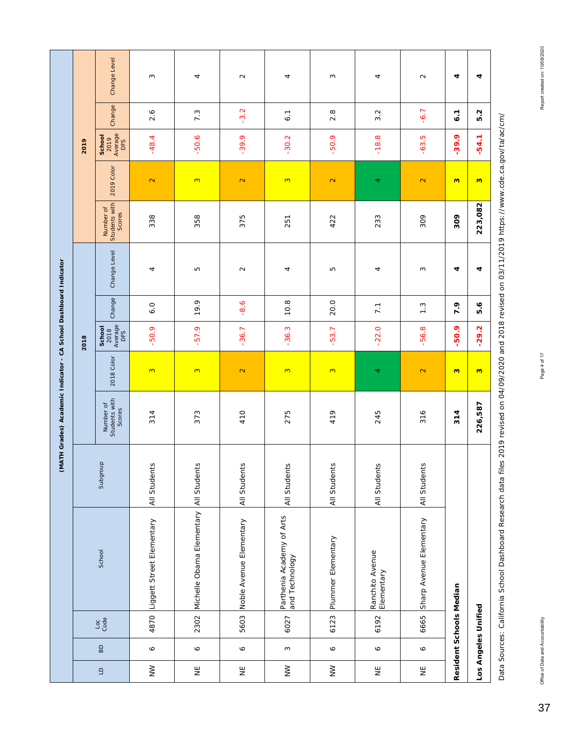## (MATH Grades) Academic Indicator - CA School Dashboard Indicator

| LD | BD | Loc Code | School | Subgroup | 2018 | | | | | 2019 | | | | |
|---|---|---|---|---|---|---|---|---|---|---|---|---|---|---|
| | | | | | Number of Students with Scores | 2018 Color | School 2018 Average DFS | Change | Change Level | Number of Students with Scores | 2019 Color | School 2019 Average DFS | Change | Change Level |
| NW | 6 | 4870 | Liggett Street Elementary | All Students | 314 | 3 | -50.9 | 6.0 | 4 | 338 | 2 | -48.4 | 2.6 | 3 |
| NE | 6 | 2302 | Michelle Obama Elementary | All Students | 373 | 3 | -57.9 | 19.9 | 5 | 358 | 3 | -50.6 | 7.3 | 4 |
| NE | 6 | 5603 | Noble Avenue Elementary | All Students | 410 | 2 | -36.7 | -8.6 | 2 | 375 | 2 | -39.9 | -3.2 | 2 |
| NW | 3 | 6027 | Parthenia Academy of Arts and Technology | All Students | 275 | 3 | -36.3 | 10.8 | 4 | 251 | 3 | -30.2 | 6.1 | 4 |
| NW | 6 | 6123 | Plummer Elementary | All Students | 419 | 3 | -53.7 | 20.0 | 5 | 422 | 2 | -50.9 | 2.8 | 3 |
| NE | 6 | 6192 | Ranchito Avenue Elementary | All Students | 245 | 4 | -22.0 | 7.1 | 4 | 233 | 4 | -18.8 | 3.2 | 4 |
| NE | 6 | 6665 | Sharp Avenue Elementary | All Students | 316 | 2 | -56.8 | 1.3 | 3 | 309 | 2 | -63.5 | -6.7 | 2 |
| **Resident Schools Median** | | | | | **314** | **3** | **-50.9** | **7.9** | **4** | **309** | **3** | **-39.9** | **6.1** | **4** |
| **Los Angeles Unified** | | | | | **226,587** | **3** | **-29.2** | **5.6** | **4** | **223,082** | **3** | **-54.1** | **5.2** | **4** |

Data Sources: California School Dashboard Research data files 2019 revised on 04/09/2020 and 2018 revised on 03/11/2019 https://www.cde.ca.gov/ta/ac/cm/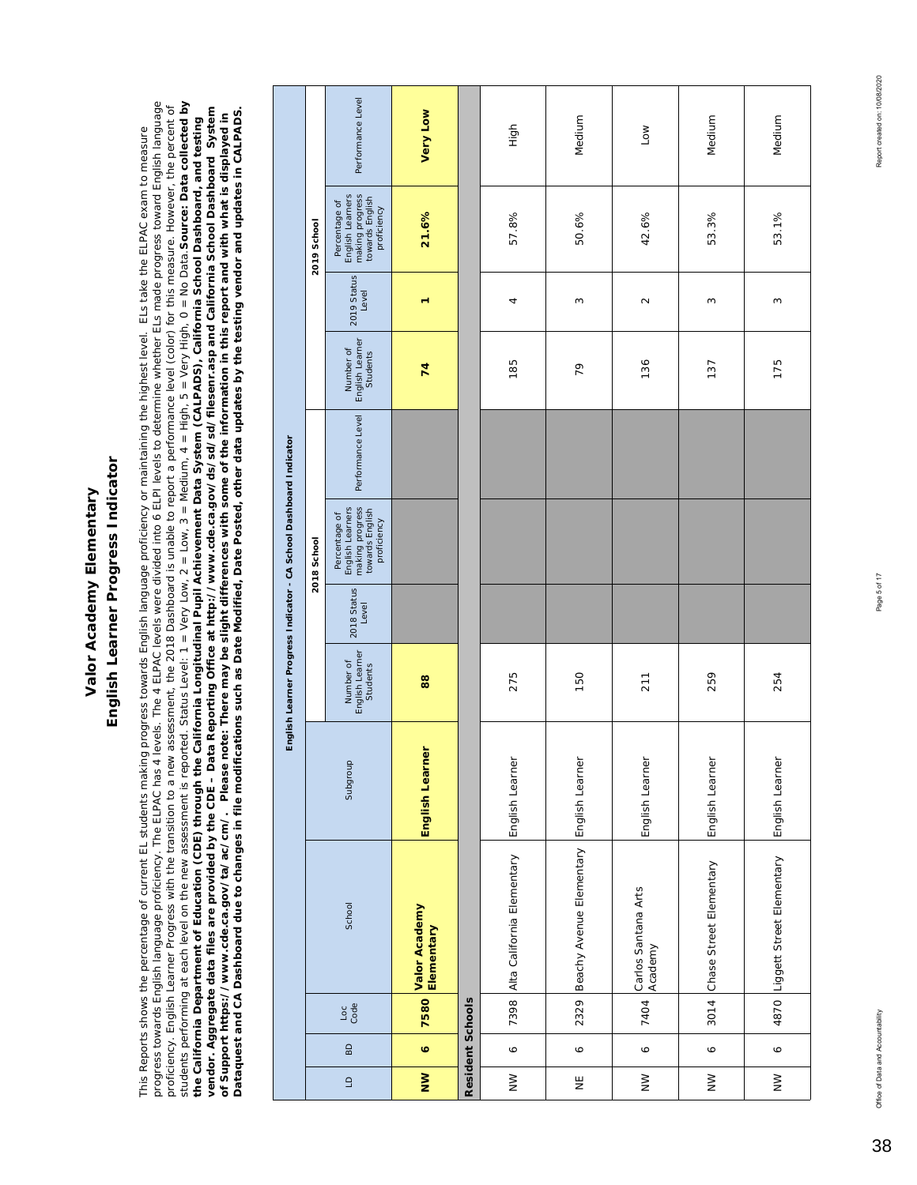# Valor Academy Elementary
## English Learner Progress Indicator

This Reports shows the percentage of current EL students making progress towards English language proficiency or maintaining the highest level. ELs take the ELPAC exam to measure progress towards English language proficiency. The ELPAC has 4 levels. The 4 ELPAC levels were divided into 6 ELPI levels to determine whether ELs made progress toward English language proficiency. English Learner Progress with the transition to a new assessment, the 2018 Dashboard is unable to report a performance level (color) for this measure. However, the percent of students performing at each level on the new assessment is reported. Status Level: 1 = Very Low, 2 = Low, 3 = Medium, 4 = High, 5 = Very High, 0 = No Data. **Source: Data collected by the California Department of Education (CDE) through the California Longitudinal Pupil Achievement Data System (CALPADS), California School Dashboard, and testing vendor. Aggregate data files are provided by the CDE – Data Reporting Office at http://www.cde.ca.gov/ds/sd/sd/filesenr.asp and California School Dashboard System of Support https://www.cde.ca.gov/ta/ac/cm/. Please note: There may be slight differences with some of the information in this report and with what is displayed in Dataquest and CA Dashboard due to changes in file modifications such as Date Modified, Date Posted, other data updates by the testing vendor and updates in CALPADS.**

| LD | BD | Loc Code | School | Subgroup | English Learner Progress Indicator - CA School Dashboard Indicator | | | | | | | |
|---|---|---|---|---|---|---|---|---|---|---|---|---|
| | | | | | 2018 School | | | | 2019 School | | | |
| | | | | | Number of English Learner Students | 2018 Status Level | Percentage of English Learners making progress towards English proficiency | Performance Level | Number of English Learner Students | 2019 Status Level | Percentage of English Learners making progress towards English proficiency | Performance Level |
| **NW** | **6** | **7580** | **Valor Academy Elementary** | **English Learner** | **88** | | | | **74** | **1** | **21.6%** | **Very Low** |
| **Resident Schools** | | | | | | | | | | | | |
| NW | 6 | 7398 | Alta California Elementary | English Learner | 275 | | | | 185 | 4 | 57.8% | High |
| NE | 6 | 2329 | Beachy Avenue Elementary | English Learner | 150 | | | | 79 | 3 | 50.6% | Medium |
| NW | 6 | 7404 | Carlos Santana Arts Academy | English Learner | 211 | | | | 136 | 2 | 42.6% | Low |
| NW | 6 | 3014 | Chase Street Elementary | English Learner | 259 | | | | 137 | 3 | 53.3% | Medium |
| NW | 6 | 4870 | Liggett Street Elementary | English Learner | 254 | | | | 175 | 3 | 53.1% | Medium |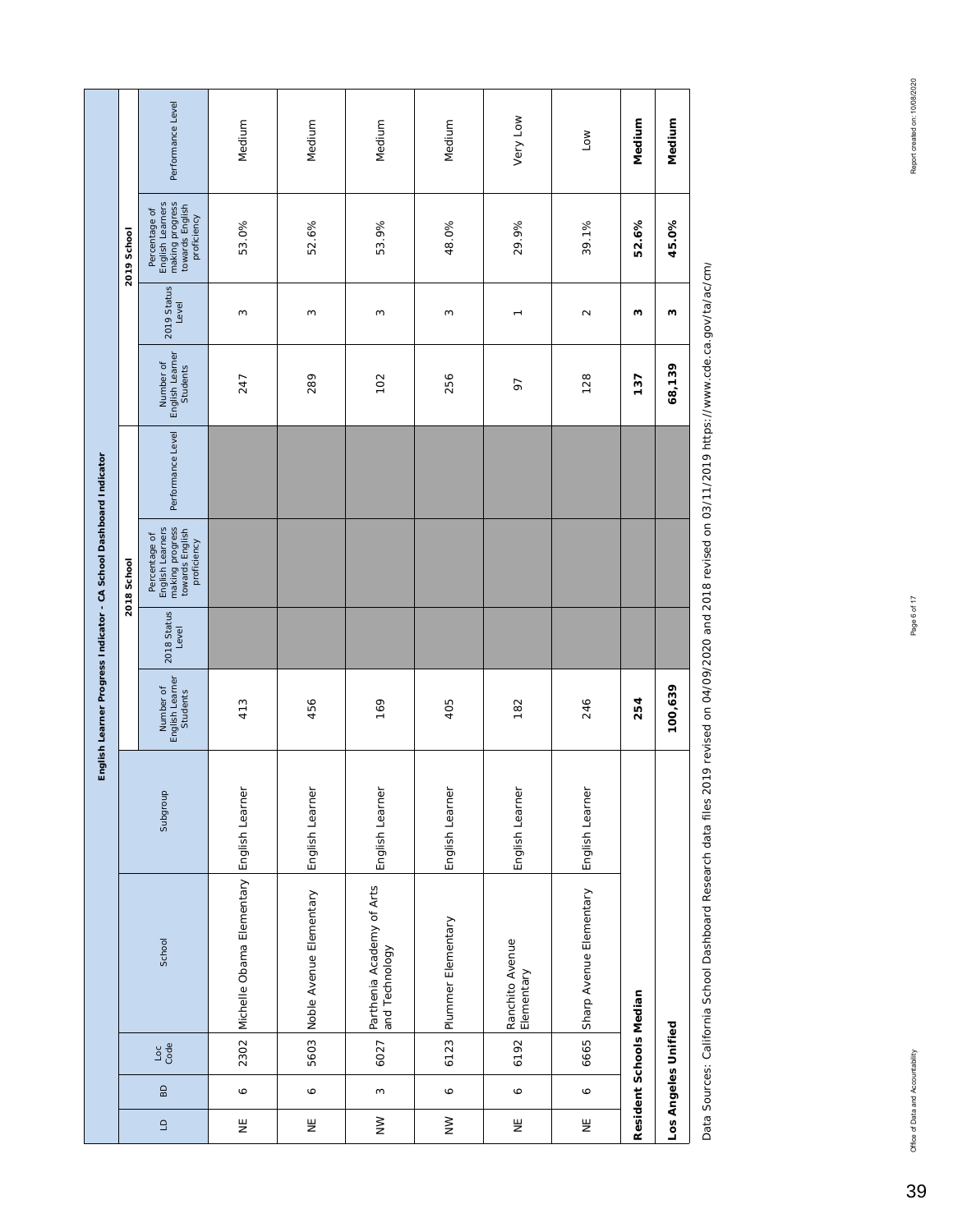| English Learner Progress Indicator - CA School Dashboard Indicator | | | | | | | | | | | | |
|---|---|---|---|---|---|---|---|---|---|---|---|---|
| | | | | | 2018 School | | | | 2019 School | | | |
| LD | BD | Loc Code | School | Subgroup | Number of English Learner Students | 2018 Status Level | Percentage of English Learners making progress towards English proficiency | Performance Level | Number of English Learner Students | 2019 Status Level | Percentage of English Learners making progress towards English proficiency | Performance Level |
| NE | 6 | 2302 | Michelle Obama Elementary | English Learner | 413 | | | | 247 | 3 | 53.0% | Medium |
| NE | 6 | 5603 | Noble Avenue Elementary | English Learner | 456 | | | | 289 | 3 | 52.6% | Medium |
| NW | 3 | 6027 | Parthenia Academy of Arts and Technology | English Learner | 169 | | | | 102 | 3 | 53.9% | Medium |
| NW | 6 | 6123 | Plummer Elementary | English Learner | 405 | | | | 256 | 3 | 48.0% | Medium |
| NE | 6 | 6192 | Ranchito Avenue Elementary | English Learner | 182 | | | | 97 | 1 | 29.9% | Very Low |
| NE | 6 | 6665 | Sharp Avenue Elementary | English Learner | 246 | | | | 128 | 2 | 39.1% | Low |
| **Resident Schools Median** | | | | | **254** | | | | **137** | **3** | **52.6%** | **Medium** |
| **Los Angeles Unified** | | | | | **100,639** | | | | **68,139** | **3** | **45.0%** | **Medium** |

Data Sources: California School Dashboard Research data files 2019 revised on 04/09/2020 and 2018 revised on 03/11/2019 https://www.cde.ca.gov/ta/ac/cm/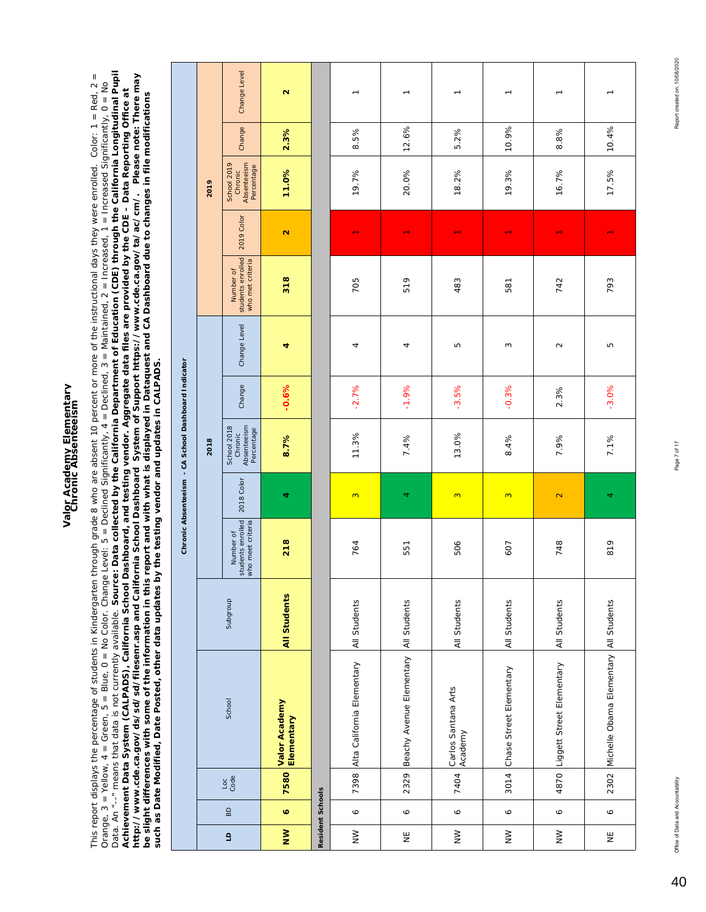# Valor Academy Elementary
## Chronic Absenteeism

This report displays the percentage of students in Kindergarten through grade 8 who are absent 10 percent or more of the instructional days they were enrolled. Color: 1 = Red, 2 = Orange, 3 = Yellow, 4 = Green, 5 = Blue, 0 = No Color. Change Level: 5 = Declined Significantly, 4 = Declined, 3 = Maintained, 2 = Increased, 1 = Increased Significantly, 0 = No Data. An "-" means that data is not currently available. **Source: Data collected by the California Department of Education (CDE) through the California Longitudinal Pupil Achievement Data System (CALPADS), California School Dashboard, and testing vendor. Aggregate data files are provided by the CDE - Data Reporting Office at http://www.cde.ca.gov/ds/sd/sd/filesenr.asp and California School Dashboard System of Support https://www.cde.ca.gov/ta/ac/cm/. Please note: There may be slight differences with some of the information in this report and with what is displayed in Dataquest and CA Dashboard due to changes in file modifications such as Date Modified, Date Posted, other data updates by the testing vendor and updates in CALPADS.**

| LD | BD | Loc Code | School | Subgroup | Chronic Absenteeism - CA School Dashboard Indicator | | | | | | | | | |
|---|---|---|---|---|---|---|---|---|---|---|---|---|---|---|
| | | | | | 2018 | | | | | 2019 | | | | |
| | | | | | Number of students enrolled who met criteria | 2018 Color | School 2018 Chronic Absenteeism Percentage | Change | Change Level | Number of students enrolled who met criteria | 2019 Color | School 2019 Chronic Absenteeism Percentage | Change | Change Level |
| **NW** | **6** | **7580** | **Valor Academy Elementary** | **All Students** | **218** | **4** | **8.7%** | **-0.6%** | **4** | **318** | **2** | **11.0%** | **2.3%** | **2** |
| **Resident Schools** | | | | | | | | | | | | | | |
| NW | 6 | 7398 | Alta California Elementary | All Students | 764 | 3 | 11.3% | -2.7% | 4 | 705 | 1 | 19.7% | 8.5% | 1 |
| NE | 6 | 2329 | Beachy Avenue Elementary | All Students | 551 | 4 | 7.4% | -1.9% | 4 | 519 | 1 | 20.0% | 12.6% | 1 |
| NW | 6 | 7404 | Carlos Santana Arts Academy | All Students | 506 | 3 | 13.0% | -3.5% | 5 | 483 | 1 | 18.2% | 5.2% | 1 |
| NW | 6 | 3014 | Chase Street Elementary | All Students | 607 | 3 | 8.4% | -0.3% | 3 | 581 | 1 | 19.3% | 10.9% | 1 |
| NW | 6 | 4870 | Liggett Street Elementary | All Students | 748 | 2 | 7.9% | 2.3% | 2 | 742 | 1 | 16.7% | 8.8% | 1 |
| NE | 6 | 2302 | Michelle Obama Elementary | All Students | 819 | 4 | 7.1% | -3.0% | 5 | 793 | 1 | 17.5% | 10.4% | 1 |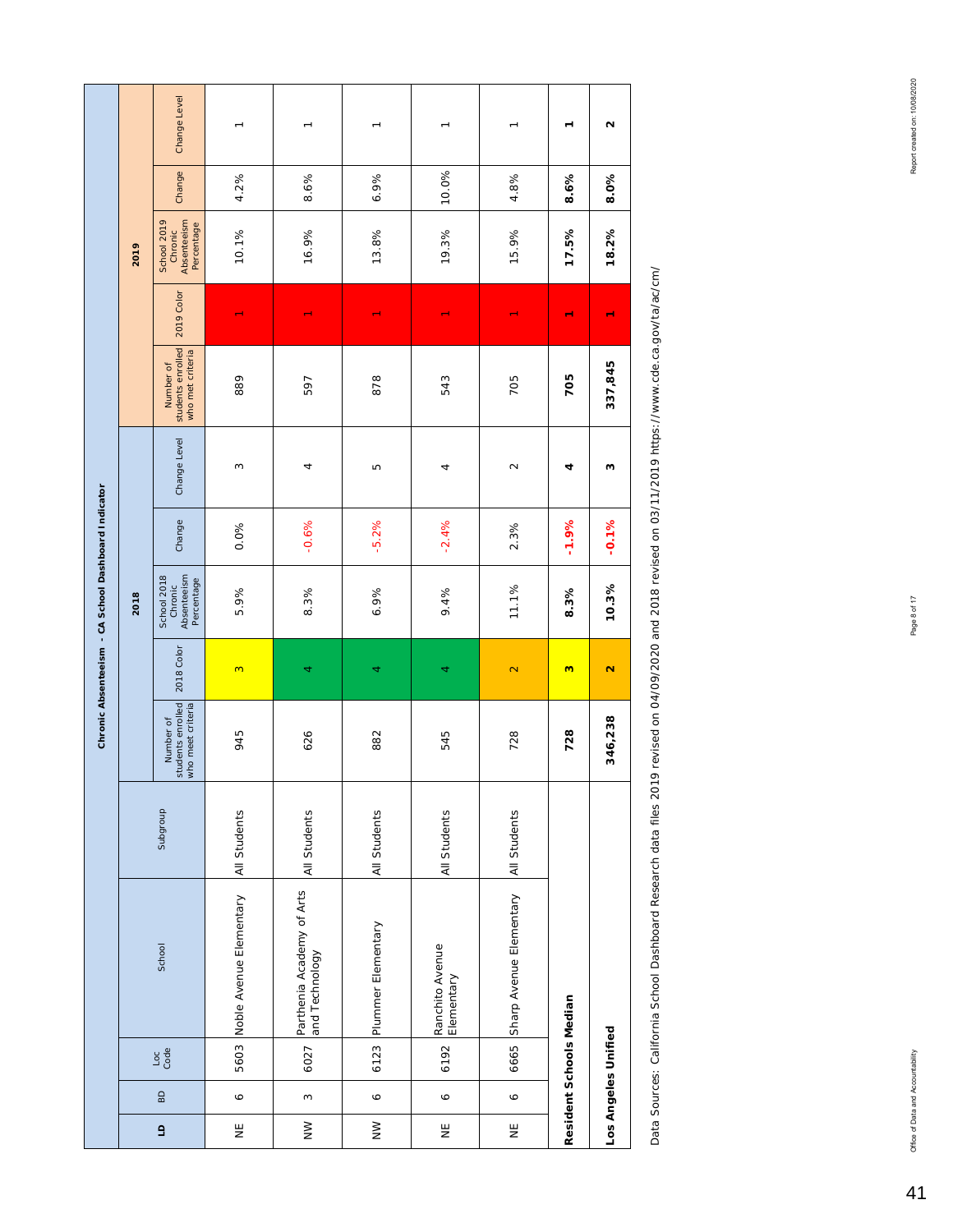## Chronic Absenteeism - CA School Dashboard Indicator

| LD | BD | Loc Code | School | Subgroup | 2018 | | | | | 2019 | | | | |
|---|---|---|---|---|---|---|---|---|---|---|---|---|---|---|
| | | | | | Number of students enrolled who meet criteria | 2018 Color | School 2018 Chronic Absenteeism Percentage | Change | Change Level | Number of students enrolled who met criteria | 2019 Color | School 2019 Chronic Absenteeism Percentage | Change | Change Level |
| NE | 6 | 5603 | Noble Avenue Elementary | All Students | 945 | 3 | 5.9% | 0.0% | 3 | 889 | 1 | 10.1% | 4.2% | 1 |
| NW | 3 | 6027 | Parthenia Academy of Arts and Technology | All Students | 626 | 4 | 8.3% | -0.6% | 4 | 597 | 1 | 16.9% | 8.6% | 1 |
| NW | 6 | 6123 | Plummer Elementary | All Students | 882 | 4 | 6.9% | -5.2% | 5 | 878 | 1 | 13.8% | 6.9% | 1 |
| NE | 6 | 6192 | Ranchito Avenue Elementary | All Students | 545 | 4 | 9.4% | -2.4% | 4 | 543 | 1 | 19.3% | 10.0% | 1 |
| NE | 6 | 6665 | Sharp Avenue Elementary | All Students | 728 | 2 | 11.1% | 2.3% | 2 | 705 | 1 | 15.9% | 4.8% | 1 |
| **Resident Schools Median** | | | | | **728** | **3** | **8.3%** | **-1.9%** | **4** | **705** | **1** | **17.5%** | **8.6%** | **1** |
| **Los Angeles Unified** | | | | | **346,238** | **2** | **10.3%** | **-0.1%** | **3** | **337,845** | **1** | **18.2%** | **8.0%** | **2** |

Data Sources: California School Dashboard Research data files 2019 revised on 04/09/2020 and 2018 revised on 03/11/2019 https://www.cde.ca.gov/ta/ac/cm/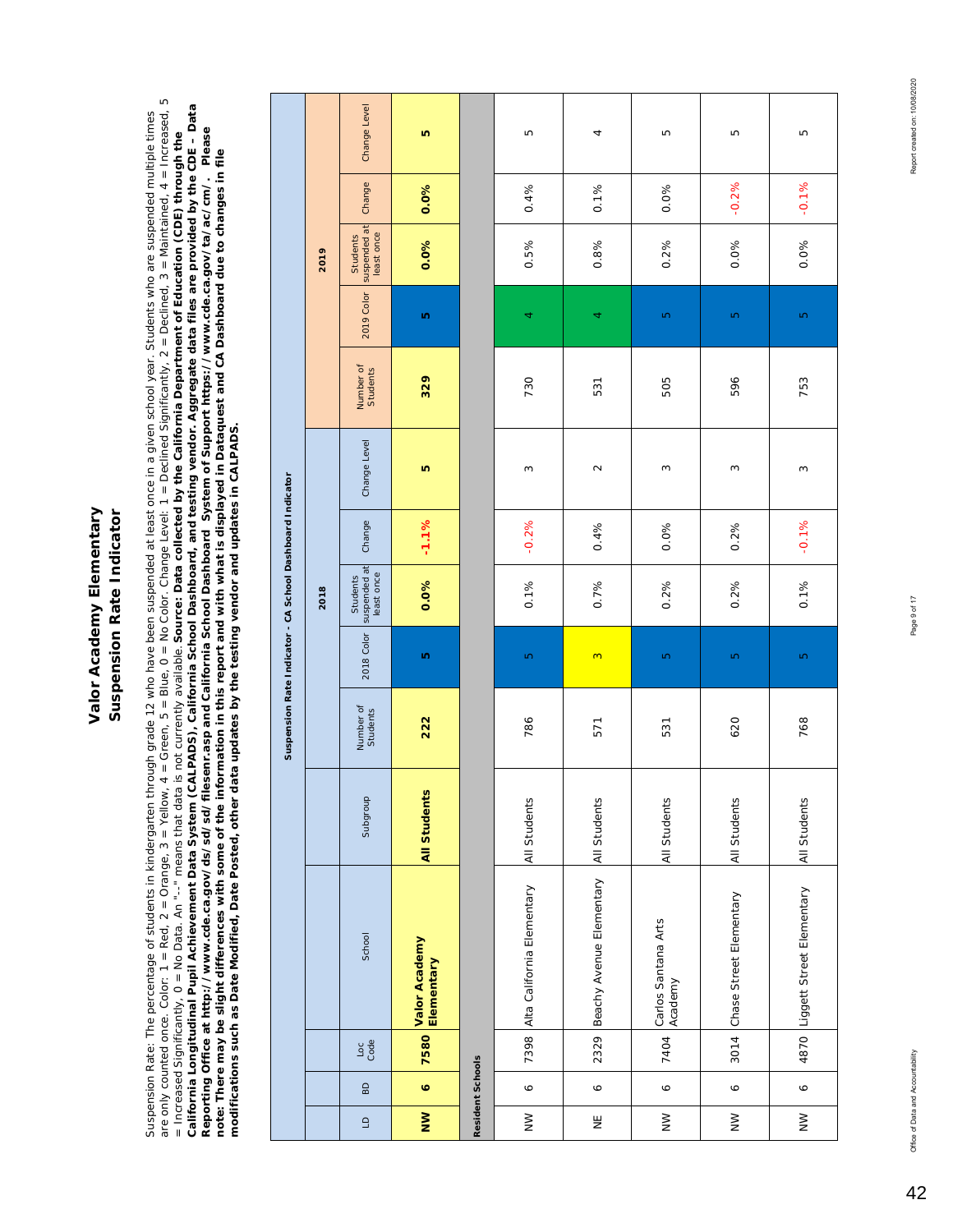# Valor Academy Elementary
## Suspension Rate Indicator

Suspension Rate: The percentage of students in kindergarten through grade 12 who have been suspended at least once in a given school year. Students who are suspended multiple times are only counted once. Color: 1 = Red, 2 = Orange, 3 = Yellow, 4 = Green, 5 = Blue, 0 = No Color. Change Level: 1 = Declined Significantly, 2 = Declined, 3 = Maintained, 4 = Increased, 5 = Increased Significantly, 0 = No Data. An "--" means that data is not currently available. **Source: Data collected by the California Department of Education (CDE) through the California Longitudinal Pupil Achievement Data System (CALPADS), California School Dashboard, and testing vendor. Aggregate data files are provided by the CDE - Data Reporting Office at http://www.cde.ca.gov/ds/sd/sd/filesenr.asp and California School Dashboard System of Support https://www.cde.ca.gov/ta/ac/cm/. Please note: There may be slight differences with some of the information in this report and with what is displayed in Dataquest and CA Dashboard due to changes in file modifications such as Date Modified, Date Posted, other data updates by the testing vendor and updates in CALPADS.**

| | | | | | Suspension Rate Indicator - CA School Dashboard Indicator | | | | | | | | | |
|---|---|---|---|---|---|---|---|---|---|---|---|---|---|---|
| | | | | | 2018 | | | | | 2019 | | | | |
| LD | BD | Loc Code | School | Subgroup | Number of Students | 2018 Color | Students suspended at least once | Change | Change Level | Number of Students | 2019 Color | Students suspended at least once | Change | Change Level |
| **NW** | **6** | **7580** | **Valor Academy Elementary** | **All Students** | **222** | **5** | **0.0%** | **-1.1%** | **5** | **329** | **5** | **0.0%** | **0.0%** | **5** |
| **Resident Schools** | | | | | | | | | | | | | | |
| NW | 6 | 7398 | Alta California Elementary | All Students | 786 | 5 | 0.1% | -0.2% | 3 | 730 | 4 | 0.5% | 0.4% | 5 |
| NE | 6 | 2329 | Beachy Avenue Elementary | All Students | 571 | 3 | 0.7% | 0.4% | 2 | 531 | 4 | 0.8% | 0.1% | 4 |
| NW | 6 | 7404 | Carlos Santana Arts Academy | All Students | 531 | 5 | 0.2% | 0.0% | 3 | 505 | 5 | 0.2% | 0.0% | 5 |
| NW | 6 | 3014 | Chase Street Elementary | All Students | 620 | 5 | 0.2% | 0.2% | 3 | 596 | 5 | 0.0% | -0.2% | 5 |
| NW | 6 | 4870 | Liggett Street Elementary | All Students | 768 | 5 | 0.1% | -0.1% | 3 | 753 | 5 | 0.0% | -0.1% | 5 |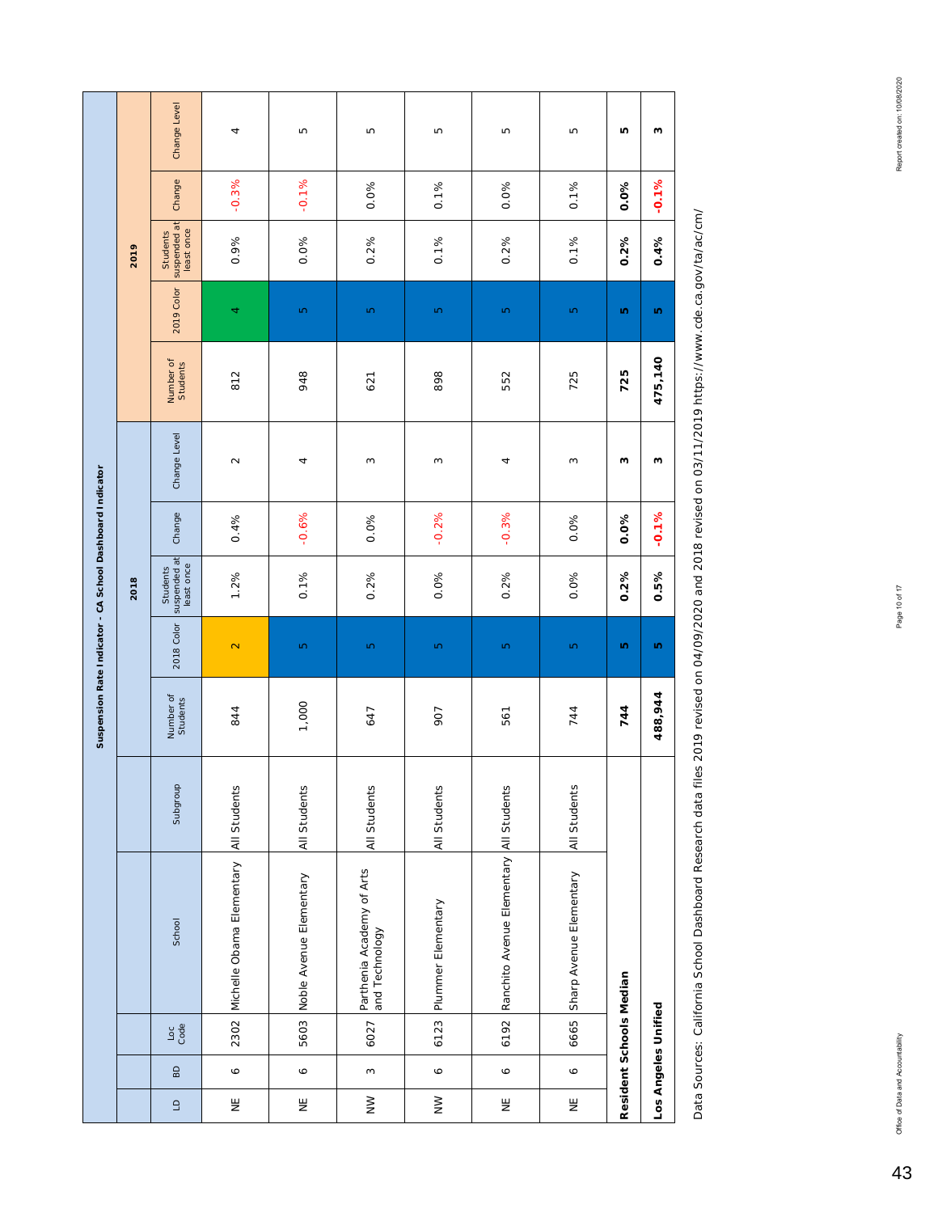## Suspension Rate Indicator - CA School Dashboard Indicator

| LD | BD | Loc Code | School | Subgroup | 2018 Number of Students | 2018 Color | 2018 Students suspended at least once | 2018 Change | 2018 Change Level | 2019 Number of Students | 2019 Color | 2019 Students suspended at least once | 2019 Change | 2019 Change Level |
|---|---|---|---|---|---|---|---|---|---|---|---|---|---|---|
| NE | 6 | 2302 | Michelle Obama Elementary | All Students | 844 | 2 | 1.2% | 0.4% | 2 | 812 | 4 | 0.9% | -0.3% | 4 |
| NE | 6 | 5603 | Noble Avenue Elementary | All Students | 1,000 | 5 | 0.1% | -0.6% | 4 | 948 | 5 | 0.0% | -0.1% | 5 |
| NW | 3 | 6027 | Parthenia Academy of Arts and Technology | All Students | 647 | 5 | 0.2% | 0.0% | 3 | 621 | 5 | 0.2% | 0.0% | 5 |
| NW | 6 | 6123 | Plummer Elementary | All Students | 907 | 5 | 0.0% | -0.2% | 3 | 898 | 5 | 0.1% | 0.1% | 5 |
| NE | 6 | 6192 | Ranchito Avenue Elementary | All Students | 561 | 5 | 0.2% | -0.3% | 4 | 552 | 5 | 0.2% | 0.0% | 5 |
| NE | 6 | 6665 | Sharp Avenue Elementary | All Students | 744 | 5 | 0.0% | 0.0% | 3 | 725 | 5 | 0.1% | 0.1% | 5 |
| **Resident Schools Median** | | | | | **744** | **5** | **0.2%** | **0.0%** | **3** | **725** | **5** | **0.2%** | **0.0%** | **5** |
| **Los Angeles Unified** | | | | | **488,944** | **5** | **0.5%** | **-0.1%** | **3** | **475,140** | **5** | **0.4%** | **-0.1%** | **3** |

Data Sources: California School Dashboard Research data files 2019 revised on 04/09/2020 and 2018 revised on 03/11/2019 https://www.cde.ca.gov/ta/ac/cm/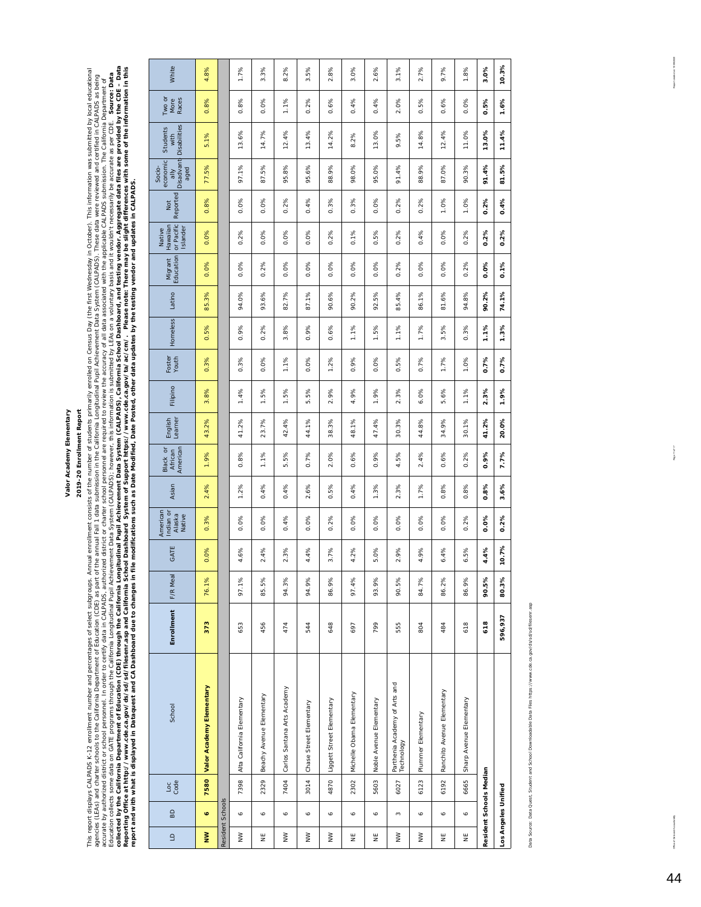# Valor Academy Elementary

## 2019-20 Enrollment Report

This report displays CALPADS K-12 enrollment number and percentages of select subgroups. Annual enrollment consists of the number of students primarily enrolled on Census Day (the first Wednesday in October). This information was submitted by local educational agencies (LEAs) and charter schools to the California Department of Education (CDE) as part of the annual Fall 1 data submission in the California Longitudinal Pupil Achievement Data System (CALPADS). These data were reviewed and certified in CALPADS as being accurate by authorized district or school personnel. In order to certify data in CALPADS, authorized district or charter school personnel are required to review the accuracy of all data associated with the applicable CALPADS submission. The California Department of Education collects some data on GATE programs through the California Longitudinal Pupil Achievement Data System (CALPADS); however, this information is submitted by LEAs on a voluntary basis and it wouldn't necessarily be accurate as per CDE. **Source: Data collected by the California Department of Education (CDE) through the California Longitudinal Pupil Achievement Data System (CALPADS), California School Dashboard, and testing vendor. Aggregate data files are provided by the CDE - Data Reporting Office at https://www.cde.ca.gov/ds/sd/sd/filesenr.asp and California School Dashboard System of Support https://www.cde.ca.gov/ta/ac/cm/. Please note: There may be slight differences with some of the information in this report and with what is displayed in Dataquest and CA Dashboard due to changes in file modifications such as Date Modified, Date Posted, other data updates by the testing vendor and updates in CALPADS.**

| LD | BD | Loc Code | School | Enrollment | F/R Meal | GATE | American Indian or Alaska Native | Asian | Black or African American | English Learner | Filipino | Foster Youth | Homeless | Latino | Migrant Education | Native Hawaiian or Pacific Islander | Not Reported | Socio-economically Disadvantaged | Students with Disabilities | Two or More Races | White |
|---|---|---|---|---|---|---|---|---|---|---|---|---|---|---|---|---|---|---|---|---|---|
| **NW** | **6** | **7580** | **Valor Academy Elementary** | **373** | 76.1% | 0.0% | 0.3% | 2.4% | 1.9% | 43.2% | 3.8% | 0.3% | 0.5% | 85.3% | 0.0% | 0.0% | 0.8% | 77.5% | 5.1% | 0.8% | 4.8% |
| Resident Schools | | | | | | | | | | | | | | | | | | | | | |
| NW | 6 | 7398 | Alta California Elementary | 653 | 97.1% | 4.6% | 0.0% | 1.2% | 0.8% | 41.2% | 1.4% | 0.3% | 0.9% | 94.0% | 0.0% | 0.2% | 0.0% | 97.1% | 13.6% | 0.8% | 1.7% |
| NE | 6 | 2329 | Beachy Avenue Elementary | 456 | 85.5% | 2.4% | 0.0% | 0.4% | 1.1% | 23.7% | 1.5% | 0.0% | 0.2% | 93.6% | 0.2% | 0.0% | 0.0% | 87.5% | 14.7% | 0.0% | 3.3% |
| NW | 6 | 7404 | Carlos Santana Arts Academy | 474 | 94.3% | 2.3% | 0.4% | 0.4% | 5.5% | 42.4% | 1.5% | 1.1% | 3.8% | 82.7% | 0.0% | 0.0% | 0.2% | 95.8% | 12.4% | 1.1% | 8.2% |
| NW | 6 | 3014 | Chase Street Elementary | 544 | 94.9% | 4.4% | 0.0% | 2.6% | 0.7% | 44.1% | 5.5% | 0.0% | 0.9% | 87.1% | 0.0% | 0.0% | 0.4% | 95.6% | 13.4% | 0.2% | 3.5% |
| NW | 6 | 4870 | Liggett Street Elementary | 648 | 86.9% | 3.7% | 0.2% | 0.5% | 2.0% | 38.3% | 2.9% | 1.2% | 0.6% | 90.6% | 0.0% | 0.2% | 0.3% | 88.9% | 14.2% | 0.6% | 2.8% |
| NE | 6 | 2302 | Michelle Obama Elementary | 697 | 97.4% | 4.2% | 0.0% | 0.4% | 0.6% | 48.1% | 4.9% | 0.9% | 1.1% | 90.2% | 0.0% | 0.1% | 0.3% | 98.0% | 8.2% | 0.4% | 3.0% |
| NE | 6 | 5603 | Noble Avenue Elementary | 799 | 93.9% | 5.0% | 0.0% | 1.3% | 0.9% | 47.4% | 1.9% | 0.0% | 1.5% | 92.5% | 0.0% | 0.5% | 0.0% | 95.0% | 13.0% | 0.4% | 2.6% |
| NW | 3 | 6027 | Parthenia Academy of Arts and Technology | 555 | 90.5% | 2.9% | 0.0% | 2.3% | 4.5% | 30.3% | 2.3% | 0.5% | 1.1% | 85.4% | 0.2% | 0.2% | 0.2% | 91.4% | 9.5% | 2.0% | 3.1% |
| NW | 6 | 6123 | Plummer Elementary | 804 | 84.7% | 4.9% | 0.0% | 1.7% | 2.4% | 44.8% | 6.0% | 0.7% | 1.7% | 86.1% | 0.0% | 0.4% | 0.2% | 88.9% | 14.8% | 0.5% | 2.7% |
| NE | 6 | 6192 | Ranchito Avenue Elementary | 484 | 86.2% | 6.4% | 0.0% | 0.8% | 0.6% | 34.9% | 5.6% | 1.7% | 3.5% | 81.6% | 0.0% | 0.0% | 1.0% | 87.0% | 12.4% | 0.6% | 9.7% |
| NE | 6 | 6665 | Sharp Avenue Elementary | 618 | 86.9% | 6.5% | 0.2% | 0.8% | 0.2% | 30.1% | 1.1% | 1.0% | 0.3% | 94.8% | 0.2% | 0.2% | 1.0% | 90.3% | 11.0% | 0.0% | 1.8% |
| **Resident Schools Median** | | | | **618** | **90.5%** | **4.4%** | **0.0%** | **0.8%** | **0.9%** | **41.2%** | **2.3%** | **0.7%** | **1.1%** | **90.2%** | **0.0%** | **0.2%** | **0.2%** | **91.4%** | **13.0%** | **0.5%** | **3.0%** |
| **Los Angeles Unified** | | | | **596,937** | **80.3%** | **10.7%** | **0.2%** | **3.6%** | **7.7%** | **20.0%** | **1.9%** | **0.7%** | **1.3%** | **74.1%** | **0.1%** | **0.2%** | **0.4%** | **81.5%** | **11.4%** | **1.6%** | **10.3%** |

Data Source: Data Quest, Student and School Downloadable Data Files https://www.cde.ca.gov/ds/sd/sd/filesenr.asp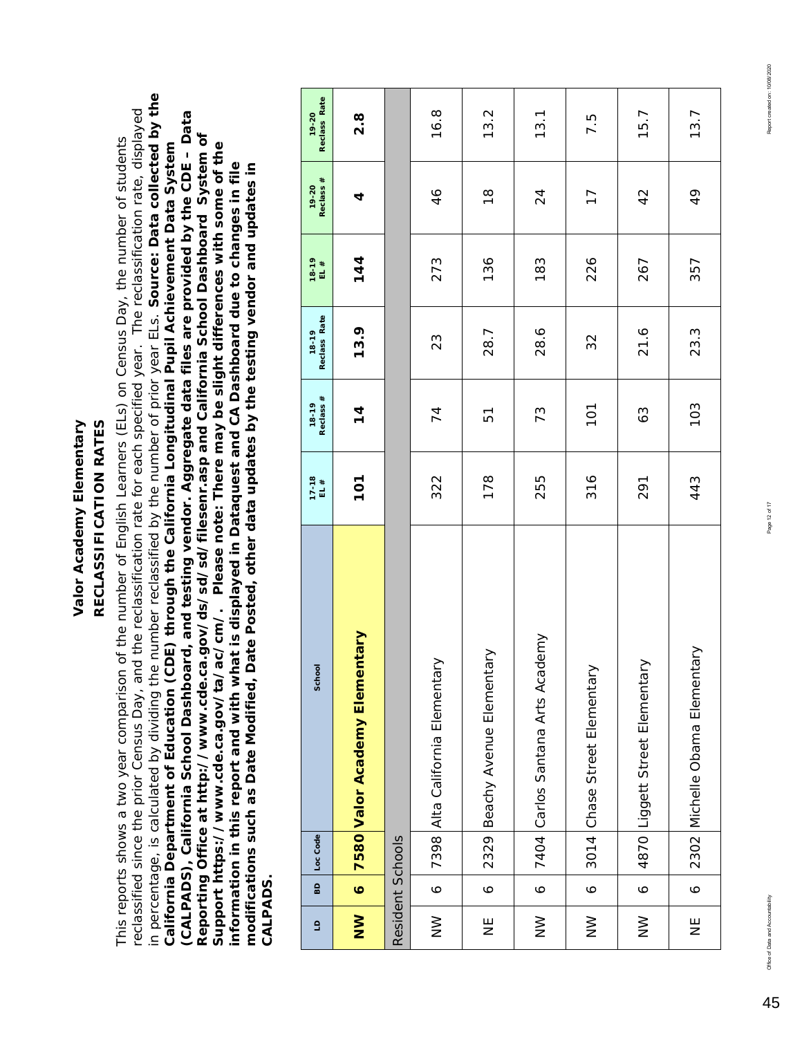# Valor Academy Elementary

## RECLASSIFICATION RATES

This reports shows a two year comparison of the number of English Learners (ELs) on Census Day, the number of students reclassified since the prior Census Day, and the reclassification rate for each specified year. The reclassification rate, displayed in percentage, is calculated by dividing the number reclassified by the number of prior year ELs. **Source: Data collected by the California Department of Education (CDE) through the California Longitudinal Pupil Achievement Data System (CALPADS), California School Dashboard, and testing vendor. Aggregate data files are provided by the CDE – Data Reporting Office at http://www.cde.ca.gov/ds/sd/sd/filesenr.asp and California School Dashboard System of Support https://www.cde.ca.gov/ta/ac/cm/. Please note: There may be slight differences with some of the information in this report and with what is displayed in Dataquest and CA Dashboard due to changes in file modifications such as Date Modified, Date Posted, other data updates by the testing vendor and updates in CALPADS.**

| LD | BD | Loc Code | School | 17-18 EL # | 18-19 Reclass # | 18-19 Reclass Rate | 18-19 EL # | 19-20 Reclass # | 19-20 Reclass Rate |
|---|---|---|---|---|---|---|---|---|---|
| **NW** | **6** | **7580** | **Valor Academy Elementary** | **101** | **14** | **13.9** | **144** | **4** | **2.8** |
| Resident Schools | | | | | | | | | |
| NW | 6 | 7398 | Alta California Elementary | 322 | 74 | 23 | 273 | 46 | 16.8 |
| NE | 6 | 2329 | Beachy Avenue Elementary | 178 | 51 | 28.7 | 136 | 18 | 13.2 |
| NW | 6 | 7404 | Carlos Santana Arts Academy | 255 | 73 | 28.6 | 183 | 24 | 13.1 |
| NW | 6 | 3014 | Chase Street Elementary | 316 | 101 | 32 | 226 | 17 | 7.5 |
| NW | 6 | 4870 | Liggett Street Elementary | 291 | 63 | 21.6 | 267 | 42 | 15.7 |
| NE | 6 | 2302 | Michelle Obama Elementary | 443 | 103 | 23.3 | 357 | 49 | 13.7 |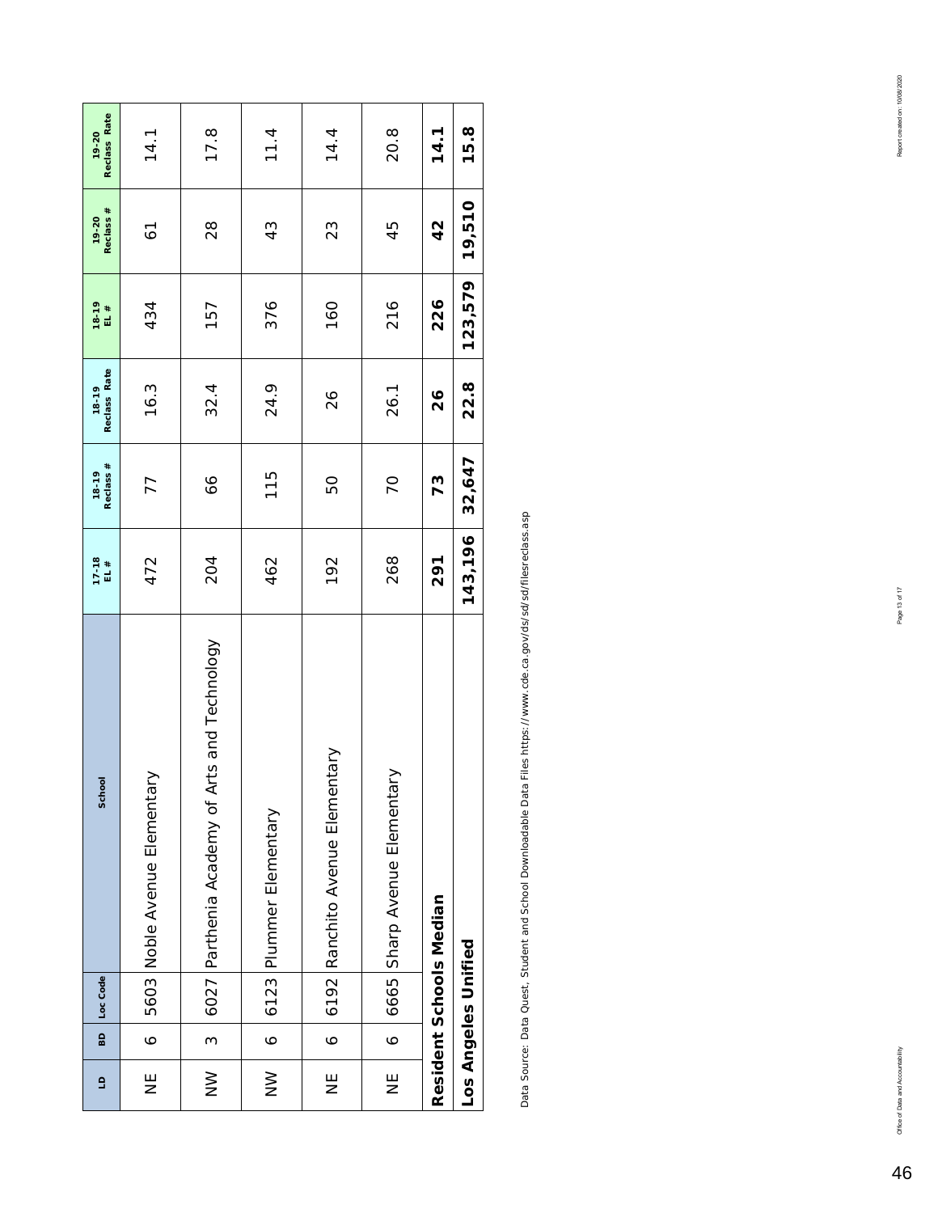| LD | BD | Loc Code | School | 17-18 EL # | 18-19 Reclass # | 18-19 Reclass Rate | 18-19 EL # | 19-20 Reclass # | 19-20 Reclass Rate |
|---|---|---|---|---|---|---|---|---|---|
| NE | 6 | 5603 | Noble Avenue Elementary | 472 | 77 | 16.3 | 434 | 61 | 14.1 |
| NW | 3 | 6027 | Parthenia Academy of Arts and Technology | 204 | 66 | 32.4 | 157 | 28 | 17.8 |
| NW | 6 | 6123 | Plummer Elementary | 462 | 115 | 24.9 | 376 | 43 | 11.4 |
| NE | 6 | 6192 | Ranchito Avenue Elementary | 192 | 50 | 26 | 160 | 23 | 14.4 |
| NE | 6 | 6665 | Sharp Avenue Elementary | 268 | 70 | 26.1 | 216 | 45 | 20.8 |
| **Resident Schools Median** | | | | **291** | **73** | **26** | **226** | **42** | **14.1** |
| **Los Angeles Unified** | | | | **143,196** | **32,647** | **22.8** | **123,579** | **19,510** | **15.8** |

Data Source: Data Quest, Student and School Downloadable Data Files https://www.cde.ca.gov/ds/sd/sd/filesreclass.asp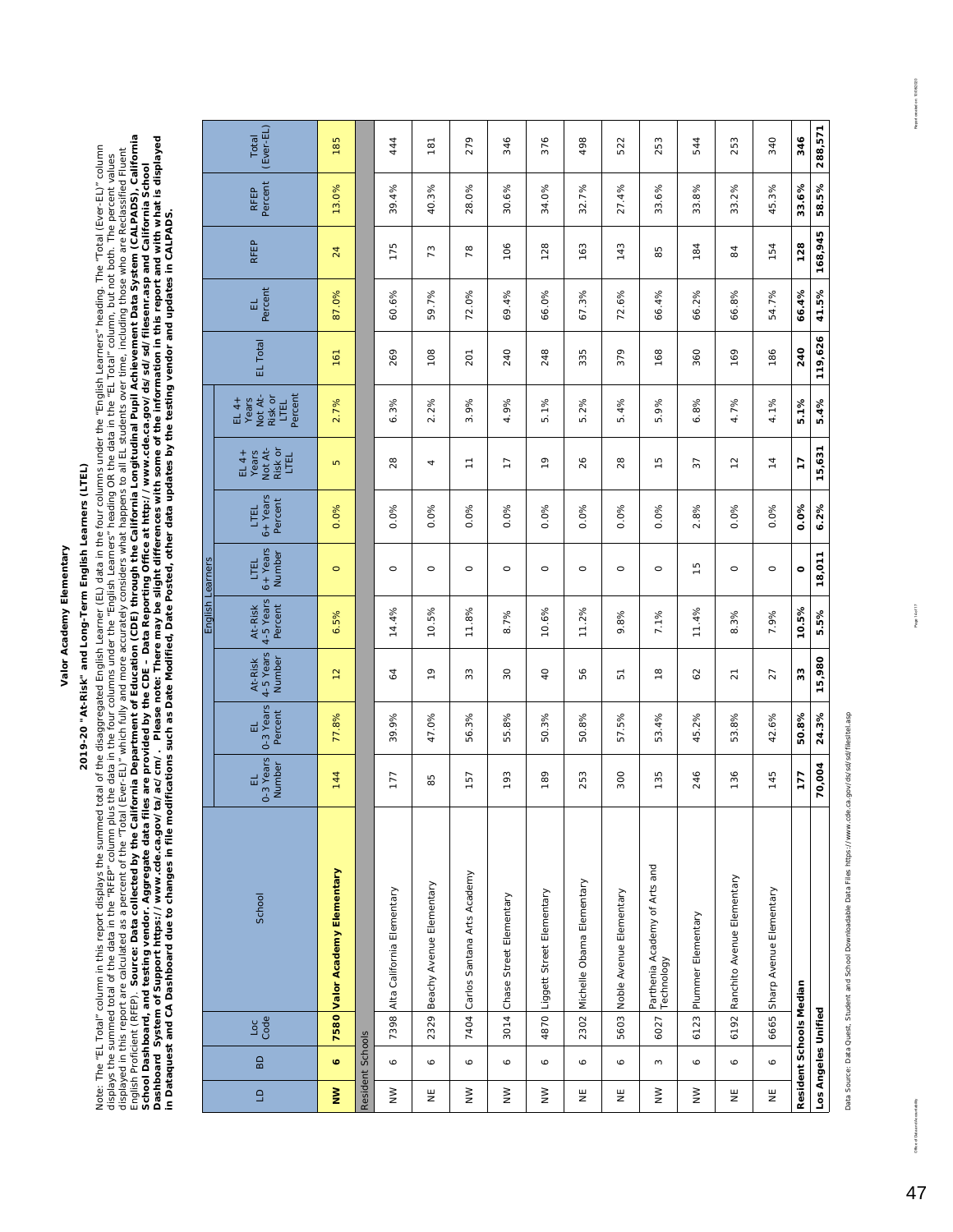# Valor Academy Elementary

## 2019-20 "At-Risk" and Long-Term English Learners (LTEL)

Note: The "EL Total" column in this report displays the summed total of the disaggregated English Learner (EL) data in the four columns under the "English Learners" heading. The "Total (Ever-EL)" column displays the summed total of the data in the "RFEP" column plus the data in the four columns under the "English Learners" heading OR the data in the "EL Total" column, but not both. The percent values displayed in this report are calculated as a percent of the "Total (Ever-EL)" which fully and more accurately considers what happens to all EL students over time, including those who are Reclassified Fluent English Proficient (RFEP). **Source: Data collected by the California Department of Education (CDE) through the California Longitudinal Pupil Achievement Data System (CALPADS), California School Dashboard, and testing vendor. Aggregate data files are provided by the CDE – Data Reporting Office at http://www.cde.ca.gov/ds/sd/sd/filesenr.asp and California School Dashboard System of Support https://www.cde.ca.gov/ta/ac/cm/. Please note: There may be slight differences with some of the information in this report and with what is displayed in Dataquest and CA Dashboard due to changes in file modifications such as Date Modified, Date Posted, other data updates by the testing vendor and updates in CALPADS.**

| LD | BD | Loc Code | School | English Learners | | | | | | | | EL Total | EL Percent | RFEP | RFEP Percent | Total (Ever-EL) |
|---|---|---|---|---|---|---|---|---|---|---|---|---|---|---|---|---|
| | | | | EL 0-3 Years Number | EL 0-3 Years Percent | At-Risk 4-5 Years Number | At-Risk 4-5 Years Percent | LTEL 6+ Years Number | LTEL 6+ Years Percent | EL 4+ Years Not At-Risk or LTEL | EL 4+ Years Not At-Risk or LTEL Percent | | | | | |
| **NW** | **6** | **7580** | **Valor Academy Elementary** | 144 | 77.8% | 12 | 6.5% | 0 | 0.0% | 5 | 2.7% | 161 | 87.0% | 24 | 13.0% | 185 |
| Resident Schools | | | | | | | | | | | | | | | | |
| NW | 6 | 7398 | Alta California Elementary | 177 | 39.9% | 64 | 14.4% | 0 | 0.0% | 28 | 6.3% | 269 | 60.6% | 175 | 39.4% | 444 |
| NE | 6 | 2329 | Beachy Avenue Elementary | 85 | 47.0% | 19 | 10.5% | 0 | 0.0% | 4 | 2.2% | 108 | 59.7% | 73 | 40.3% | 181 |
| NW | 6 | 7404 | Carlos Santana Arts Academy | 157 | 56.3% | 33 | 11.8% | 0 | 0.0% | 11 | 3.9% | 201 | 72.0% | 78 | 28.0% | 279 |
| NW | 6 | 3014 | Chase Street Elementary | 193 | 55.8% | 30 | 8.7% | 0 | 0.0% | 17 | 4.9% | 240 | 69.4% | 106 | 30.6% | 346 |
| NW | 6 | 4870 | Liggett Street Elementary | 189 | 50.3% | 40 | 10.6% | 0 | 0.0% | 19 | 5.1% | 248 | 66.0% | 128 | 34.0% | 376 |
| NE | 6 | 2302 | Michelle Obama Elementary | 253 | 50.8% | 56 | 11.2% | 0 | 0.0% | 26 | 5.2% | 335 | 67.3% | 163 | 32.7% | 498 |
| NE | 6 | 5603 | Noble Avenue Elementary | 300 | 57.5% | 51 | 9.8% | 0 | 0.0% | 28 | 5.4% | 379 | 72.6% | 143 | 27.4% | 522 |
| NW | 3 | 6027 | Parthenia Academy of Arts and Technology | 135 | 53.4% | 18 | 7.1% | 0 | 0.0% | 15 | 5.9% | 168 | 66.4% | 85 | 33.6% | 253 |
| NW | 6 | 6123 | Plummer Elementary | 246 | 45.2% | 62 | 11.4% | 15 | 2.8% | 37 | 6.8% | 360 | 66.2% | 184 | 33.8% | 544 |
| NE | 6 | 6192 | Ranchito Avenue Elementary | 136 | 53.8% | 21 | 8.3% | 0 | 0.0% | 12 | 4.7% | 169 | 66.8% | 84 | 33.2% | 253 |
| NE | 6 | 6665 | Sharp Avenue Elementary | 145 | 42.6% | 27 | 7.9% | 0 | 0.0% | 14 | 4.1% | 186 | 54.7% | 154 | 45.3% | 340 |
| **Resident Schools Median** | | | | **177** | **50.8%** | **33** | **10.5%** | **0** | **0.0%** | **17** | **5.1%** | **240** | **66.4%** | **128** | **33.6%** | **346** |
| **Los Angeles Unified** | | | | **70,004** | **24.3%** | **15,980** | **5.5%** | **18,011** | **6.2%** | **15,631** | **5.4%** | **119,626** | **41.5%** | **168,945** | **58.5%** | **288,571** |

Data Source: Data Quest, Student and School Downloadable Data Files https://www.cde.ca.gov/ds/sd/sd/filesltel.asp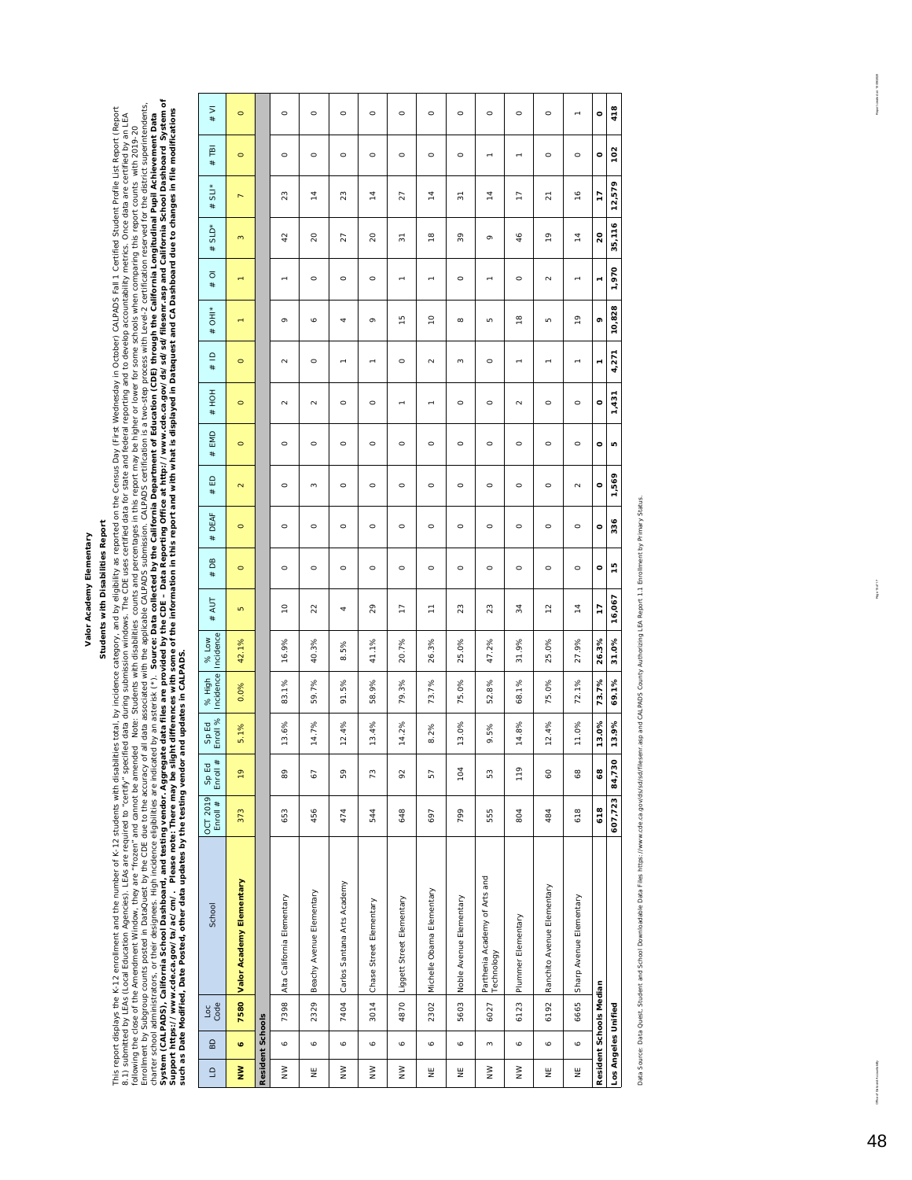# Valor Academy Elementary

## Students with Disabilities Report

This report displays the K-12 enrollment and the number of K-12 students with disabilities total, by incidence category, and by eligibility as reported on the Census Day (First Wednesday in October) CALPADS Fall 1 Certified Student Profile List Report (Report 8.1) submitted by LEAs (Local Education Agencies). LEAs are required to "certify" specified data during submission windows. The CDE uses certified data for state and federal reporting and to develop accountability metrics. Once data are certified by an LEA following the close of the Amendment Window, they are "frozen" and cannot be amended. Note: Students with disabilities counts and percentages in this report may be higher or lower for some schools when comparing this report counts with 2019-20 Enrollment by Subgroup counts posted in DataQuest by the CDE due to the accuracy of all data associated with the applicable CALPADS submission. CALPADS certification is a two-step process with Level 2 certification reserved for the district superintendents, charter school administrators, or their designees. High incidence eligibilities are indicated by an asterisk (*). **Source: Data collected by the California Department of Education (CDE) through the California Longitudinal Pupil Achievement Data System (CALPADS), California School Dashboard, and testing vendor. Aggregate data files are provided by the CDE – Data Reporting Office at http://www.cde.ca.gov/ds/sd/sd/filesenr.asp and California School Dashboard System of Support https://www.cde.ca.gov/ta/ac/cm/. Please note: There may be slight differences with some of the information in this report and with what is displayed in Dataquest and CA Dashboard due to changes in file modifications such as Date Modified, Date Posted, other data updates by the testing vendor and updates in CALPADS.**

| LD | BD | Loc Code | School | OCT 2019 Enroll # | Sp Ed Enroll # | Sp Ed Enroll % | % High Incidence | % Low Incidence | # AUT | # DB | # DEAF | # ED | # EMD | # HOH | # ID | # OHI* | # OI | # SLD* | # SLI* | # TBI | # VI |
|---|---|---|---|---|---|---|---|---|---|---|---|---|---|---|---|---|---|---|---|---|---|
| **NW** | **6** | **7580** | **Valor Academy Elementary** | 373 | 19 | 5.1% | 0.0% | 42.1% | 5 | 0 | 0 | 2 | 0 | 0 | 0 | 1 | 1 | 3 | 7 | 0 | 0 |
| **Resident Schools** | | | | | | | | | | | | | | | | | | | | | |
| NW | 6 | 7398 | Alta California Elementary | 653 | 89 | 13.6% | 83.1% | 16.9% | 10 | 0 | 0 | 0 | 0 | 2 | 2 | 9 | 1 | 42 | 23 | 0 | 0 |
| NE | 6 | 2329 | Beachy Avenue Elementary | 456 | 67 | 14.7% | 59.7% | 40.3% | 22 | 0 | 0 | 3 | 0 | 2 | 0 | 6 | 0 | 20 | 14 | 0 | 0 |
| NW | 6 | 7404 | Carlos Santana Arts Academy | 474 | 59 | 12.4% | 91.5% | 8.5% | 4 | 0 | 0 | 0 | 0 | 0 | 1 | 4 | 0 | 27 | 23 | 0 | 0 |
| NW | 6 | 3014 | Chase Street Elementary | 544 | 73 | 13.4% | 58.9% | 41.1% | 29 | 0 | 0 | 0 | 0 | 0 | 1 | 9 | 0 | 20 | 14 | 0 | 0 |
| NW | 6 | 4870 | Liggett Street Elementary | 648 | 92 | 14.2% | 79.3% | 20.7% | 17 | 0 | 0 | 0 | 0 | 1 | 0 | 15 | 1 | 31 | 27 | 0 | 0 |
| NE | 6 | 2302 | Michelle Obama Elementary | 697 | 57 | 8.2% | 73.7% | 26.3% | 11 | 0 | 0 | 0 | 0 | 1 | 2 | 10 | 1 | 18 | 14 | 0 | 0 |
| NE | 6 | 5603 | Noble Avenue Elementary | 799 | 104 | 13.0% | 75.0% | 25.0% | 23 | 0 | 0 | 0 | 0 | 0 | 3 | 8 | 0 | 39 | 31 | 0 | 0 |
| NW | 3 | 6027 | Panthenia Academy of Arts and Technology | 555 | 53 | 9.5% | 52.8% | 47.2% | 23 | 0 | 0 | 0 | 0 | 0 | 0 | 5 | 1 | 9 | 14 | 1 | 0 |
| NW | 6 | 6123 | Plummer Elementary | 804 | 119 | 14.8% | 68.1% | 31.9% | 34 | 0 | 0 | 0 | 0 | 2 | 1 | 18 | 0 | 46 | 17 | 1 | 0 |
| NE | 6 | 6192 | Ranchito Avenue Elementary | 484 | 60 | 12.4% | 75.0% | 25.0% | 12 | 0 | 0 | 0 | 0 | 0 | 1 | 5 | 2 | 19 | 21 | 0 | 0 |
| NE | 6 | 6665 | Sharp Avenue Elementary | 618 | 68 | 11.0% | 72.1% | 27.9% | 14 | 0 | 0 | 2 | 0 | 0 | 1 | 19 | 1 | 14 | 16 | 0 | 1 |
| **Resident Schools Median** | | | | **618** | **68** | **13.0%** | **73.7%** | **26.3%** | **17** | **0** | **0** | **0** | **0** | **0** | **1** | **9** | **1** | **20** | **17** | **0** | **0** |
| **Los Angeles Unified** | | | | **607,723** | **84,730** | **13.9%** | **69.1%** | **31.0%** | **16,067** | **15** | **336** | **1,569** | **5** | **1,431** | **4,271** | **10,828** | **1,970** | **35,116** | **12,579** | **102** | **418** |

Data Source: Data Quest, Student and School Downloadable Data Files https://www.cde.ca.gov/ds/sd/sd/filesenr.asp and CALPADS County Authorizing LEA Report 1.1 Enrollment by Primary Status.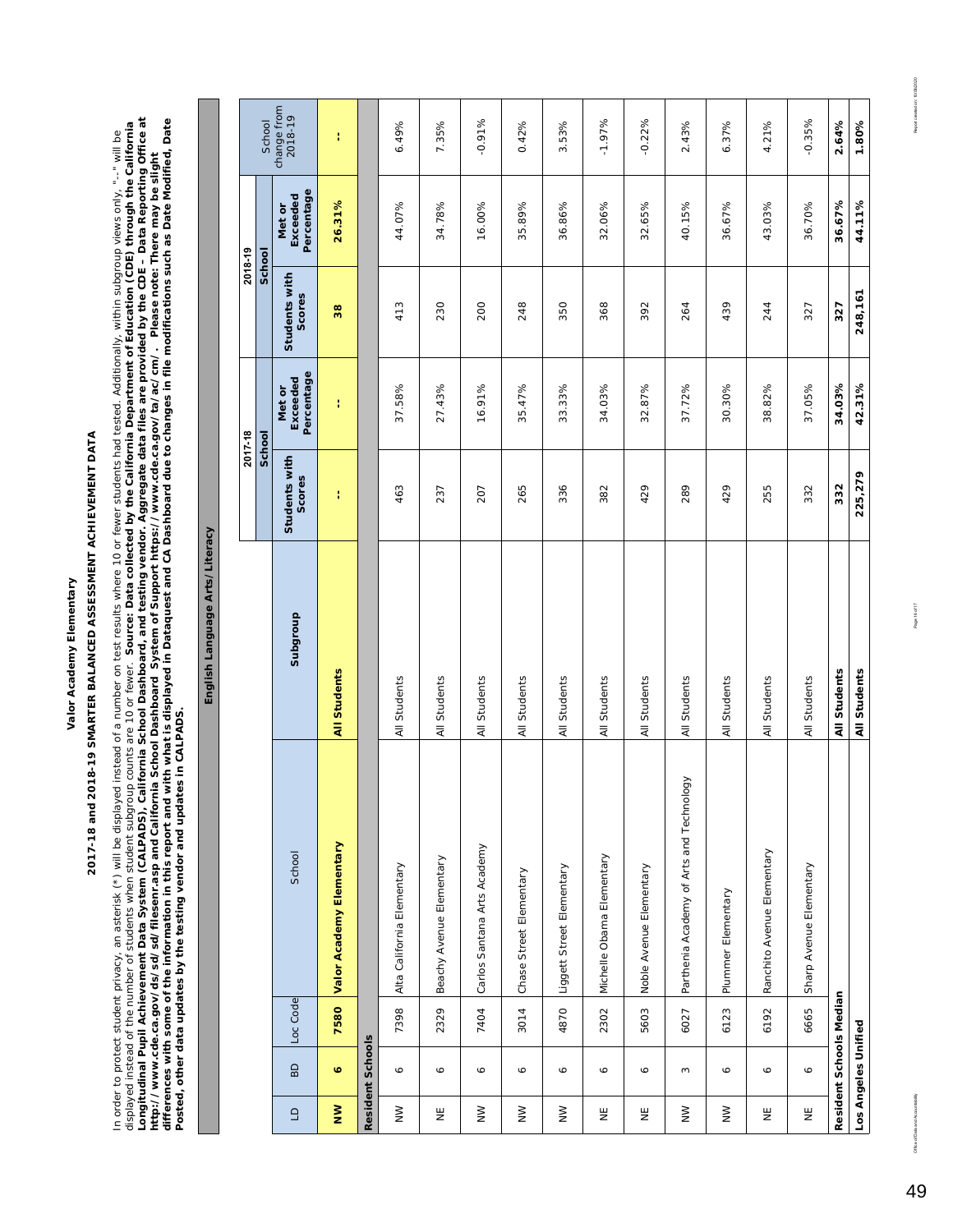# Valor Academy Elementary

## 2017-18 and 2018-19 SMARTER BALANCED ASSESSMENT ACHIEVEMENT DATA

In order to protect student privacy, an asterisk (*) will be displayed instead of a number on test results where 10 or fewer students had tested. Additionally, within subgroup views only, "--" will be displayed instead of the number of students when student subgroup counts are 10 or fewer. **Source: Data collected by the California Department of Education (CDE) through the California Longitudinal Pupil Achievement Data System (CALPADS), California School Dashboard, and testing vendor. Aggregate data files are provided by the CDE – Data Reporting Office at http://www.cde.ca.gov/ds/sd/sd/filesenr.asp and California School Dashboard System of Support https://www.cde.ca.gov/ta/ac/cm/. Please note: There may be slight differences with some of the information in this report and with what is displayed in Dataquest and CA Dashboard due to changes in file modifications such as Date Modified, Date Posted, other data updates by the testing vendor and updates in CALPADS.**

### English Language Arts/Literacy

| LD | BD | Loc Code | School | Subgroup | 2017-18 School Students with Scores | 2017-18 School Met or Exceeded Percentage | 2018-19 School Students with Scores | 2018-19 School Met or Exceeded Percentage | School change from 2018-19 |
|---|---|---|---|---|---|---|---|---|---|
| **NW** | **6** | **7580** | **Valor Academy Elementary** | **All Students** | **--** | **--** | **38** | **26.31%** | **--** |
| **Resident Schools** | | | | | | | | | |
| NW | 6 | 7398 | Alta California Elementary | All Students | 463 | 37.58% | 413 | 44.07% | 6.49% |
| NE | 6 | 2329 | Beachy Avenue Elementary | All Students | 237 | 27.43% | 230 | 34.78% | 7.35% |
| NW | 6 | 7404 | Carlos Santana Arts Academy | All Students | 207 | 16.91% | 200 | 16.00% | -0.91% |
| NW | 6 | 3014 | Chase Street Elementary | All Students | 265 | 35.47% | 248 | 35.89% | 0.42% |
| NW | 6 | 4870 | Liggett Street Elementary | All Students | 336 | 33.33% | 350 | 36.86% | 3.53% |
| NE | 6 | 2302 | Michelle Obama Elementary | All Students | 382 | 34.03% | 368 | 32.06% | -1.97% |
| NE | 6 | 5603 | Noble Avenue Elementary | All Students | 429 | 32.87% | 392 | 32.65% | -0.22% |
| NW | 3 | 6027 | Parthenia Academy of Arts and Technology | All Students | 289 | 37.72% | 264 | 40.15% | 2.43% |
| NW | 6 | 6123 | Plummer Elementary | All Students | 429 | 30.30% | 439 | 36.67% | 6.37% |
| NE | 6 | 6192 | Ranchito Avenue Elementary | All Students | 255 | 38.82% | 244 | 43.03% | 4.21% |
| NE | 6 | 6665 | Sharp Avenue Elementary | All Students | 332 | 37.05% | 327 | 36.70% | -0.35% |
| **Resident Schools Median** | | | | **All Students** | **332** | **34.03%** | **327** | **36.67%** | **2.64%** |
| **Los Angeles Unified** | | | | **All Students** | **225,279** | **42.31%** | **248,161** | **44.11%** | **1.80%** |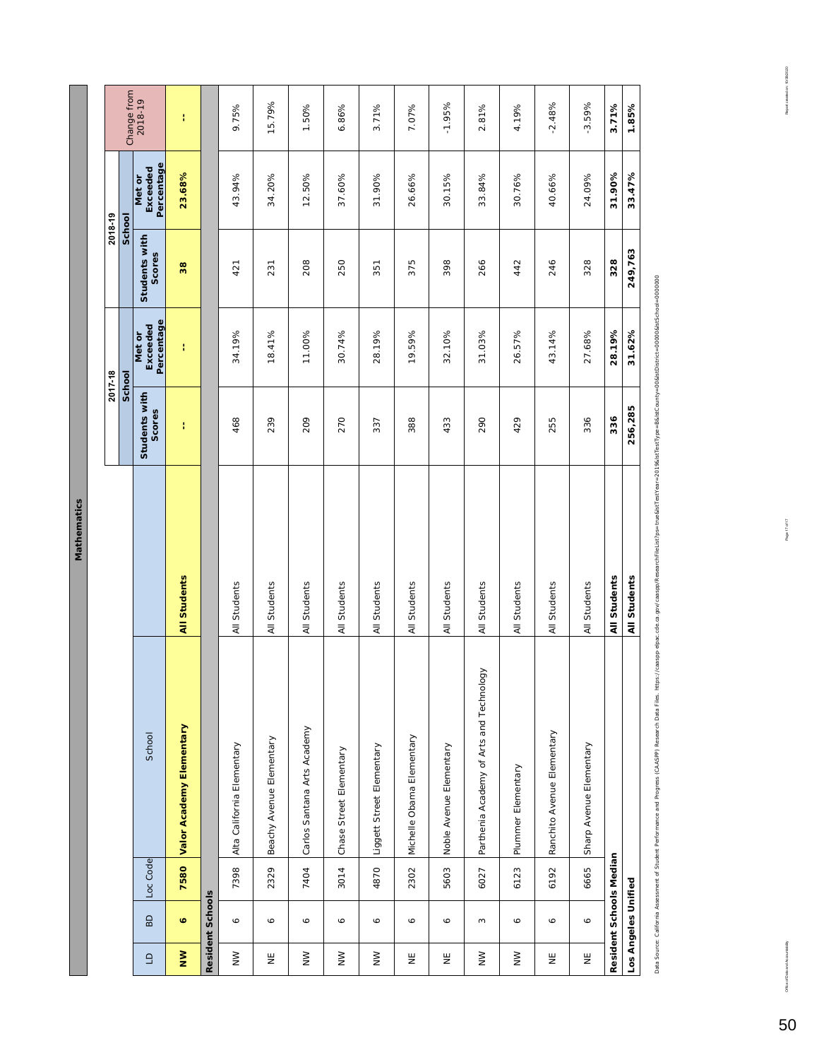## Mathematics

| LD | BD | Loc Code | School | | 2017-18 School Students with Scores | 2017-18 School Met or Exceeded Percentage | 2018-19 School Students with Scores | 2018-19 School Met or Exceeded Percentage | Change from 2018-19 |
|---|---|---|---|---|---|---|---|---|---|
| **NW** | **6** | **7580** | **Valor Academy Elementary** | **All Students** | **--** | **--** | **38** | **23.68%** | **--** |
| **Resident Schools** | | | | | | | | | |
| NW | 6 | 7398 | Alta California Elementary | All Students | 468 | 34.19% | 421 | 43.94% | 9.75% |
| NE | 6 | 2329 | Beachy Avenue Elementary | All Students | 239 | 18.41% | 231 | 34.20% | 15.79% |
| NW | 6 | 7404 | Carlos Santana Arts Academy | All Students | 209 | 11.00% | 208 | 12.50% | 1.50% |
| NW | 6 | 3014 | Chase Street Elementary | All Students | 270 | 30.74% | 250 | 37.60% | 6.86% |
| NW | 6 | 4870 | Liggett Street Elementary | All Students | 337 | 28.19% | 351 | 31.90% | 3.71% |
| NE | 6 | 2302 | Michelle Obama Elementary | All Students | 388 | 19.59% | 375 | 26.66% | 7.07% |
| NE | 6 | 5603 | Noble Avenue Elementary | All Students | 433 | 32.10% | 398 | 30.15% | -1.95% |
| NW | 3 | 6027 | Parthenia Academy of Arts and Technology | All Students | 290 | 31.03% | 266 | 33.84% | 2.81% |
| NW | 6 | 6123 | Plummer Elementary | All Students | 429 | 26.57% | 442 | 30.76% | 4.19% |
| NE | 6 | 6192 | Ranchito Avenue Elementary | All Students | 255 | 43.14% | 246 | 40.66% | -2.48% |
| NE | 6 | 6665 | Sharp Avenue Elementary | All Students | 336 | 27.68% | 328 | 24.09% | -3.59% |
| **Resident Schools Median** | | | | **All Students** | **336** | **28.19%** | **328** | **31.90%** | **3.71%** |
| **Los Angeles Unified** | | | | **All Students** | **256,285** | **31.62%** | **249,763** | **33.47%** | **1.85%** |

Data Source: California Assessment of Student Performance and Progress (CAASPP) Research Data Files. https://caaspp-elpac.cde.ca.gov/caaspp/ResearchFileList?ps=true&lstTestYear=2019&lstTestType=B&lstCounty=00&lstDistrict=00000&lstSchool=0000000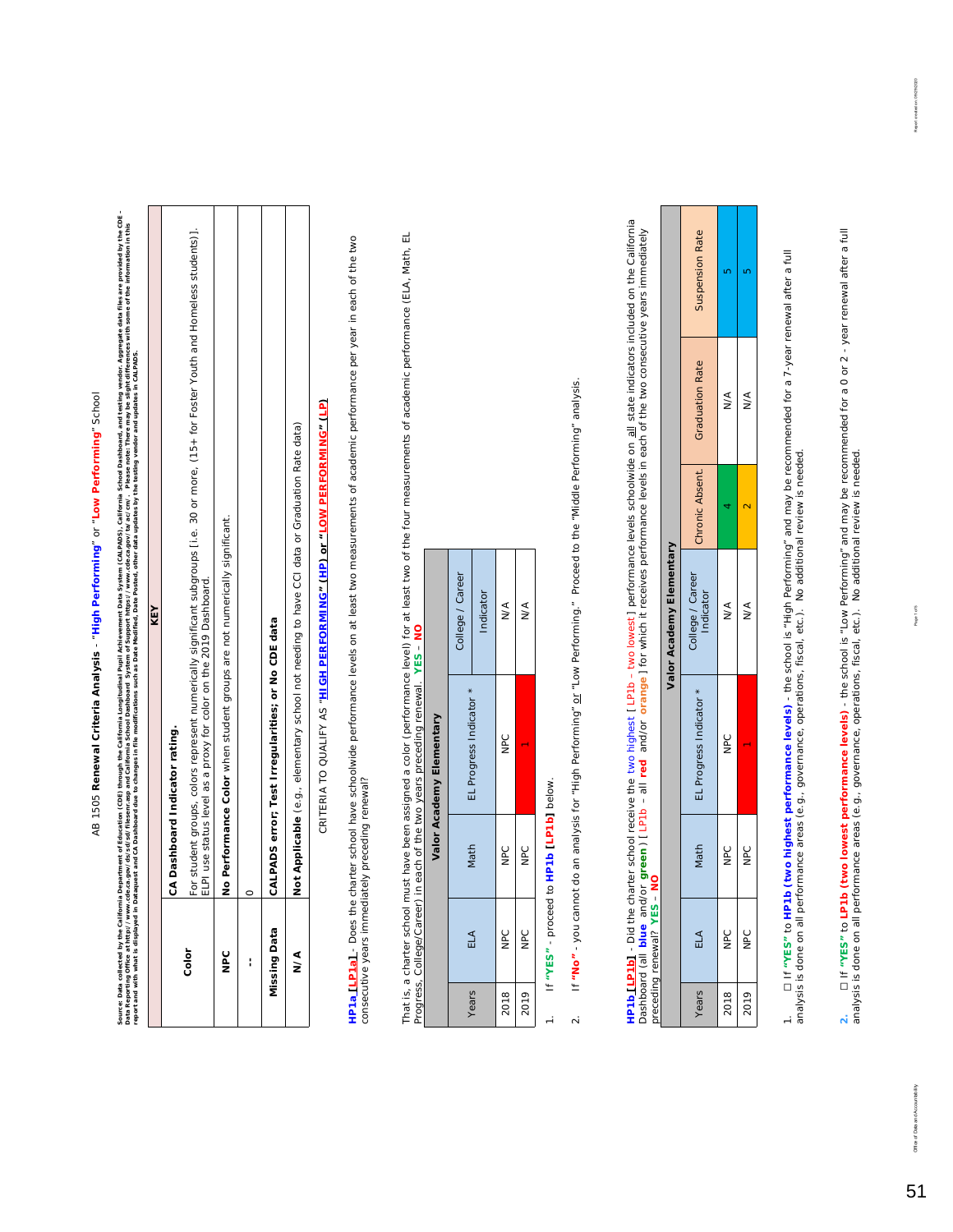# AB 1505 **Renewal Criteria Analysis** - "**High Performing**" or "**Low Performing**" School

**Source: Data collected by the California Department of Education (CDE) through the California Longitudinal Pupil Achievement Data System (CALPADS), California School Dashboard, and testing vendor. Aggregate data files are provided by the CDE - Data Reporting Office at https://www.cde.ca.gov/ds/sd/filesenr.asp and California School Dashboard System of Support https://www.cde.ca.gov/ta/ac/cm/. Please note: There may be slight differences with some of the information in this report and with what is displayed in Dataquest and CA Dashboard due to changes in file modifications such as Date Modified, Date Posted, other data updates by the testing vendor and updates in CALPADS.**

| Color | KEY |
|---|---|
| | **CA Dashboard Indicator rating.** For student groups, colors represent numerically significant subgroups [i.e. 30 or more, (15+ for Foster Youth and Homeless students)]. ELPI use status level as a proxy for color on the 2019 Dashboard. |
| **NPC** | **No Performance Color** when student groups are not numerically significant. |
| **--** | 0 |
| **Missing Data** | **CALPADS error; Test Irregularities; or No CDE data** |
| **N/A** | **Not Applicable** (e.g., elementary school not needing to have CCI data or Graduation Rate data) |

CRITERIA TO QUALIFY AS "**HIGH PERFORMING" (HP)** or "**LOW PERFORMING" (LP)**

**HP1a [LP1a]** - Does the charter school have schoolwide performance levels on at least two measurements of academic performance per year in each of the two consecutive years immediately preceding renewal?

That is, a charter school must have been assigned a color (performance level) for at least two of the four measurements of academic performance (ELA, Math, EL Progress, College/Career) in each of the two years preceding renewal. **YES** - **NO**

| Valor Academy Elementary | | | | |
|---|---|---|---|---|
| Years | ELA | Math | EL Progress Indicator * | College / Career Indicator |
| 2018 | NPC | NPC | NPC | N/A |
| 2019 | NPC | NPC | 1 | N/A |

1. If **"YES"** - proceed to **HP1b [LP1b]** below.
2. If **"No"** - you cannot do an analysis for "High Performing" or "Low Performing." Proceed to the "Middle Performing" analysis.

**HP1b [LP1b]** - Did the charter school receive the two highest [ LP1b - two lowest ] performance levels schoolwide on all state indicators included on the California Dashboard (all **blue** and/or **green**) [ LP1b – all **red** and/or **orange** ] for which it receives performance levels in each of the two consecutive years immediately preceding renewal? **YES** - **NO**

| Valor Academy Elementary | | | | | | | |
|---|---|---|---|---|---|---|---|
| Years | ELA | Math | EL Progress Indicator * | College / Career Indicator | Chronic Absent. | Graduation Rate | Suspension Rate |
| 2018 | NPC | NPC | NPC | N/A | 4 | N/A | 5 |
| 2019 | NPC | NPC | 1 | N/A | 2 | N/A | 5 |

1. ☐ If **"YES"** to **HP1b (two highest performance levels)** - the school is "High Performing" and may be recommended for a 7-year renewal after a full analysis is done on all performance areas (e.g., governance, operations, fiscal, etc.). No additional review is needed.

2. ☐ If **"YES"** to **LP1b (two lowest performance levels)** - the school is "Low Performing" and may be recommended for a 0 or 2 - year renewal after a full analysis is done on all performance areas (e.g., governance, operations, fiscal, etc.). No additional review is needed.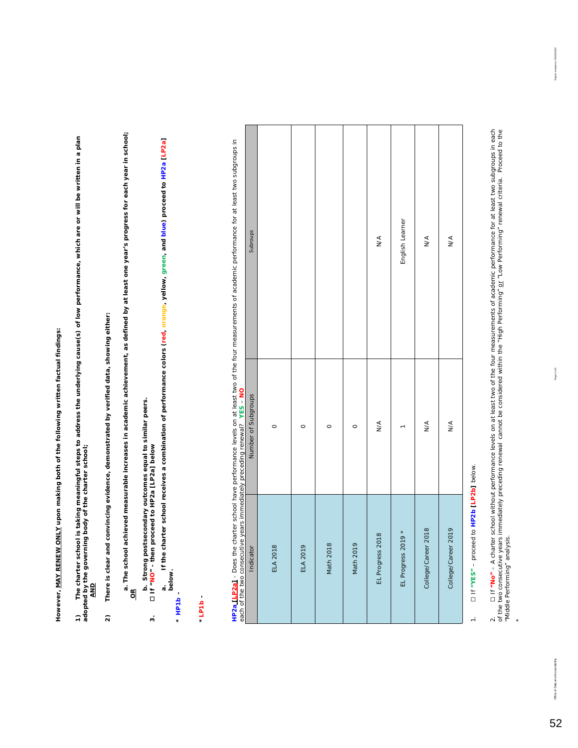However, **MAY RENEW ONLY** upon making both of the following written findings:

**1) The charter school is taking meaningful steps to address the underlying cause(s) of low performance, which are or will be written in a plan adopted by the governing body of the charter school;**
**AND**

**2) There is clear and convincing evidence, demonstrated by verified data, showing either:**

**a. The school achieved measurable increases in academic achievement, as defined by at least one year's progress for each year in school;**
**OR**

**b. Strong postsecondary outcomes equal to similar peers.**

**3. ☐ If "NO" - then proceed to HP2a [LP2a] below**

**a. If the charter school receives a combination of performance colors (red, orange, yellow, green, and blue) proceed to HP2a [LP2a] below.**

*** HP1b -**

*** LP1b -**

**HP2a [LP2a]** - Does the charter school have performance levels on at least two of the four measurements of academic performance for at least two subgroups in each of the two consecutive years immediately preceding renewal? **YES – NO**

| Indicator | Number of Subgroups | Subgroups |
|---|---|---|
| ELA 2018 | 0 | |
| ELA 2019 | 0 | |
| Math 2018 | 0 | |
| Math 2019 | 0 | |
| EL Progress 2018 | N/A | N/A |
| EL Progress 2019 * | 1 | English Learner |
| College/Career 2018 | N/A | N/A |
| College/Career 2019 | N/A | N/A |

1. ☐ If **"YES"** – proceed to **HP2b [LP2b]** below.

2. ☐ If **"No"** – A charter school without performance levels on at least two of the four measurements of academic performance for at least two subgroups in each of the two consecutive years immediately preceding renewal cannot be considered within the "High Performing" or "Low Performing" renewal criteria. Proceed to the "Middle Performing" analysis.

*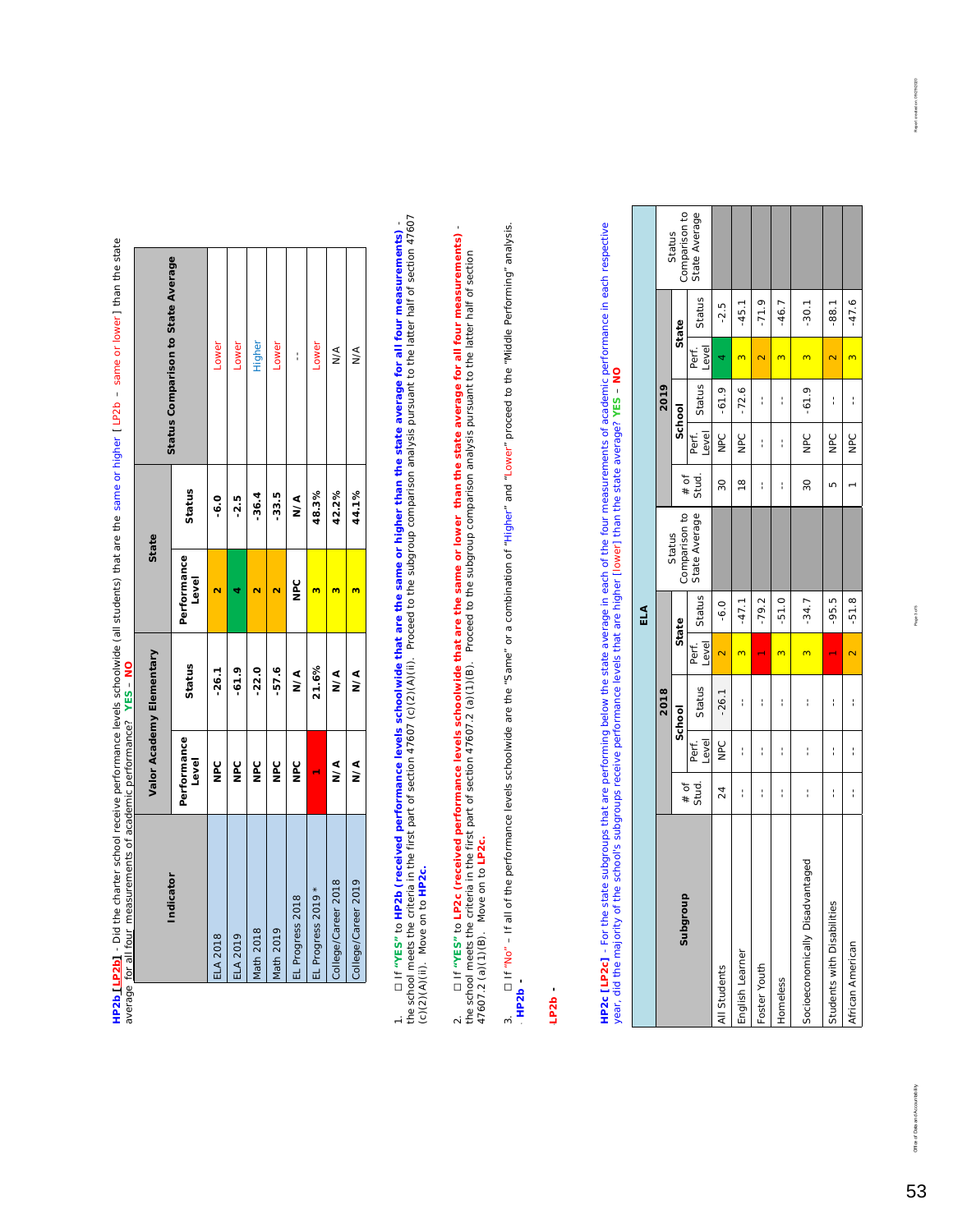**HP2b [LP2b]** - Did the charter school receive performance levels schoolwide (all students) that are the same or higher [ LP2b – same or lower ] than the state average for all four measurements of academic performance? **YES** – **NO**

| Indicator | Valor Academy Elementary | | State | | Status Comparison to State Average |
|---|---|---|---|---|---|
| | Performance Level | Status | Performance Level | Status | |
| ELA 2018 | NPC | -26.1 | 2 | -6.0 | Lower |
| ELA 2019 | NPC | -61.9 | 4 | -2.5 | Lower |
| Math 2018 | NPC | -22.0 | 2 | -36.4 | Higher |
| Math 2019 | NPC | -57.6 | 2 | -33.5 | Lower |
| EL Progress 2018 | NPC | N/A | NPC | N/A | -- |
| EL Progress 2019 * | 1 | 21.6% | 3 | 48.3% | Lower |
| College/Career 2018 | N/A | N/A | 3 | 42.2% | N/A |
| College/Career 2019 | N/A | N/A | 3 | 44.1% | N/A |

1. ☐ If **"YES"** to **HP2b (received performance levels schoolwide that are the same or higher than the state average for all four measurements)** - the school meets the criteria in the first part of section 47607 (c)(2)(A)(ii). Proceed to the subgroup comparison analysis pursuant to the latter half of section 47607 (c)(2)(A)(ii). Move on to **HP2c**.

2. ☐ If **"YES"** to **LP2c (received performance levels schoolwide that are the same or lower than the state average for all four measurements)** - the school meets the criteria in the first part of section 47607.2 (a)(1)(B). Proceed to the subgroup comparison analysis pursuant to the latter half of section 47607.2 (a)(1)(B). Move on to **LP2c.**

3. ☐ If "No" – If all of the performance levels schoolwide are the "Same" or a combination of "Higher" and "Lower" proceed to the "Middle Performing" analysis.

**HP2b** -

**LP2b** -

**HP2c [LP2c]** - For the state subgroups that are performing below the state average in each of the four measurements of academic performance in each respective year, did the majority of the school's subgroups receive performance levels that are higher [lower] than the state average? **YES** – **NO**

| Subgroup | ELA | | | | | | | | | | | | |
|---|---|---|---|---|---|---|---|---|---|---|---|---|---|
| | 2018 | | | | | | 2019 | | | | | | |
| | # of Stud. | School | | State | | Status Comparison to State Average | # of Stud. | School | | State | | Status Comparison to State Average |
| | | Perf. Level | Status | Perf. Level | Status | | | Perf. Level | Status | Perf. Level | Status | |
| All Students | 24 | NPC | -26.1 | 2 | -6.0 | | 30 | NPC | -61.9 | 4 | -2.5 | |
| English Learner | -- | -- | -- | 3 | -47.1 | | 18 | NPC | -72.6 | 3 | -45.1 | |
| Foster Youth | -- | -- | -- | 1 | -79.2 | | -- | -- | -- | 2 | -71.9 | |
| Homeless | -- | -- | -- | 3 | -51.0 | | -- | -- | -- | 3 | -46.7 | |
| Socioeconomically Disadvantaged | -- | -- | -- | 3 | -34.7 | | 30 | NPC | -61.9 | 3 | -30.1 | |
| Students with Disabilities | -- | -- | -- | 1 | -95.5 | | 5 | NPC | -- | 2 | -88.1 | |
| African American | -- | -- | -- | 2 | -51.8 | | 1 | NPC | -- | 3 | -47.6 | |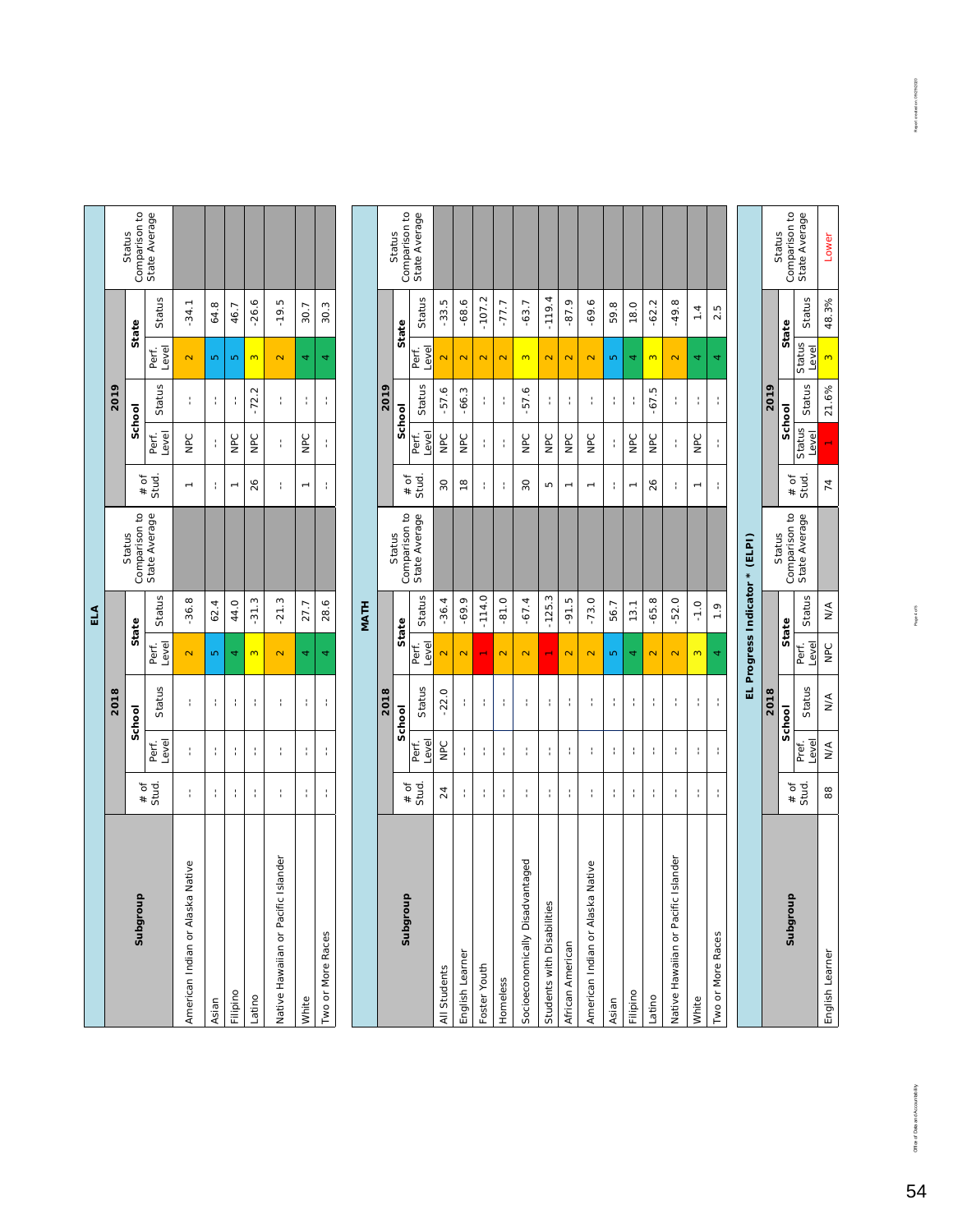## ELA

| Subgroup | 2018 | | | | | 2019 | | | | | |
|---|---|---|---|---|---|---|---|---|---|---|---|
| | # of Stud. | School | | State | | Status Comparison to State Average | # of Stud. | School | | State | | Status Comparison to State Average |
| | | Perf. Level | Status | Perf. Level | Status | | | Perf. Level | Status | Perf. Level | Status | |
| American Indian or Alaska Native | -- | -- | -- | 2 | -36.8 | | 1 | NPC | -- | 2 | -34.1 | |
| Asian | -- | -- | -- | 5 | 62.4 | | -- | -- | -- | 5 | 64.8 | |
| Filipino | -- | -- | -- | 4 | 44.0 | | 1 | NPC | -- | 5 | 46.7 | |
| Latino | -- | -- | -- | 3 | -31.3 | | 26 | NPC | -72.2 | 3 | -26.6 | |
| Native Hawaiian or Pacific Islander | -- | -- | -- | 2 | -21.3 | | -- | -- | -- | 2 | -19.5 | |
| White | -- | -- | -- | 4 | 27.7 | | 1 | NPC | -- | 4 | 30.7 | |
| Two or More Races | -- | -- | -- | 4 | 28.6 | | -- | -- | -- | 4 | 30.3 | |

## MATH

| Subgroup | 2018 | | | | | | 2019 | | | | | |
|---|---|---|---|---|---|---|---|---|---|---|---|---|
| | # of Stud. | School | | State | | Status Comparison to State Average | # of Stud. | School | | State | | Status Comparison to State Average |
| | | Perf. Level | Status | Perf. Level | Status | | | Perf. Level | Status | Perf. Level | Status | |
| All Students | 24 | NPC | -22.0 | 2 | -36.4 | | 30 | NPC | -57.6 | 2 | -33.5 | |
| English Learner | -- | -- | -- | 2 | -69.9 | | 18 | NPC | -66.3 | 2 | -68.6 | |
| Foster Youth | -- | -- | -- | 1 | -114.0 | | -- | -- | -- | 2 | -107.2 | |
| Homeless | -- | -- | -- | 2 | -81.0 | | -- | -- | -- | 2 | -77.7 | |
| Socioeconomically Disadvantaged | -- | -- | -- | 2 | -67.4 | | 30 | NPC | -57.6 | 3 | -63.7 | |
| Students with Disabilities | -- | -- | -- | 1 | -125.3 | | 5 | NPC | -- | 2 | -119.4 | |
| African American | -- | -- | -- | 2 | -91.5 | | 1 | NPC | -- | 2 | -87.9 | |
| American Indian or Alaska Native | -- | -- | -- | 2 | -73.0 | | 1 | NPC | -- | 2 | -69.6 | |
| Asian | -- | -- | -- | 5 | 56.7 | | -- | -- | -- | 5 | 59.8 | |
| Filipino | -- | -- | -- | 4 | 13.1 | | 1 | NPC | -- | 4 | 18.0 | |
| Latino | -- | -- | -- | 2 | -65.8 | | 26 | NPC | -67.5 | 3 | -62.2 | |
| Native Hawaiian or Pacific Islander | -- | -- | -- | 2 | -52.0 | | -- | -- | -- | 2 | -49.8 | |
| White | -- | -- | -- | 3 | -1.0 | | 1 | NPC | -- | 4 | 1.4 | |
| Two or More Races | -- | -- | -- | 4 | 1.9 | | -- | -- | -- | 4 | 2.5 | |

## EL Progress Indicator * (ELPI)

| Subgroup | 2018 | | | | | | 2019 | | | | | |
|---|---|---|---|---|---|---|---|---|---|---|---|---|
| | # of Stud. | School | | State | | Status Comparison to State Average | # of Stud. | School | | State | | Status Comparison to State Average |
| | | Pref. Level | Status | Perf. Level | Status | | | Status Level | Status | Status Level | Status | |
| English Learner | 88 | N/A | N/A | NPC | N/A | | 74 | 1 | 21.6% | 3 | 48.3% | Lower |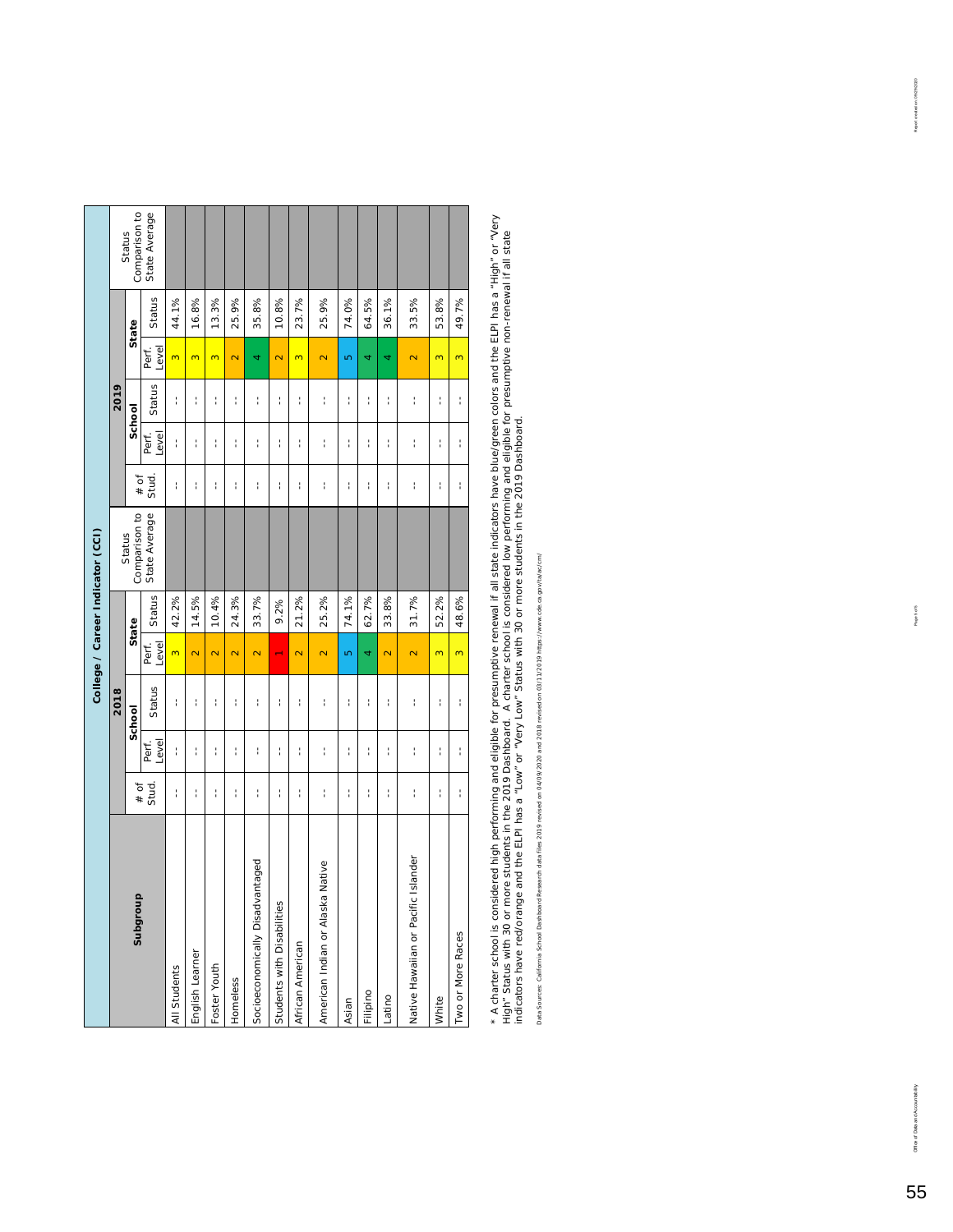## College / Career Indicator (CCI)

| Subgroup | 2018 | | | | | | 2019 | | | | | |
|---|---|---|---|---|---|---|---|---|---|---|---|---|
| | School | | | State | | Status Comparison to State Average | School | | | State | | Status Comparison to State Average |
| | # of Stud. | Perf. Level | Status | Perf. Level | Status | | # of Stud. | Perf. Level | Status | Perf. Level | Status | |
| All Students | -- | -- | -- | 3 | 42.2% | | -- | -- | -- | 3 | 44.1% | |
| English Learner | -- | -- | -- | 2 | 14.5% | | -- | -- | -- | 3 | 16.8% | |
| Foster Youth | -- | -- | -- | 2 | 10.4% | | -- | -- | -- | 3 | 13.3% | |
| Homeless | -- | -- | -- | 2 | 24.3% | | -- | -- | -- | 2 | 25.9% | |
| Socioeconomically Disadvantaged | -- | -- | -- | 2 | 33.7% | | -- | -- | -- | 4 | 35.8% | |
| Students with Disabilities | -- | -- | -- | 1 | 9.2% | | -- | -- | -- | 2 | 10.8% | |
| African American | -- | -- | -- | 2 | 21.2% | | -- | -- | -- | 3 | 23.7% | |
| American Indian or Alaska Native | -- | -- | -- | 2 | 25.2% | | -- | -- | -- | 2 | 25.9% | |
| Asian | -- | -- | -- | 5 | 74.1% | | -- | -- | -- | 5 | 74.0% | |
| Filipino | -- | -- | -- | 4 | 62.7% | | -- | -- | -- | 4 | 64.5% | |
| Latino | -- | -- | -- | 2 | 33.8% | | -- | -- | -- | 4 | 36.1% | |
| Native Hawaiian or Pacific Islander | -- | -- | -- | 2 | 31.7% | | -- | -- | -- | 2 | 33.5% | |
| White | -- | -- | -- | 3 | 52.2% | | -- | -- | -- | 3 | 53.8% | |
| Two or More Races | -- | -- | -- | 3 | 48.6% | | -- | -- | -- | 3 | 49.7% | |

* A charter school is considered high performing and eligible for presumptive renewal if all state indicators have blue/green colors and the ELPI has a "High" or "Very High" Status with 30 or more students in the 2019 Dashboard. A charter school is considered low performing and eligible for presumptive non-renewal if all state indicators have red/orange and the ELPI has a "Low" or "Very Low" Status with 30 or more students in the 2019 Dashboard.

Data Sources: California School Dashboard Research data files 2019 revised on 04/09/2020 and 2018 revised on 03/11/2019 https://www.cde.ca.gov/ta/ac/cm/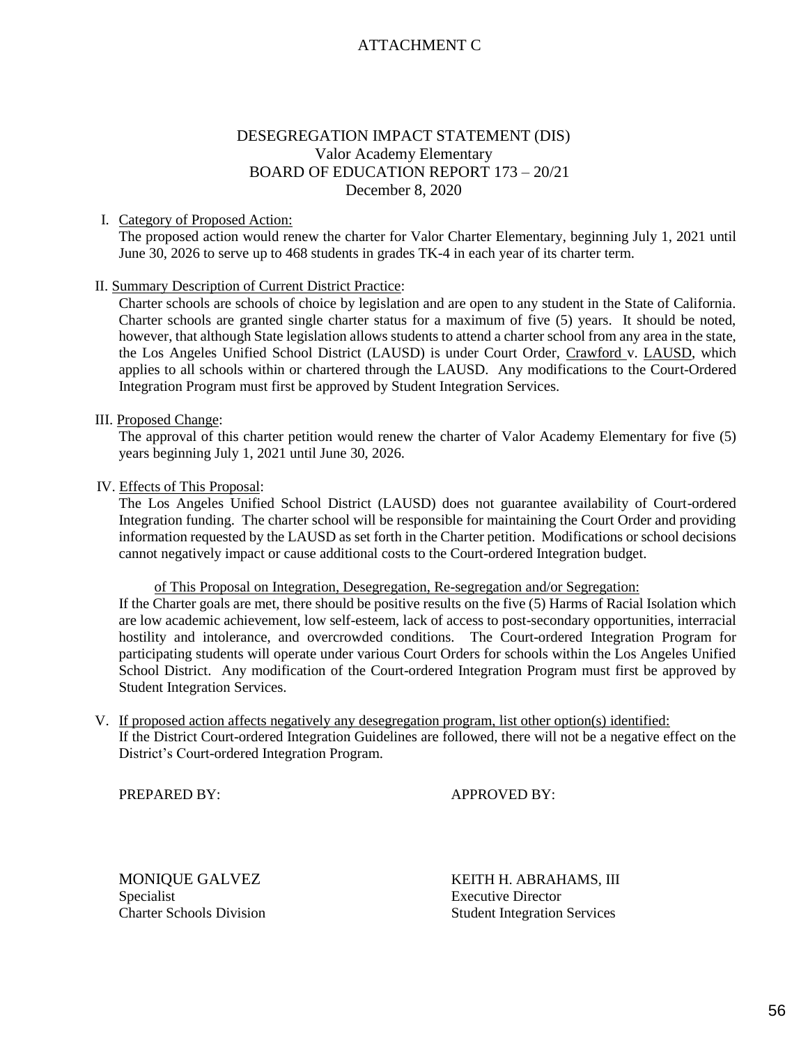ATTACHMENT C

## DESEGREGATION IMPACT STATEMENT (DIS)
### Valor Academy Elementary
### BOARD OF EDUCATION REPORT 173 – 20/21
### December 8, 2020

I. Category of Proposed Action:

The proposed action would renew the charter for Valor Charter Elementary, beginning July 1, 2021 until June 30, 2026 to serve up to 468 students in grades TK-4 in each year of its charter term.

II. Summary Description of Current District Practice:

Charter schools are schools of choice by legislation and are open to any student in the State of California. Charter schools are granted single charter status for a maximum of five (5) years. It should be noted, however, that although State legislation allows students to attend a charter school from any area in the state, the Los Angeles Unified School District (LAUSD) is under Court Order, Crawford v. LAUSD, which applies to all schools within or chartered through the LAUSD. Any modifications to the Court-Ordered Integration Program must first be approved by Student Integration Services.

III. Proposed Change:

The approval of this charter petition would renew the charter of Valor Academy Elementary for five (5) years beginning July 1, 2021 until June 30, 2026.

IV. Effects of This Proposal:

The Los Angeles Unified School District (LAUSD) does not guarantee availability of Court-ordered Integration funding. The charter school will be responsible for maintaining the Court Order and providing information requested by the LAUSD as set forth in the Charter petition. Modifications or school decisions cannot negatively impact or cause additional costs to the Court-ordered Integration budget.

of This Proposal on Integration, Desegregation, Re-segregation and/or Segregation:

If the Charter goals are met, there should be positive results on the five (5) Harms of Racial Isolation which are low academic achievement, low self-esteem, lack of access to post-secondary opportunities, interracial hostility and intolerance, and overcrowded conditions. The Court-ordered Integration Program for participating students will operate under various Court Orders for schools within the Los Angeles Unified School District. Any modification of the Court-ordered Integration Program must first be approved by Student Integration Services.

V. If proposed action affects negatively any desegregation program, list other option(s) identified:

If the District Court-ordered Integration Guidelines are followed, there will not be a negative effect on the District's Court-ordered Integration Program.

PREPARED BY:

MONIQUE GALVEZ
Specialist
Charter Schools Division

APPROVED BY:

KEITH H. ABRAHAMS, III
Executive Director
Student Integration Services